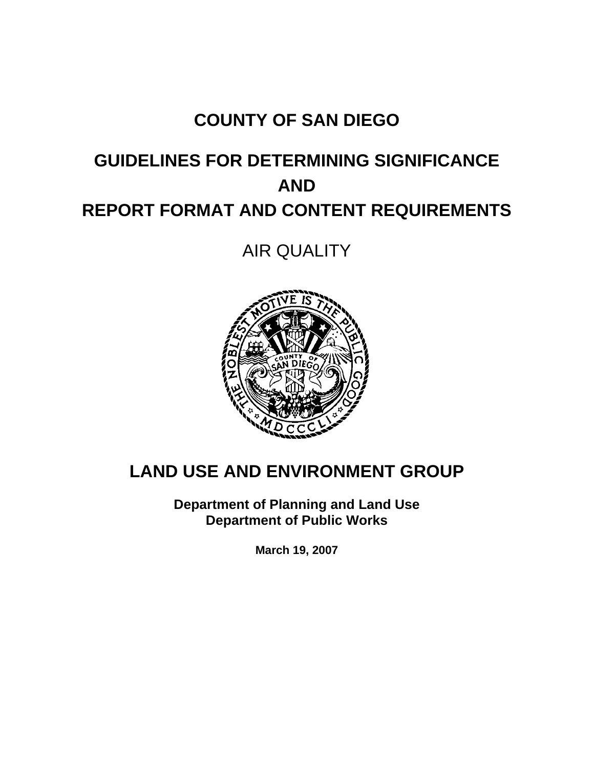# COUNTY OF SAN DIEGO

# GUIDELINES FOR DETERMINING SIGNIFICANCE AND REPORT FORMAT AND CONTENT REQUIREMENTS

## AIR QUALITY

## LAND USE AND ENVIRONMENT GROUP

**Department of Planning and Land Use**
**Department of Public Works**

**March 19, 2007**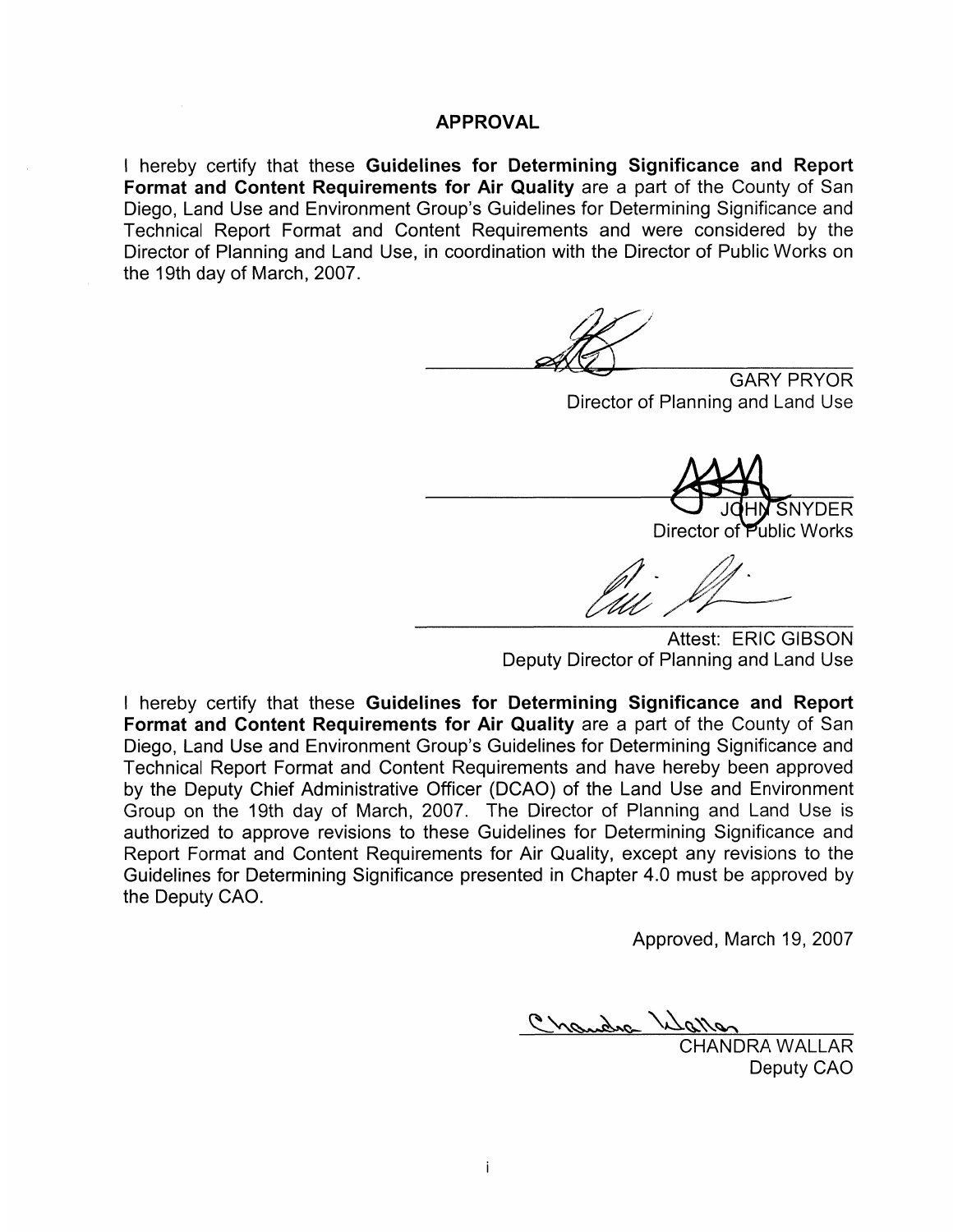## APPROVAL

I hereby certify that these **Guidelines for Determining Significance and Report Format and Content Requirements for Air Quality** are a part of the County of San Diego, Land Use and Environment Group's Guidelines for Determining Significance and Technical Report Format and Content Requirements and were considered by the Director of Planning and Land Use, in coordination with the Director of Public Works on the 19th day of March, 2007.

GARY PRYOR
Director of Planning and Land Use

JOHN SNYDER
Director of Public Works

Attest: ERIC GIBSON
Deputy Director of Planning and Land Use

I hereby certify that these **Guidelines for Determining Significance and Report Format and Content Requirements for Air Quality** are a part of the County of San Diego, Land Use and Environment Group's Guidelines for Determining Significance and Technical Report Format and Content Requirements and have hereby been approved by the Deputy Chief Administrative Officer (DCAO) of the Land Use and Environment Group on the 19th day of March, 2007. The Director of Planning and Land Use is authorized to approve revisions to these Guidelines for Determining Significance and Report Format and Content Requirements for Air Quality, except any revisions to the Guidelines for Determining Significance presented in Chapter 4.0 must be approved by the Deputy CAO.

Approved, March 19, 2007

CHANDRA WALLAR
Deputy CAO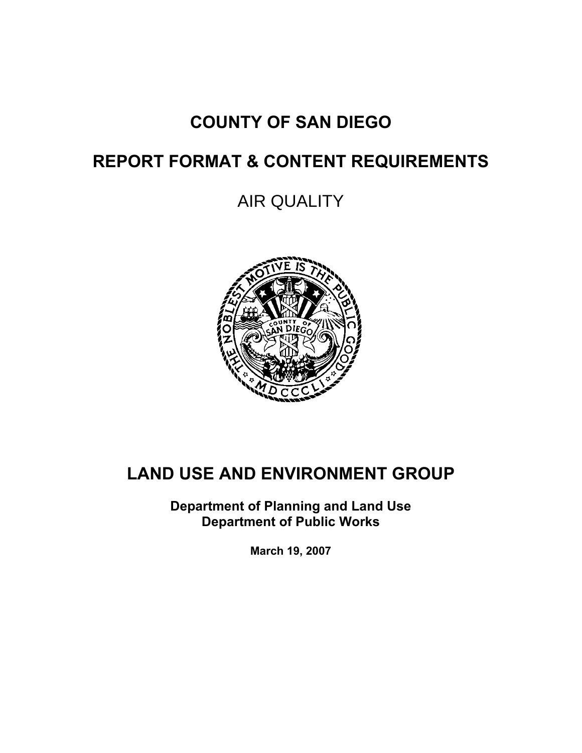# COUNTY OF SAN DIEGO

# REPORT FORMAT & CONTENT REQUIREMENTS

## AIR QUALITY

# LAND USE AND ENVIRONMENT GROUP

**Department of Planning and Land Use**
**Department of Public Works**

**March 19, 2007**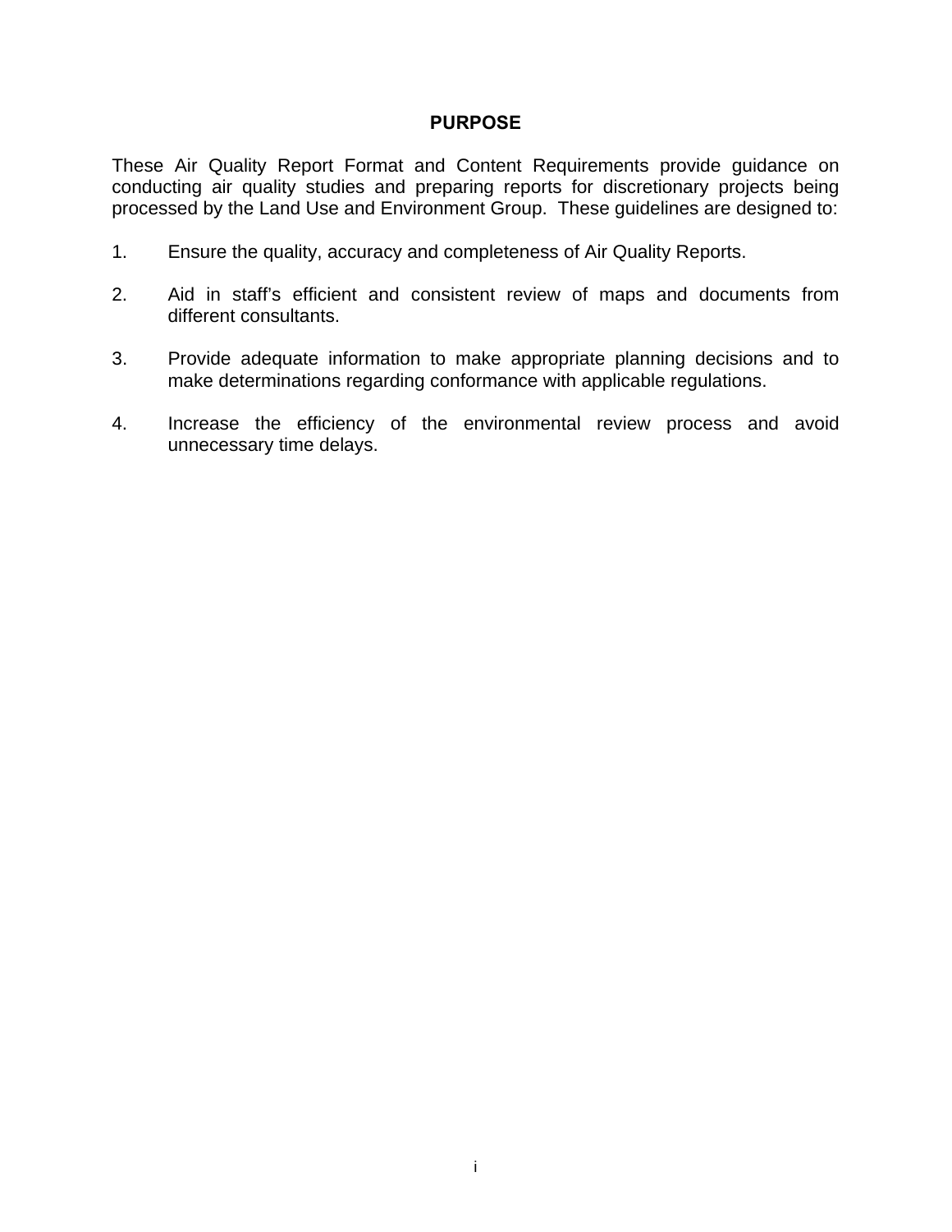# PURPOSE

These Air Quality Report Format and Content Requirements provide guidance on conducting air quality studies and preparing reports for discretionary projects being processed by the Land Use and Environment Group. These guidelines are designed to:

1. Ensure the quality, accuracy and completeness of Air Quality Reports.

2. Aid in staff's efficient and consistent review of maps and documents from different consultants.

3. Provide adequate information to make appropriate planning decisions and to make determinations regarding conformance with applicable regulations.

4. Increase the efficiency of the environmental review process and avoid unnecessary time delays.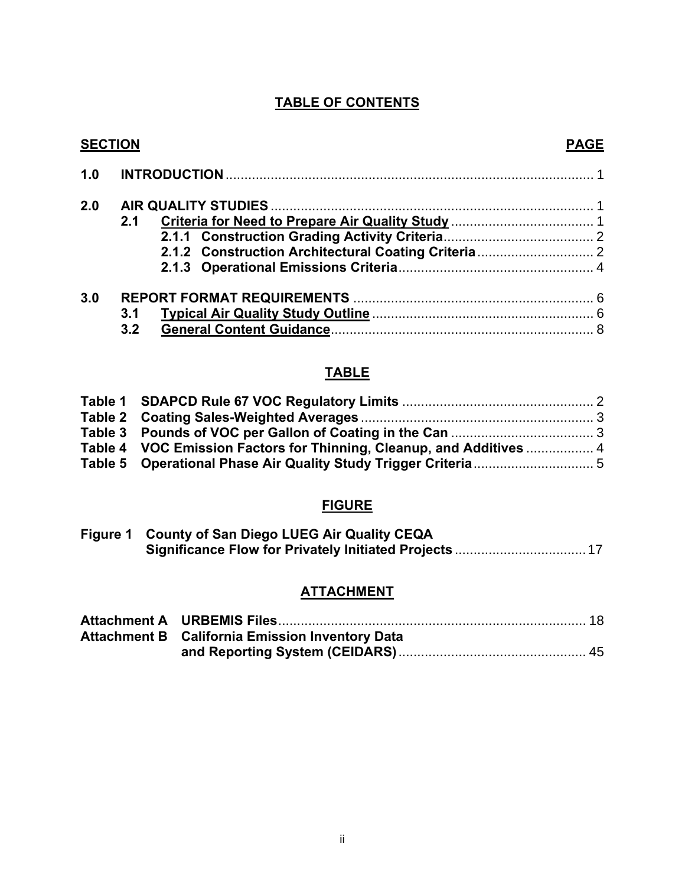# TABLE OF CONTENTS

| SECTION | | | PAGE |
|---|---|---|---|
| **1.0** | **INTRODUCTION** | | 1 |
| **2.0** | **AIR QUALITY STUDIES** | | 1 |
| | **2.1** | **Criteria for Need to Prepare Air Quality Study** | 1 |
| | | **2.1.1 Construction Grading Activity Criteria** | 2 |
| | | **2.1.2 Construction Architectural Coating Criteria** | 2 |
| | | **2.1.3 Operational Emissions Criteria** | 4 |
| **3.0** | **REPORT FORMAT REQUIREMENTS** | | 6 |
| | **3.1** | **Typical Air Quality Study Outline** | 6 |
| | **3.2** | **General Content Guidance** | 8 |

## TABLE

| | | |
|---|---|---|
| **Table 1** | **SDAPCD Rule 67 VOC Regulatory Limits** | 2 |
| **Table 2** | **Coating Sales-Weighted Averages** | 3 |
| **Table 3** | **Pounds of VOC per Gallon of Coating in the Can** | 3 |
| **Table 4** | **VOC Emission Factors for Thinning, Cleanup, and Additives** | 4 |
| **Table 5** | **Operational Phase Air Quality Study Trigger Criteria** | 5 |

## FIGURE

| | | |
|---|---|---|
| **Figure 1** | **County of San Diego LUEG Air Quality CEQA Significance Flow for Privately Initiated Projects** | 17 |

## ATTACHMENT

| | | |
|---|---|---|
| **Attachment A** | **URBEMIS Files** | 18 |
| **Attachment B** | **California Emission Inventory Data and Reporting System (CEIDARS)** | 45 |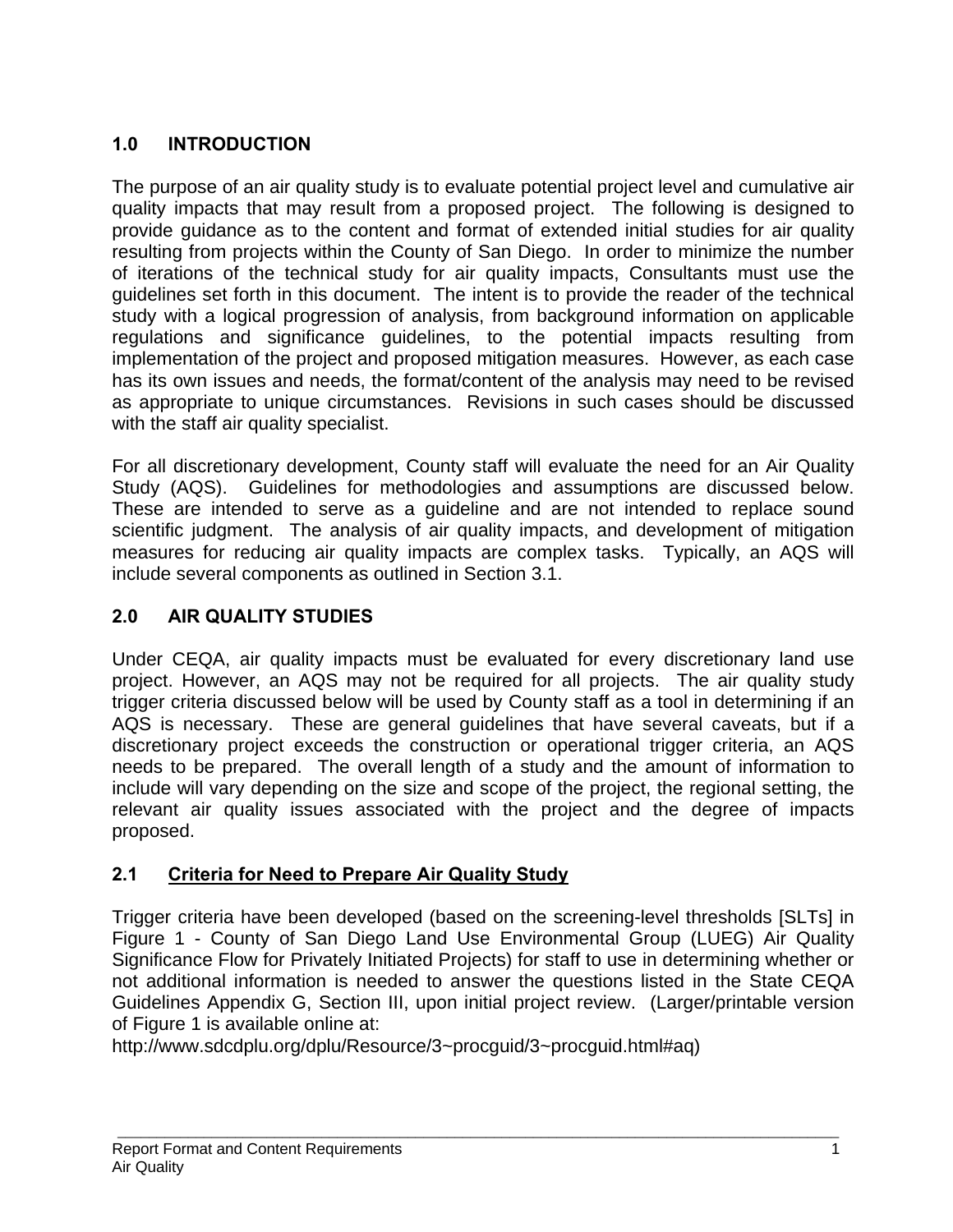## 1.0 INTRODUCTION

The purpose of an air quality study is to evaluate potential project level and cumulative air quality impacts that may result from a proposed project. The following is designed to provide guidance as to the content and format of extended initial studies for air quality resulting from projects within the County of San Diego. In order to minimize the number of iterations of the technical study for air quality impacts, Consultants must use the guidelines set forth in this document. The intent is to provide the reader of the technical study with a logical progression of analysis, from background information on applicable regulations and significance guidelines, to the potential impacts resulting from implementation of the project and proposed mitigation measures. However, as each case has its own issues and needs, the format/content of the analysis may need to be revised as appropriate to unique circumstances. Revisions in such cases should be discussed with the staff air quality specialist.

For all discretionary development, County staff will evaluate the need for an Air Quality Study (AQS). Guidelines for methodologies and assumptions are discussed below. These are intended to serve as a guideline and are not intended to replace sound scientific judgment. The analysis of air quality impacts, and development of mitigation measures for reducing air quality impacts are complex tasks. Typically, an AQS will include several components as outlined in Section 3.1.

## 2.0 AIR QUALITY STUDIES

Under CEQA, air quality impacts must be evaluated for every discretionary land use project. However, an AQS may not be required for all projects. The air quality study trigger criteria discussed below will be used by County staff as a tool in determining if an AQS is necessary. These are general guidelines that have several caveats, but if a discretionary project exceeds the construction or operational trigger criteria, an AQS needs to be prepared. The overall length of a study and the amount of information to include will vary depending on the size and scope of the project, the regional setting, the relevant air quality issues associated with the project and the degree of impacts proposed.

### 2.1 Criteria for Need to Prepare Air Quality Study

Trigger criteria have been developed (based on the screening-level thresholds [SLTs] in Figure 1 - County of San Diego Land Use Environmental Group (LUEG) Air Quality Significance Flow for Privately Initiated Projects) for staff to use in determining whether or not additional information is needed to answer the questions listed in the State CEQA Guidelines Appendix G, Section III, upon initial project review. (Larger/printable version of Figure 1 is available online at:
http://www.sdcdplu.org/dplu/Resource/3~procguid/3~procguid.html#aq)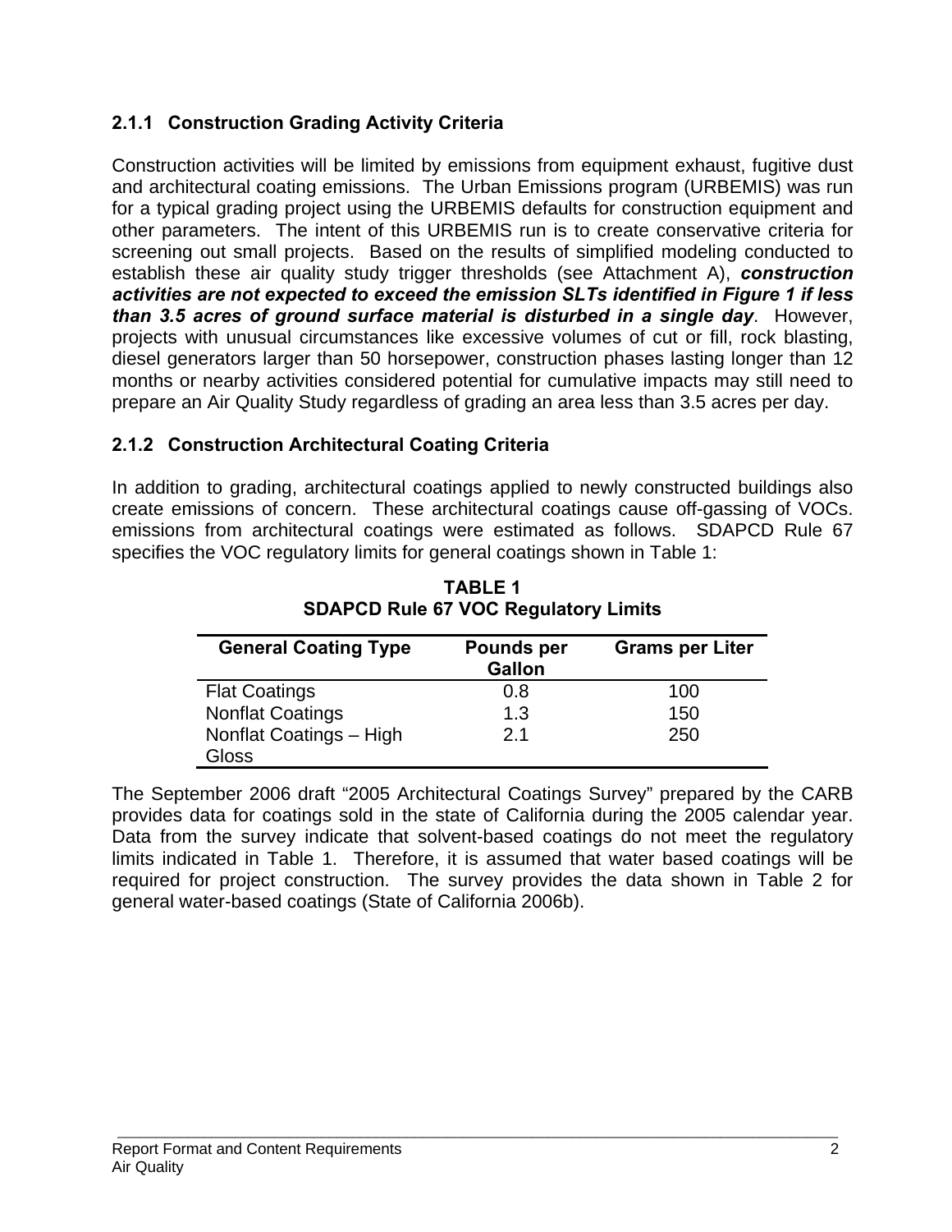### 2.1.1 Construction Grading Activity Criteria

Construction activities will be limited by emissions from equipment exhaust, fugitive dust and architectural coating emissions. The Urban Emissions program (URBEMIS) was run for a typical grading project using the URBEMIS defaults for construction equipment and other parameters. The intent of this URBEMIS run is to create conservative criteria for screening out small projects. Based on the results of simplified modeling conducted to establish these air quality study trigger thresholds (see Attachment A), ***construction activities are not expected to exceed the emission SLTs identified in Figure 1 if less than 3.5 acres of ground surface material is disturbed in a single day***. However, projects with unusual circumstances like excessive volumes of cut or fill, rock blasting, diesel generators larger than 50 horsepower, construction phases lasting longer than 12 months or nearby activities considered potential for cumulative impacts may still need to prepare an Air Quality Study regardless of grading an area less than 3.5 acres per day.

### 2.1.2 Construction Architectural Coating Criteria

In addition to grading, architectural coatings applied to newly constructed buildings also create emissions of concern. These architectural coatings cause off-gassing of VOCs. emissions from architectural coatings were estimated as follows. SDAPCD Rule 67 specifies the VOC regulatory limits for general coatings shown in Table 1:

**TABLE 1**
**SDAPCD Rule 67 VOC Regulatory Limits**

| General Coating Type | Pounds per Gallon | Grams per Liter |
|---|---|---|
| Flat Coatings | 0.8 | 100 |
| Nonflat Coatings | 1.3 | 150 |
| Nonflat Coatings – High Gloss | 2.1 | 250 |

The September 2006 draft "2005 Architectural Coatings Survey" prepared by the CARB provides data for coatings sold in the state of California during the 2005 calendar year. Data from the survey indicate that solvent-based coatings do not meet the regulatory limits indicated in Table 1. Therefore, it is assumed that water based coatings will be required for project construction. The survey provides the data shown in Table 2 for general water-based coatings (State of California 2006b).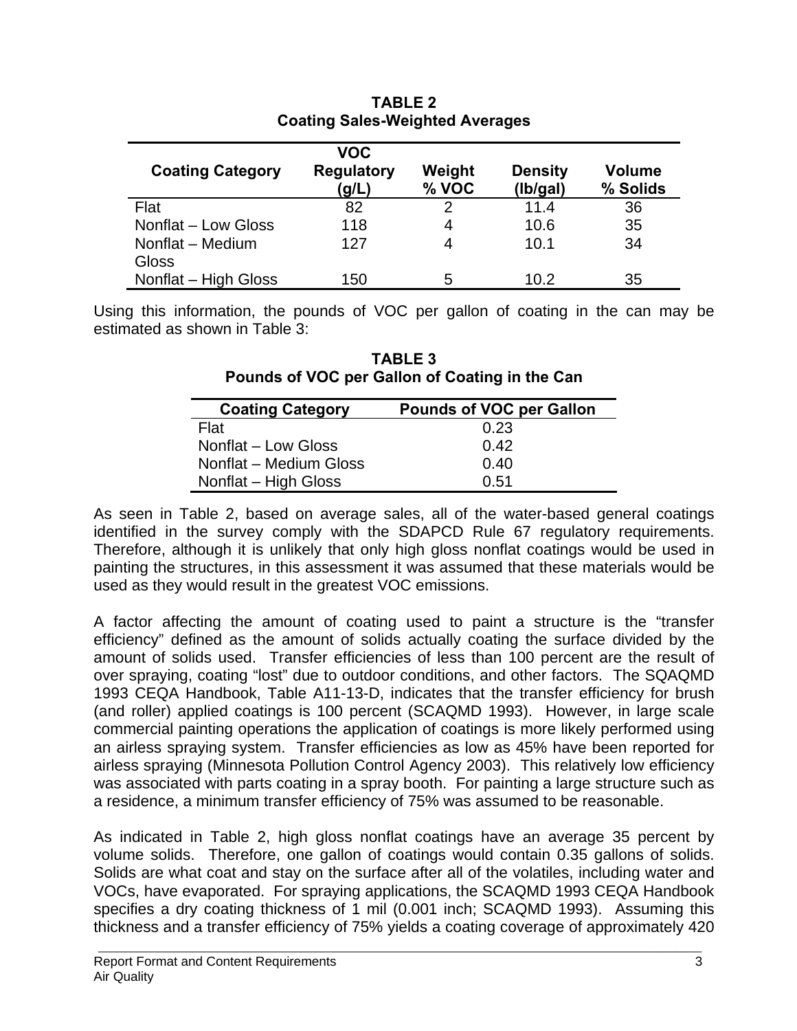**TABLE 2**
**Coating Sales-Weighted Averages**

| Coating Category | VOC Regulatory (g/L) | Weight % VOC | Density (lb/gal) | Volume % Solids |
|---|---|---|---|---|
| Flat | 82 | 2 | 11.4 | 36 |
| Nonflat – Low Gloss | 118 | 4 | 10.6 | 35 |
| Nonflat – Medium Gloss | 127 | 4 | 10.1 | 34 |
| Nonflat – High Gloss | 150 | 5 | 10.2 | 35 |

Using this information, the pounds of VOC per gallon of coating in the can may be estimated as shown in Table 3:

**TABLE 3**
**Pounds of VOC per Gallon of Coating in the Can**

| Coating Category | Pounds of VOC per Gallon |
|---|---|
| Flat | 0.23 |
| Nonflat – Low Gloss | 0.42 |
| Nonflat – Medium Gloss | 0.40 |
| Nonflat – High Gloss | 0.51 |

As seen in Table 2, based on average sales, all of the water-based general coatings identified in the survey comply with the SDAPCD Rule 67 regulatory requirements. Therefore, although it is unlikely that only high gloss nonflat coatings would be used in painting the structures, in this assessment it was assumed that these materials would be used as they would result in the greatest VOC emissions.

A factor affecting the amount of coating used to paint a structure is the "transfer efficiency" defined as the amount of solids actually coating the surface divided by the amount of solids used. Transfer efficiencies of less than 100 percent are the result of over spraying, coating "lost" due to outdoor conditions, and other factors. The SQAQMD 1993 CEQA Handbook, Table A11-13-D, indicates that the transfer efficiency for brush (and roller) applied coatings is 100 percent (SCAQMD 1993). However, in large scale commercial painting operations the application of coatings is more likely performed using an airless spraying system. Transfer efficiencies as low as 45% have been reported for airless spraying (Minnesota Pollution Control Agency 2003). This relatively low efficiency was associated with parts coating in a spray booth. For painting a large structure such as a residence, a minimum transfer efficiency of 75% was assumed to be reasonable.

As indicated in Table 2, high gloss nonflat coatings have an average 35 percent by volume solids. Therefore, one gallon of coatings would contain 0.35 gallons of solids. Solids are what coat and stay on the surface after all of the volatiles, including water and VOCs, have evaporated. For spraying applications, the SCAQMD 1993 CEQA Handbook specifies a dry coating thickness of 1 mil (0.001 inch; SCAQMD 1993). Assuming this thickness and a transfer efficiency of 75% yields a coating coverage of approximately 420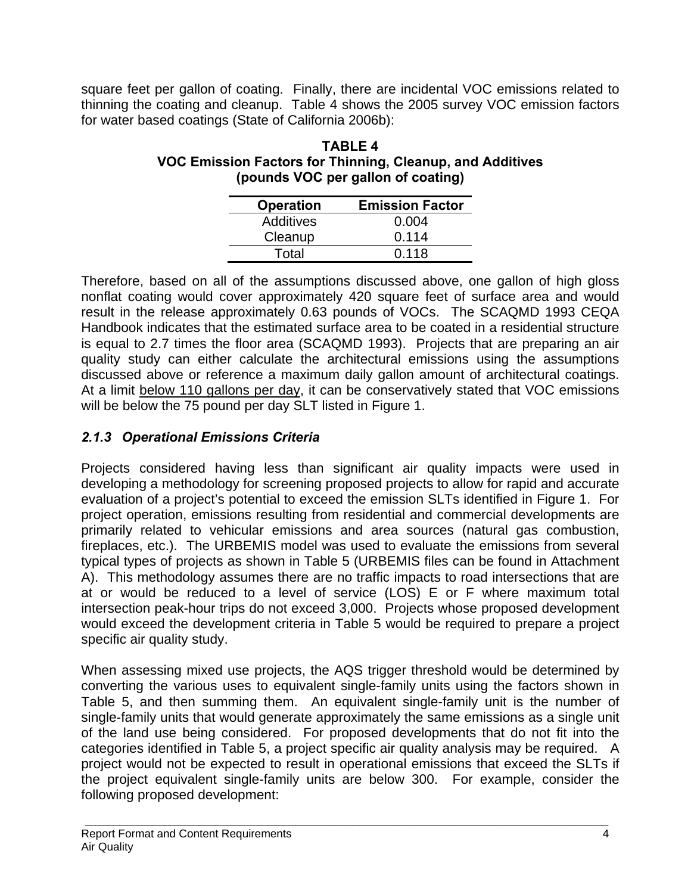square feet per gallon of coating. Finally, there are incidental VOC emissions related to thinning the coating and cleanup. Table 4 shows the 2005 survey VOC emission factors for water based coatings (State of California 2006b):

**TABLE 4**
**VOC Emission Factors for Thinning, Cleanup, and Additives**
**(pounds VOC per gallon of coating)**

| Operation | Emission Factor |
|---|---|
| Additives | 0.004 |
| Cleanup | 0.114 |
| Total | 0.118 |

Therefore, based on all of the assumptions discussed above, one gallon of high gloss nonflat coating would cover approximately 420 square feet of surface area and would result in the release approximately 0.63 pounds of VOCs. The SCAQMD 1993 CEQA Handbook indicates that the estimated surface area to be coated in a residential structure is equal to 2.7 times the floor area (SCAQMD 1993). Projects that are preparing an air quality study can either calculate the architectural emissions using the assumptions discussed above or reference a maximum daily gallon amount of architectural coatings. At a limit below 110 gallons per day, it can be conservatively stated that VOC emissions will be below the 75 pound per day SLT listed in Figure 1.

### *2.1.3 Operational Emissions Criteria*

Projects considered having less than significant air quality impacts were used in developing a methodology for screening proposed projects to allow for rapid and accurate evaluation of a project's potential to exceed the emission SLTs identified in Figure 1. For project operation, emissions resulting from residential and commercial developments are primarily related to vehicular emissions and area sources (natural gas combustion, fireplaces, etc.). The URBEMIS model was used to evaluate the emissions from several typical types of projects as shown in Table 5 (URBEMIS files can be found in Attachment A). This methodology assumes there are no traffic impacts to road intersections that are at or would be reduced to a level of service (LOS) E or F where maximum total intersection peak-hour trips do not exceed 3,000. Projects whose proposed development would exceed the development criteria in Table 5 would be required to prepare a project specific air quality study.

When assessing mixed use projects, the AQS trigger threshold would be determined by converting the various uses to equivalent single-family units using the factors shown in Table 5, and then summing them. An equivalent single-family unit is the number of single-family units that would generate approximately the same emissions as a single unit of the land use being considered. For proposed developments that do not fit into the categories identified in Table 5, a project specific air quality analysis may be required. A project would not be expected to result in operational emissions that exceed the SLTs if the project equivalent single-family units are below 300. For example, consider the following proposed development: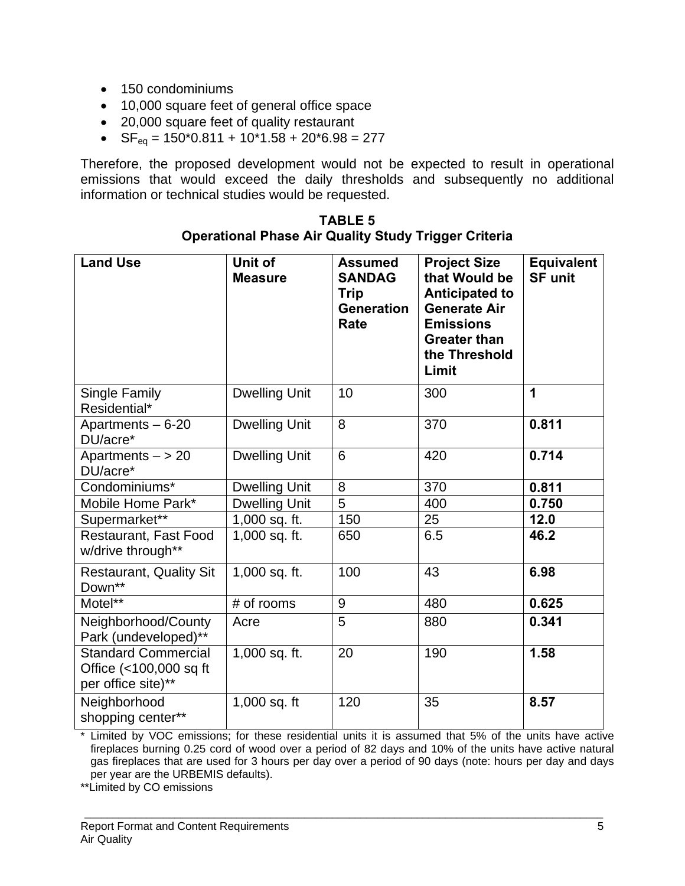- 150 condominiums
- 10,000 square feet of general office space
- 20,000 square feet of quality restaurant
- $SF_{eq}$ = 150*0.811 + 10*1.58 + 20*6.98 = 277

Therefore, the proposed development would not be expected to result in operational emissions that would exceed the daily thresholds and subsequently no additional information or technical studies would be requested.

**TABLE 5**
**Operational Phase Air Quality Study Trigger Criteria**

| Land Use | Unit of Measure | Assumed SANDAG Trip Generation Rate | Project Size that Would be Anticipated to Generate Air Emissions Greater than the Threshold Limit | Equivalent SF unit |
|---|---|---|---|---|
| Single Family Residential* | Dwelling Unit | 10 | 300 | **1** |
| Apartments – 6-20 DU/acre* | Dwelling Unit | 8 | 370 | **0.811** |
| Apartments – > 20 DU/acre* | Dwelling Unit | 6 | 420 | **0.714** |
| Condominiums* | Dwelling Unit | 8 | 370 | **0.811** |
| Mobile Home Park* | Dwelling Unit | 5 | 400 | **0.750** |
| Supermarket** | 1,000 sq. ft. | 150 | 25 | **12.0** |
| Restaurant, Fast Food w/drive through** | 1,000 sq. ft. | 650 | 6.5 | **46.2** |
| Restaurant, Quality Sit Down** | 1,000 sq. ft. | 100 | 43 | **6.98** |
| Motel** | # of rooms | 9 | 480 | **0.625** |
| Neighborhood/County Park (undeveloped)** | Acre | 5 | 880 | **0.341** |
| Standard Commercial Office (<100,000 sq ft per office site)** | 1,000 sq. ft. | 20 | 190 | **1.58** |
| Neighborhood shopping center** | 1,000 sq. ft | 120 | 35 | **8.57** |

\* Limited by VOC emissions; for these residential units it is assumed that 5% of the units have active fireplaces burning 0.25 cord of wood over a period of 82 days and 10% of the units have active natural gas fireplaces that are used for 3 hours per day over a period of 90 days (note: hours per day and days per year are the URBEMIS defaults).

**Limited by CO emissions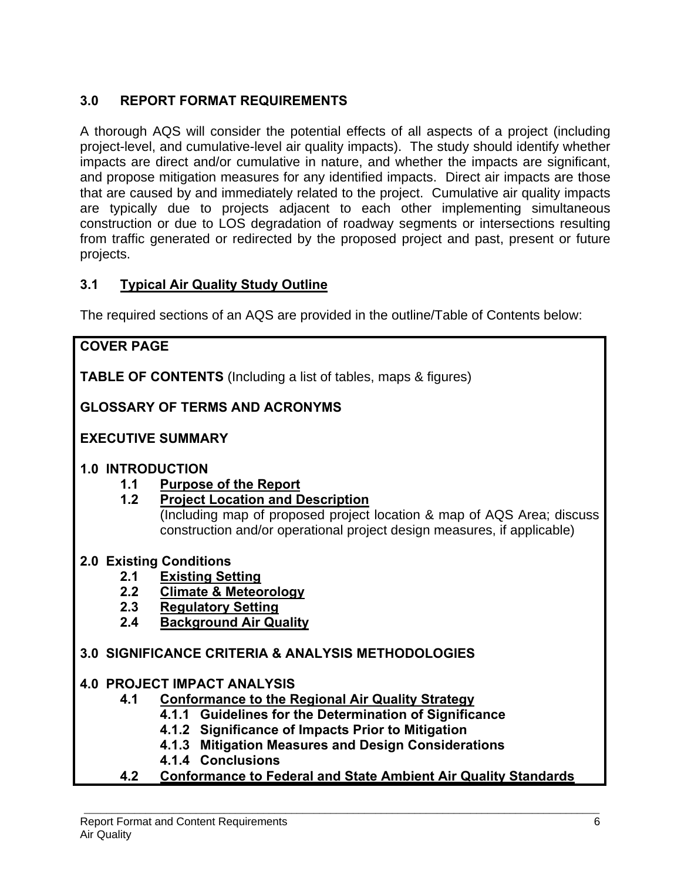## 3.0 REPORT FORMAT REQUIREMENTS

A thorough AQS will consider the potential effects of all aspects of a project (including project-level, and cumulative-level air quality impacts). The study should identify whether impacts are direct and/or cumulative in nature, and whether the impacts are significant, and propose mitigation measures for any identified impacts. Direct air impacts are those that are caused by and immediately related to the project. Cumulative air quality impacts are typically due to projects adjacent to each other implementing simultaneous construction or due to LOS degradation of roadway segments or intersections resulting from traffic generated or redirected by the proposed project and past, present or future projects.

### 3.1 Typical Air Quality Study Outline

The required sections of an AQS are provided in the outline/Table of Contents below:

**COVER PAGE**

**TABLE OF CONTENTS** (Including a list of tables, maps & figures)

**GLOSSARY OF TERMS AND ACRONYMS**

**EXECUTIVE SUMMARY**

**1.0 INTRODUCTION**
- **1.1 Purpose of the Report**
- **1.2 Project Location and Description**
  (Including map of proposed project location & map of AQS Area; discuss construction and/or operational project design measures, if applicable)

**2.0 Existing Conditions**
- **2.1 Existing Setting**
- **2.2 Climate & Meteorology**
- **2.3 Regulatory Setting**
- **2.4 Background Air Quality**

**3.0 SIGNIFICANCE CRITERIA & ANALYSIS METHODOLOGIES**

**4.0 PROJECT IMPACT ANALYSIS**
- **4.1 Conformance to the Regional Air Quality Strategy**
  - **4.1.1 Guidelines for the Determination of Significance**
  - **4.1.2 Significance of Impacts Prior to Mitigation**
  - **4.1.3 Mitigation Measures and Design Considerations**
  - **4.1.4 Conclusions**
- **4.2 Conformance to Federal and State Ambient Air Quality Standards**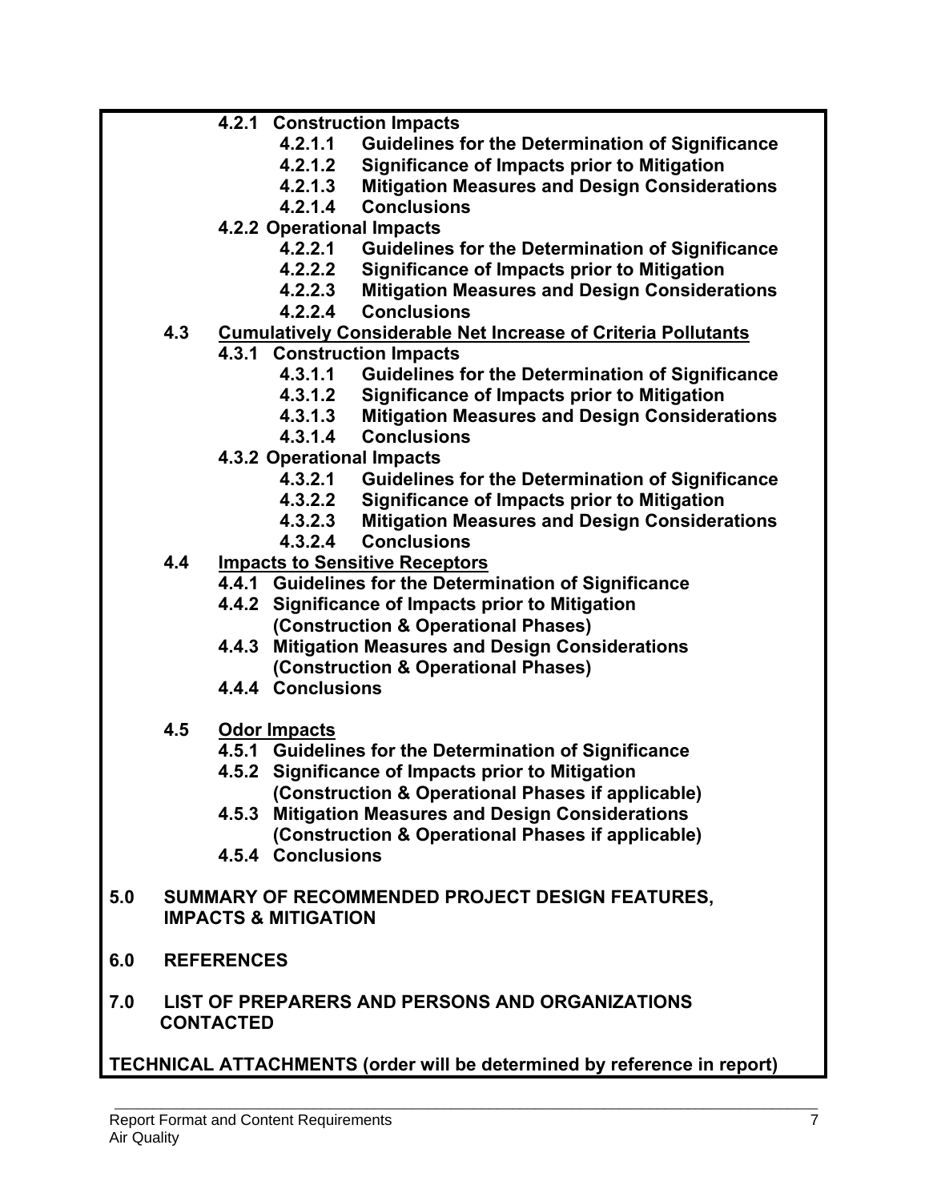**4.2.1 Construction Impacts**

- **4.2.1.1 Guidelines for the Determination of Significance**
- **4.2.1.2 Significance of Impacts prior to Mitigation**
- **4.2.1.3 Mitigation Measures and Design Considerations**
- **4.2.1.4 Conclusions**

**4.2.2 Operational Impacts**

- **4.2.2.1 Guidelines for the Determination of Significance**
- **4.2.2.2 Significance of Impacts prior to Mitigation**
- **4.2.2.3 Mitigation Measures and Design Considerations**
- **4.2.2.4 Conclusions**

**4.3 Cumulatively Considerable Net Increase of Criteria Pollutants**

**4.3.1 Construction Impacts**

- **4.3.1.1 Guidelines for the Determination of Significance**
- **4.3.1.2 Significance of Impacts prior to Mitigation**
- **4.3.1.3 Mitigation Measures and Design Considerations**
- **4.3.1.4 Conclusions**

**4.3.2 Operational Impacts**

- **4.3.2.1 Guidelines for the Determination of Significance**
- **4.3.2.2 Significance of Impacts prior to Mitigation**
- **4.3.2.3 Mitigation Measures and Design Considerations**
- **4.3.2.4 Conclusions**

**4.4 Impacts to Sensitive Receptors**

- **4.4.1 Guidelines for the Determination of Significance**
- **4.4.2 Significance of Impacts prior to Mitigation (Construction & Operational Phases)**
- **4.4.3 Mitigation Measures and Design Considerations (Construction & Operational Phases)**
- **4.4.4 Conclusions**

**4.5 Odor Impacts**

- **4.5.1 Guidelines for the Determination of Significance**
- **4.5.2 Significance of Impacts prior to Mitigation (Construction & Operational Phases if applicable)**
- **4.5.3 Mitigation Measures and Design Considerations (Construction & Operational Phases if applicable)**
- **4.5.4 Conclusions**

**5.0 SUMMARY OF RECOMMENDED PROJECT DESIGN FEATURES, IMPACTS & MITIGATION**

**6.0 REFERENCES**

**7.0 LIST OF PREPARERS AND PERSONS AND ORGANIZATIONS CONTACTED**

**TECHNICAL ATTACHMENTS (order will be determined by reference in report)**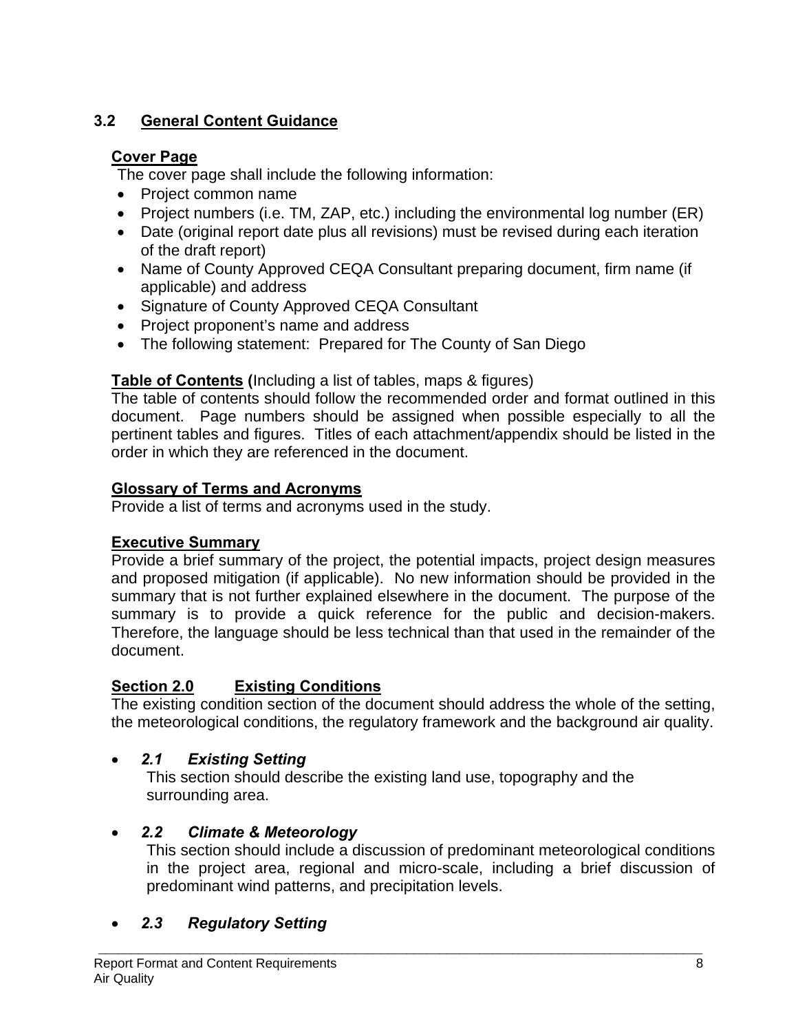## 3.2 General Content Guidance

**Cover Page**

The cover page shall include the following information:

- Project common name
- Project numbers (i.e. TM, ZAP, etc.) including the environmental log number (ER)
- Date (original report date plus all revisions) must be revised during each iteration of the draft report)
- Name of County Approved CEQA Consultant preparing document, firm name (if applicable) and address
- Signature of County Approved CEQA Consultant
- Project proponent's name and address
- The following statement: Prepared for The County of San Diego

**Table of Contents** (Including a list of tables, maps & figures)

The table of contents should follow the recommended order and format outlined in this document. Page numbers should be assigned when possible especially to all the pertinent tables and figures. Titles of each attachment/appendix should be listed in the order in which they are referenced in the document.

**Glossary of Terms and Acronyms**

Provide a list of terms and acronyms used in the study.

**Executive Summary**

Provide a brief summary of the project, the potential impacts, project design measures and proposed mitigation (if applicable). No new information should be provided in the summary that is not further explained elsewhere in the document. The purpose of the summary is to provide a quick reference for the public and decision-makers. Therefore, the language should be less technical than that used in the remainder of the document.

**Section 2.0 Existing Conditions**

The existing condition section of the document should address the whole of the setting, the meteorological conditions, the regulatory framework and the background air quality.

- ***2.1 Existing Setting***

  This section should describe the existing land use, topography and the surrounding area.

- ***2.2 Climate & Meteorology***

  This section should include a discussion of predominant meteorological conditions in the project area, regional and micro-scale, including a brief discussion of predominant wind patterns, and precipitation levels.

- ***2.3 Regulatory Setting***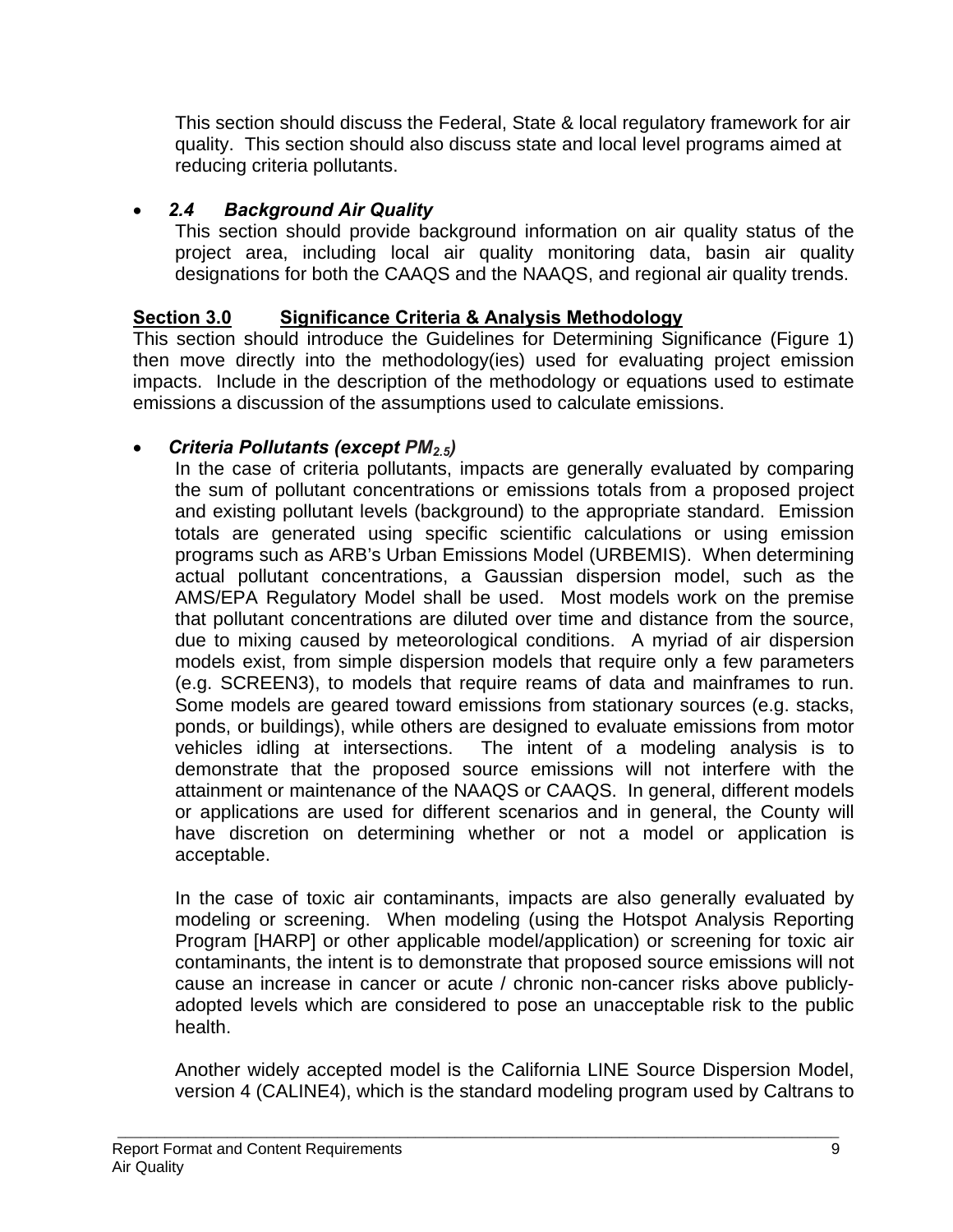This section should discuss the Federal, State & local regulatory framework for air quality. This section should also discuss state and local level programs aimed at reducing criteria pollutants.

- ***2.4 Background Air Quality***

  This section should provide background information on air quality status of the project area, including local air quality monitoring data, basin air quality designations for both the CAAQS and the NAAQS, and regional air quality trends.

## Section 3.0 Significance Criteria & Analysis Methodology

This section should introduce the Guidelines for Determining Significance (Figure 1) then move directly into the methodology(ies) used for evaluating project emission impacts. Include in the description of the methodology or equations used to estimate emissions a discussion of the assumptions used to calculate emissions.

- ***Criteria Pollutants (except $PM_{2.5}$)***

  In the case of criteria pollutants, impacts are generally evaluated by comparing the sum of pollutant concentrations or emissions totals from a proposed project and existing pollutant levels (background) to the appropriate standard. Emission totals are generated using specific scientific calculations or using emission programs such as ARB's Urban Emissions Model (URBEMIS). When determining actual pollutant concentrations, a Gaussian dispersion model, such as the AMS/EPA Regulatory Model shall be used. Most models work on the premise that pollutant concentrations are diluted over time and distance from the source, due to mixing caused by meteorological conditions. A myriad of air dispersion models exist, from simple dispersion models that require only a few parameters (e.g. SCREEN3), to models that require reams of data and mainframes to run. Some models are geared toward emissions from stationary sources (e.g. stacks, ponds, or buildings), while others are designed to evaluate emissions from motor vehicles idling at intersections. The intent of a modeling analysis is to demonstrate that the proposed source emissions will not interfere with the attainment or maintenance of the NAAQS or CAAQS. In general, different models or applications are used for different scenarios and in general, the County will have discretion on determining whether or not a model or application is acceptable.

  In the case of toxic air contaminants, impacts are also generally evaluated by modeling or screening. When modeling (using the Hotspot Analysis Reporting Program [HARP] or other applicable model/application) or screening for toxic air contaminants, the intent is to demonstrate that proposed source emissions will not cause an increase in cancer or acute / chronic non-cancer risks above publicly-adopted levels which are considered to pose an unacceptable risk to the public health.

  Another widely accepted model is the California LINE Source Dispersion Model, version 4 (CALINE4), which is the standard modeling program used by Caltrans to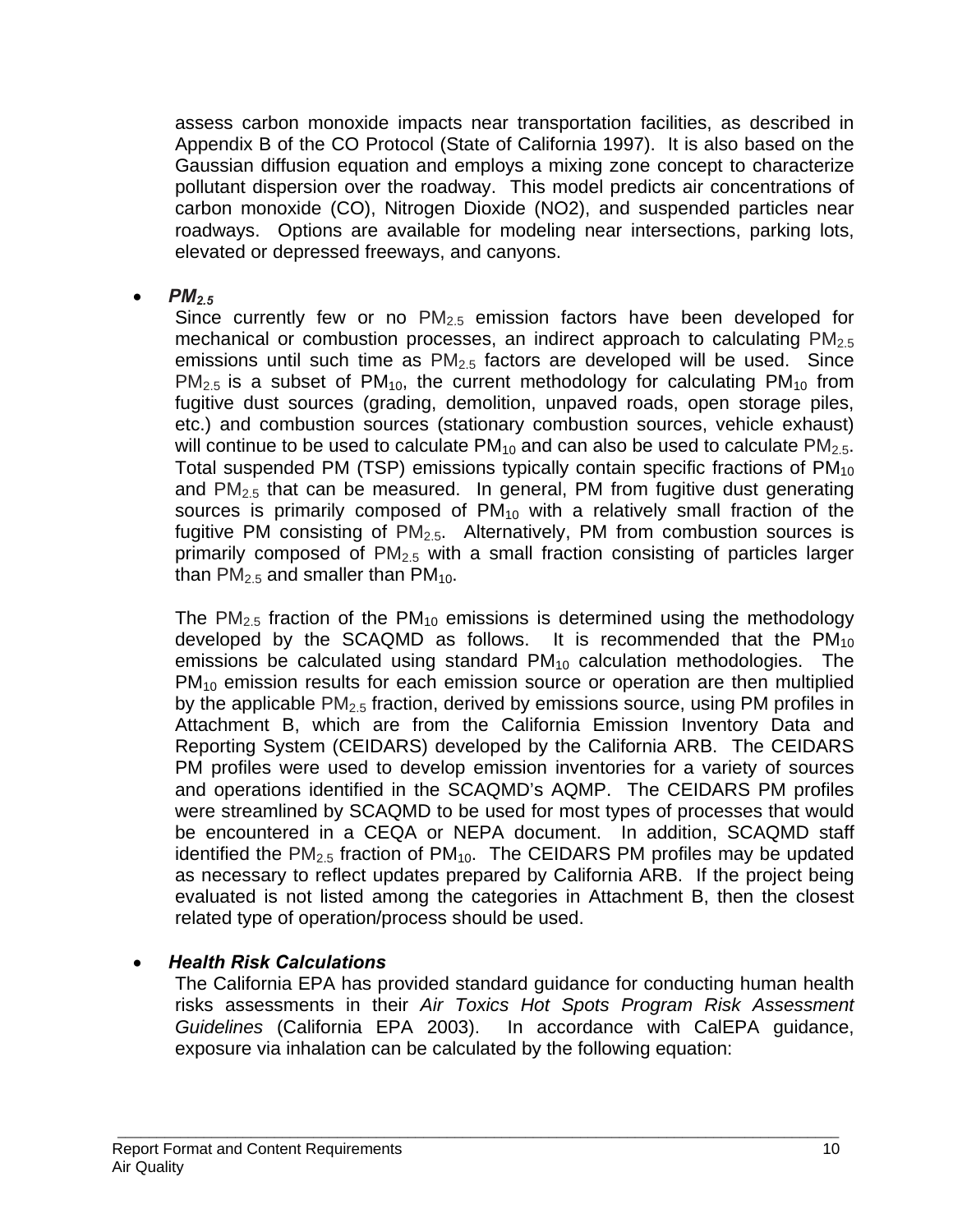assess carbon monoxide impacts near transportation facilities, as described in Appendix B of the CO Protocol (State of California 1997). It is also based on the Gaussian diffusion equation and employs a mixing zone concept to characterize pollutant dispersion over the roadway. This model predicts air concentrations of carbon monoxide (CO), Nitrogen Dioxide (NO2), and suspended particles near roadways. Options are available for modeling near intersections, parking lots, elevated or depressed freeways, and canyons.

- ***$PM_{2.5}$***

  Since currently few or no $PM_{2.5}$ emission factors have been developed for mechanical or combustion processes, an indirect approach to calculating $PM_{2.5}$ emissions until such time as $PM_{2.5}$ factors are developed will be used. Since $PM_{2.5}$ is a subset of $PM_{10}$, the current methodology for calculating $PM_{10}$ from fugitive dust sources (grading, demolition, unpaved roads, open storage piles, etc.) and combustion sources (stationary combustion sources, vehicle exhaust) will continue to be used to calculate $PM_{10}$ and can also be used to calculate $PM_{2.5}$. Total suspended PM (TSP) emissions typically contain specific fractions of $PM_{10}$ and $PM_{2.5}$ that can be measured. In general, PM from fugitive dust generating sources is primarily composed of $PM_{10}$ with a relatively small fraction of the fugitive PM consisting of $PM_{2.5}$. Alternatively, PM from combustion sources is primarily composed of $PM_{2.5}$ with a small fraction consisting of particles larger than $PM_{2.5}$ and smaller than $PM_{10}$.

  The $PM_{2.5}$ fraction of the $PM_{10}$ emissions is determined using the methodology developed by the SCAQMD as follows. It is recommended that the $PM_{10}$ emissions be calculated using standard $PM_{10}$ calculation methodologies. The $PM_{10}$ emission results for each emission source or operation are then multiplied by the applicable $PM_{2.5}$ fraction, derived by emissions source, using PM profiles in Attachment B, which are from the California Emission Inventory Data and Reporting System (CEIDARS) developed by the California ARB. The CEIDARS PM profiles were used to develop emission inventories for a variety of sources and operations identified in the SCAQMD's AQMP. The CEIDARS PM profiles were streamlined by SCAQMD to be used for most types of processes that would be encountered in a CEQA or NEPA document. In addition, SCAQMD staff identified the $PM_{2.5}$ fraction of $PM_{10}$. The CEIDARS PM profiles may be updated as necessary to reflect updates prepared by California ARB. If the project being evaluated is not listed among the categories in Attachment B, then the closest related type of operation/process should be used.

- ***Health Risk Calculations***

  The California EPA has provided standard guidance for conducting human health risks assessments in their *Air Toxics Hot Spots Program Risk Assessment Guidelines* (California EPA 2003). In accordance with CalEPA guidance, exposure via inhalation can be calculated by the following equation: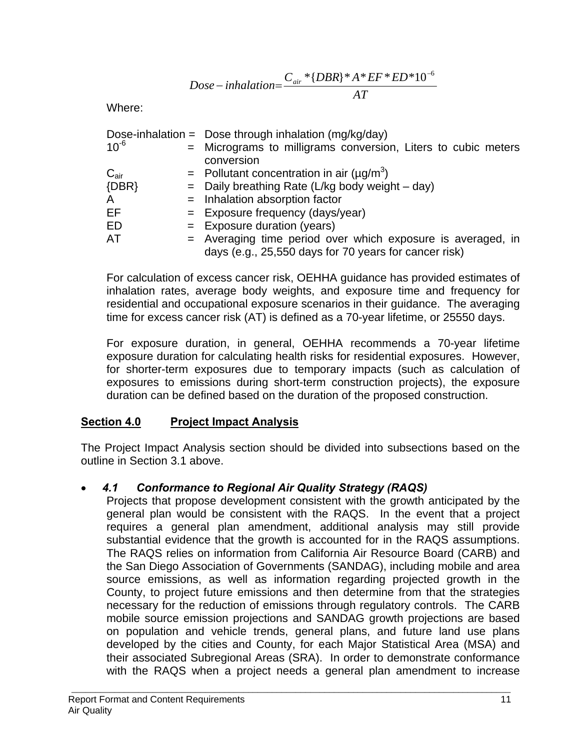$$Dose - inhalation = \frac{C_{air} * \{DBR\} * A * EF * ED * 10^{-6}}{AT}$$

Where:

| | | |
|---|---|---|
| Dose-inhalation | = | Dose through inhalation (mg/kg/day) |
| $10^{-6}$ | = | Micrograms to milligrams conversion, Liters to cubic meters conversion |
| $C_{air}$ | = | Pollutant concentration in air (µg/m$^3$) |
| {DBR} | = | Daily breathing Rate (L/kg body weight – day) |
| A | = | Inhalation absorption factor |
| EF | = | Exposure frequency (days/year) |
| ED | = | Exposure duration (years) |
| AT | = | Averaging time period over which exposure is averaged, in days (e.g., 25,550 days for 70 years for cancer risk) |

For calculation of excess cancer risk, OEHHA guidance has provided estimates of inhalation rates, average body weights, and exposure time and frequency for residential and occupational exposure scenarios in their guidance. The averaging time for excess cancer risk (AT) is defined as a 70-year lifetime, or 25550 days.

For exposure duration, in general, OEHHA recommends a 70-year lifetime exposure duration for calculating health risks for residential exposures. However, for shorter-term exposures due to temporary impacts (such as calculation of exposures to emissions during short-term construction projects), the exposure duration can be defined based on the duration of the proposed construction.

## Section 4.0 Project Impact Analysis

The Project Impact Analysis section should be divided into subsections based on the outline in Section 3.1 above.

- ***4.1 Conformance to Regional Air Quality Strategy (RAQS)***

  Projects that propose development consistent with the growth anticipated by the general plan would be consistent with the RAQS. In the event that a project requires a general plan amendment, additional analysis may still provide substantial evidence that the growth is accounted for in the RAQS assumptions. The RAQS relies on information from California Air Resource Board (CARB) and the San Diego Association of Governments (SANDAG), including mobile and area source emissions, as well as information regarding projected growth in the County, to project future emissions and then determine from that the strategies necessary for the reduction of emissions through regulatory controls. The CARB mobile source emission projections and SANDAG growth projections are based on population and vehicle trends, general plans, and future land use plans developed by the cities and County, for each Major Statistical Area (MSA) and their associated Subregional Areas (SRA). In order to demonstrate conformance with the RAQS when a project needs a general plan amendment to increase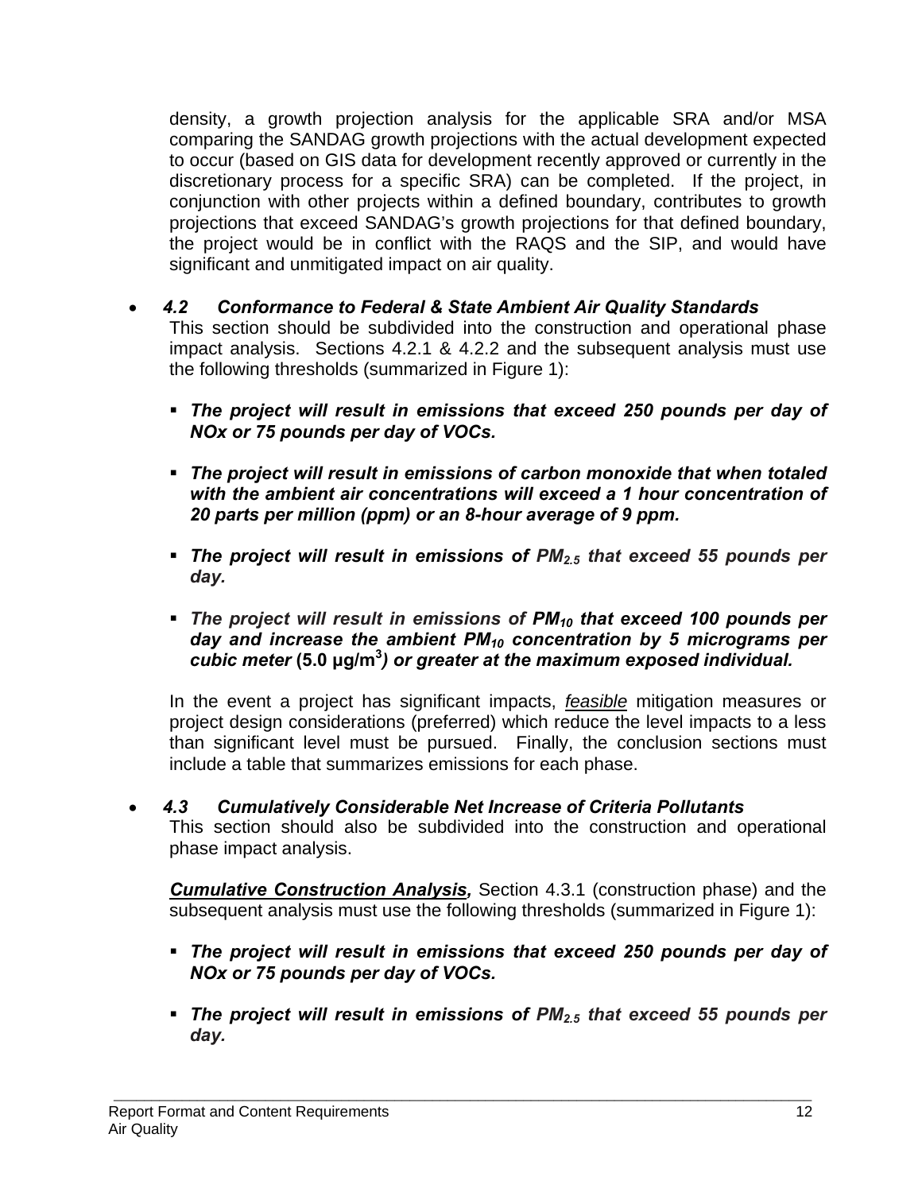density, a growth projection analysis for the applicable SRA and/or MSA comparing the SANDAG growth projections with the actual development expected to occur (based on GIS data for development recently approved or currently in the discretionary process for a specific SRA) can be completed. If the project, in conjunction with other projects within a defined boundary, contributes to growth projections that exceed SANDAG's growth projections for that defined boundary, the project would be in conflict with the RAQS and the SIP, and would have significant and unmitigated impact on air quality.

- ***4.2 Conformance to Federal & State Ambient Air Quality Standards***
  This section should be subdivided into the construction and operational phase impact analysis. Sections 4.2.1 & 4.2.2 and the subsequent analysis must use the following thresholds (summarized in Figure 1):

  - ***The project will result in emissions that exceed 250 pounds per day of NOx or 75 pounds per day of VOCs.***

  - ***The project will result in emissions of carbon monoxide that when totaled with the ambient air concentrations will exceed a 1 hour concentration of 20 parts per million (ppm) or an 8-hour average of 9 ppm.***

  - ***The project will result in emissions of $PM_{2.5}$ that exceed 55 pounds per day.***

  - ***The project will result in emissions of $PM_{10}$ that exceed 100 pounds per day and increase the ambient $PM_{10}$ concentration by 5 micrograms per cubic meter* (5.0 μg/m$^3$) *or greater at the maximum exposed individual.***

  In the event a project has significant impacts, <u>*feasible*</u> mitigation measures or project design considerations (preferred) which reduce the level impacts to a less than significant level must be pursued. Finally, the conclusion sections must include a table that summarizes emissions for each phase.

- ***4.3 Cumulatively Considerable Net Increase of Criteria Pollutants***
  This section should also be subdivided into the construction and operational phase impact analysis.

  ***<u>Cumulative Construction Analysis</u>,*** Section 4.3.1 (construction phase) and the subsequent analysis must use the following thresholds (summarized in Figure 1):

  - ***The project will result in emissions that exceed 250 pounds per day of NOx or 75 pounds per day of VOCs.***

  - ***The project will result in emissions of $PM_{2.5}$ that exceed 55 pounds per day.***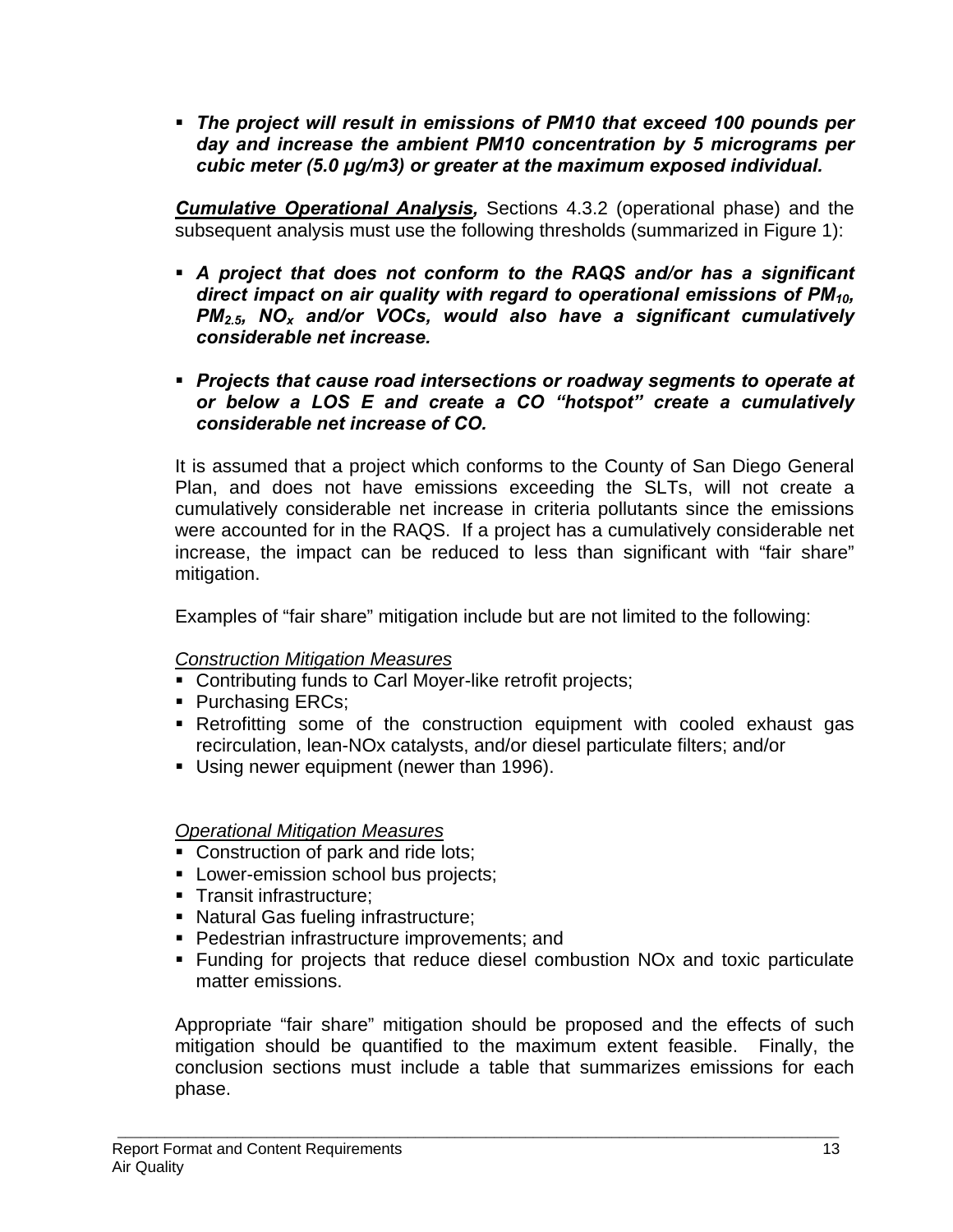- ***The project will result in emissions of PM10 that exceed 100 pounds per day and increase the ambient PM10 concentration by 5 micrograms per cubic meter (5.0 μg/m3) or greater at the maximum exposed individual.***

***<u>Cumulative Operational Analysis</u>,*** Sections 4.3.2 (operational phase) and the subsequent analysis must use the following thresholds (summarized in Figure 1):

- ***A project that does not conform to the RAQS and/or has a significant direct impact on air quality with regard to operational emissions of $PM_{10}$, $PM_{2.5}$, $NO_x$ and/or VOCs, would also have a significant cumulatively considerable net increase.***

- ***Projects that cause road intersections or roadway segments to operate at or below a LOS E and create a CO "hotspot" create a cumulatively considerable net increase of CO.***

It is assumed that a project which conforms to the County of San Diego General Plan, and does not have emissions exceeding the SLTs, will not create a cumulatively considerable net increase in criteria pollutants since the emissions were accounted for in the RAQS. If a project has a cumulatively considerable net increase, the impact can be reduced to less than significant with "fair share" mitigation.

Examples of "fair share" mitigation include but are not limited to the following:

*<u>Construction Mitigation Measures</u>*
- Contributing funds to Carl Moyer-like retrofit projects;
- Purchasing ERCs;
- Retrofitting some of the construction equipment with cooled exhaust gas recirculation, lean-NOx catalysts, and/or diesel particulate filters; and/or
- Using newer equipment (newer than 1996).

*<u>Operational Mitigation Measures</u>*
- Construction of park and ride lots;
- Lower-emission school bus projects;
- Transit infrastructure;
- Natural Gas fueling infrastructure;
- Pedestrian infrastructure improvements; and
- Funding for projects that reduce diesel combustion NOx and toxic particulate matter emissions.

Appropriate "fair share" mitigation should be proposed and the effects of such mitigation should be quantified to the maximum extent feasible. Finally, the conclusion sections must include a table that summarizes emissions for each phase.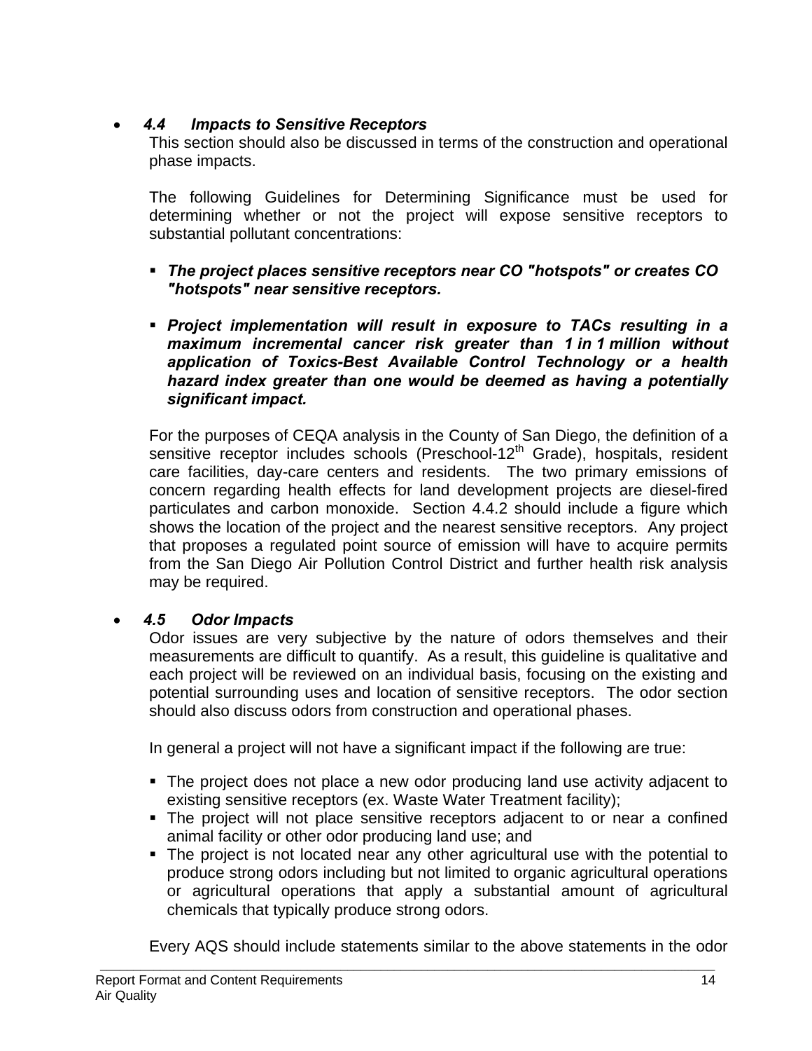- ***4.4 Impacts to Sensitive Receptors***

  This section should also be discussed in terms of the construction and operational phase impacts.

  The following Guidelines for Determining Significance must be used for determining whether or not the project will expose sensitive receptors to substantial pollutant concentrations:

  - ***The project places sensitive receptors near CO "hotspots" or creates CO "hotspots" near sensitive receptors.***

  - ***Project implementation will result in exposure to TACs resulting in a maximum incremental cancer risk greater than 1 in 1 million without application of Toxics-Best Available Control Technology or a health hazard index greater than one would be deemed as having a potentially significant impact.***

  For the purposes of CEQA analysis in the County of San Diego, the definition of a sensitive receptor includes schools (Preschool-12th Grade), hospitals, resident care facilities, day-care centers and residents. The two primary emissions of concern regarding health effects for land development projects are diesel-fired particulates and carbon monoxide. Section 4.4.2 should include a figure which shows the location of the project and the nearest sensitive receptors. Any project that proposes a regulated point source of emission will have to acquire permits from the San Diego Air Pollution Control District and further health risk analysis may be required.

- ***4.5 Odor Impacts***

  Odor issues are very subjective by the nature of odors themselves and their measurements are difficult to quantify. As a result, this guideline is qualitative and each project will be reviewed on an individual basis, focusing on the existing and potential surrounding uses and location of sensitive receptors. The odor section should also discuss odors from construction and operational phases.

  In general a project will not have a significant impact if the following are true:

  - The project does not place a new odor producing land use activity adjacent to existing sensitive receptors (ex. Waste Water Treatment facility);
  - The project will not place sensitive receptors adjacent to or near a confined animal facility or other odor producing land use; and
  - The project is not located near any other agricultural use with the potential to produce strong odors including but not limited to organic agricultural operations or agricultural operations that apply a substantial amount of agricultural chemicals that typically produce strong odors.

  Every AQS should include statements similar to the above statements in the odor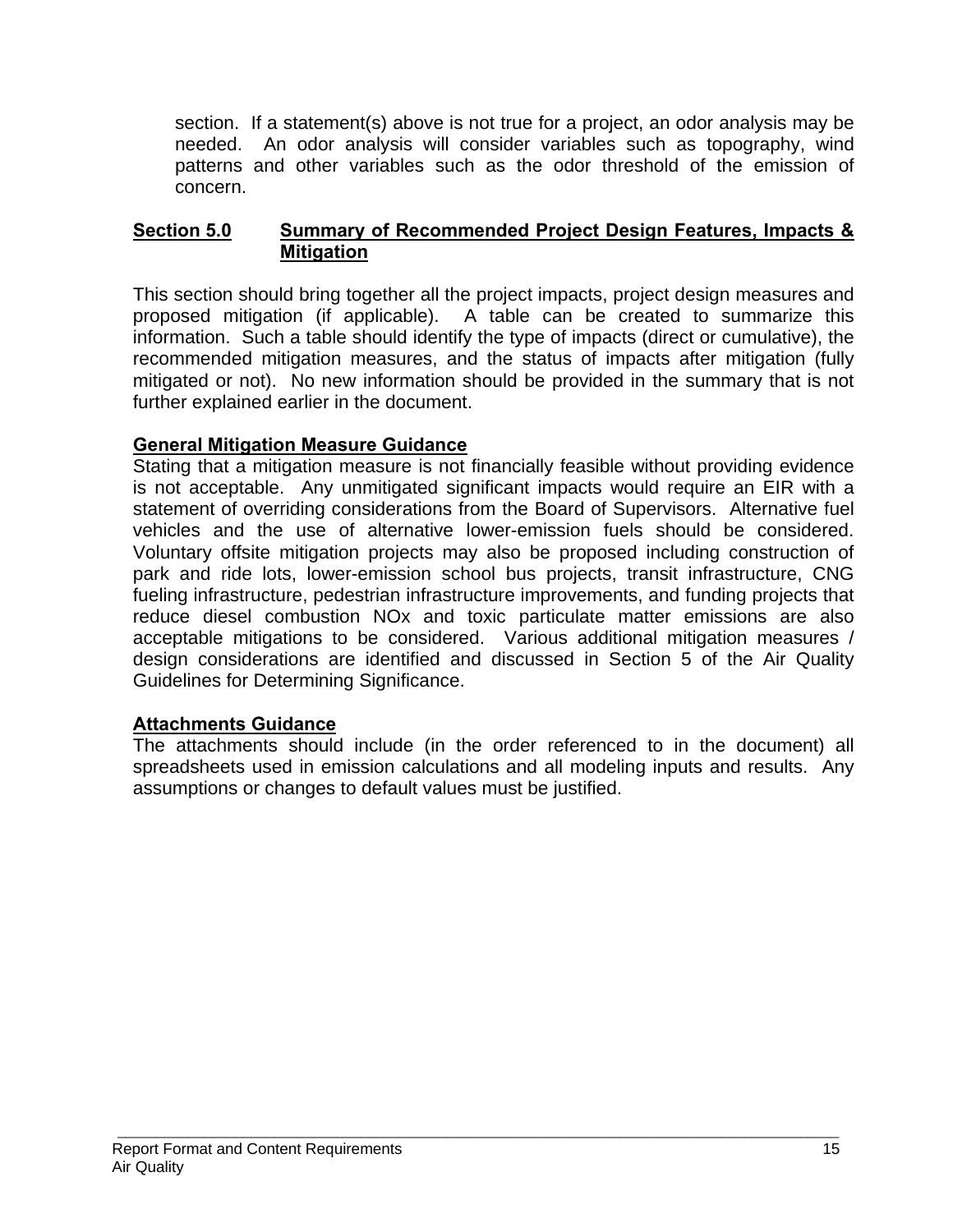section. If a statement(s) above is not true for a project, an odor analysis may be needed. An odor analysis will consider variables such as topography, wind patterns and other variables such as the odor threshold of the emission of concern.

## Section 5.0 Summary of Recommended Project Design Features, Impacts & Mitigation

This section should bring together all the project impacts, project design measures and proposed mitigation (if applicable). A table can be created to summarize this information. Such a table should identify the type of impacts (direct or cumulative), the recommended mitigation measures, and the status of impacts after mitigation (fully mitigated or not). No new information should be provided in the summary that is not further explained earlier in the document.

### General Mitigation Measure Guidance

Stating that a mitigation measure is not financially feasible without providing evidence is not acceptable. Any unmitigated significant impacts would require an EIR with a statement of overriding considerations from the Board of Supervisors. Alternative fuel vehicles and the use of alternative lower-emission fuels should be considered. Voluntary offsite mitigation projects may also be proposed including construction of park and ride lots, lower-emission school bus projects, transit infrastructure, CNG fueling infrastructure, pedestrian infrastructure improvements, and funding projects that reduce diesel combustion NOx and toxic particulate matter emissions are also acceptable mitigations to be considered. Various additional mitigation measures / design considerations are identified and discussed in Section 5 of the Air Quality Guidelines for Determining Significance.

### Attachments Guidance

The attachments should include (in the order referenced to in the document) all spreadsheets used in emission calculations and all modeling inputs and results. Any assumptions or changes to default values must be justified.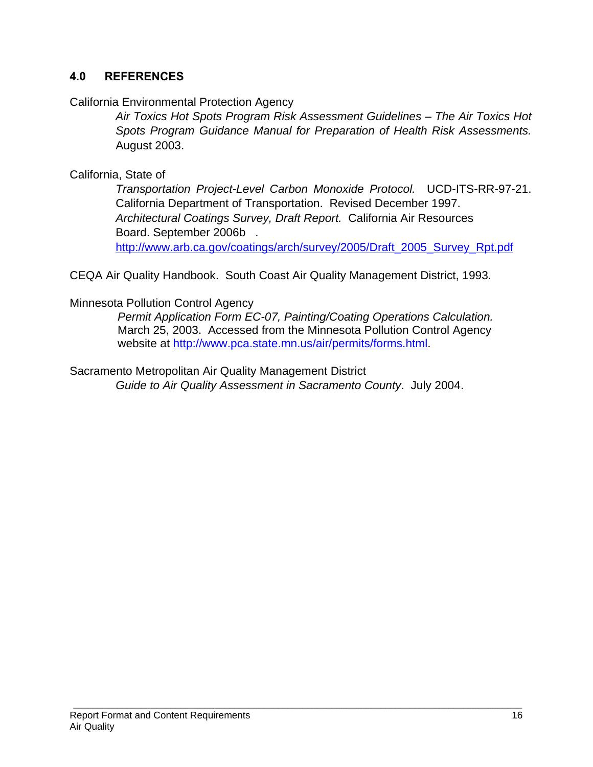## 4.0 REFERENCES

California Environmental Protection Agency

*Air Toxics Hot Spots Program Risk Assessment Guidelines – The Air Toxics Hot Spots Program Guidance Manual for Preparation of Health Risk Assessments.* August 2003.

California, State of

*Transportation Project-Level Carbon Monoxide Protocol.* UCD-ITS-RR-97-21. California Department of Transportation. Revised December 1997.

*Architectural Coatings Survey, Draft Report.* California Air Resources Board. September 2006b .
http://www.arb.ca.gov/coatings/arch/survey/2005/Draft_2005_Survey_Rpt.pdf

CEQA Air Quality Handbook. South Coast Air Quality Management District, 1993.

Minnesota Pollution Control Agency

*Permit Application Form EC-07, Painting/Coating Operations Calculation.* March 25, 2003. Accessed from the Minnesota Pollution Control Agency website at http://www.pca.state.mn.us/air/permits/forms.html.

Sacramento Metropolitan Air Quality Management District

*Guide to Air Quality Assessment in Sacramento County*. July 2004.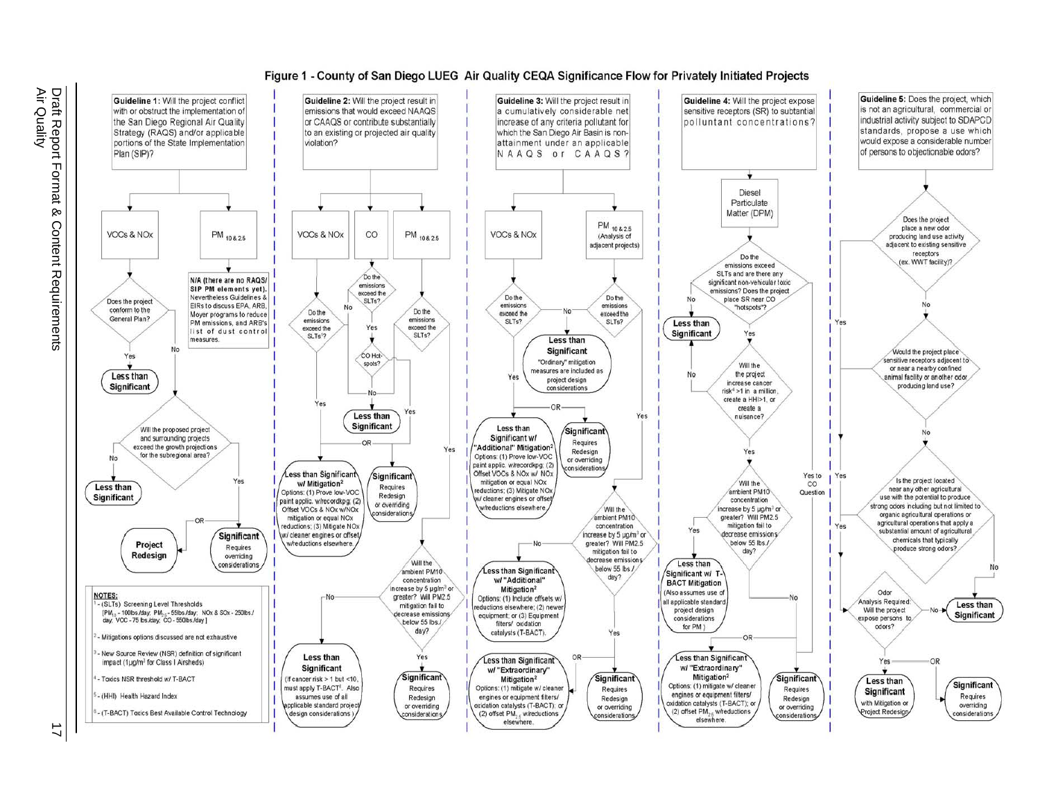# Figure 1 - County of San Diego LUEG Air Quality CEQA Significance Flow for Privately Initiated Projects

## Guideline 1: Will the project conflict with or obstruct the implementation of the San Diego Regional Air Quality Strategy (RAQS) and/or applicable portions of the State Implementation Plan (SIP)?

**VOCs & NOx**

- Does the project conform to the General Plan?
  - Yes → **Less than Significant**
  - No → Will the proposed project and surrounding projects exceed the growth projections for the subregional area?
    - No → **Less than Significant**
    - Yes → **Significant** Requires overriding considerations — OR — **Project Redesign**

**$PM_{10\,\&\,2.5}$**

- **N/A (there are no RAQS/SIP PM elements yet).** Nevertheless Guidelines & EIRs to discuss EPA, ARB, Moyer programs to reduce PM emissions, and ARB's list of dust control measures.

## Guideline 2: Will the project result in emissions that would exceed NAAQS or CAAQS or contribute substantially to an existing or projected air quality violation?

**VOCs & NOx**

- Do the emissions exceed the SLTs[1]?
  - Yes → **Less than Significant w/ Mitigation**[2] Options: (1) Prove low-VOC paint applic. w/recordkpg; (2) Offset VOCs & NOx w/NOx mitigation or equal NOx reductions; (3) Mitigate NOx w/ cleaner engines or offset w/reductions elsewhere. — OR — **Significant** Requires Redesign or overriding considerations
  - No → **Less than Significant**

**CO**

- Do the emissions exceed the SLTs?
  - No → **Less than Significant**
  - Yes → CO Hot-spots?
    - No → **Less than Significant**
    - Yes → **Significant** Requires Redesign or overriding considerations

**$PM_{10\,\&\,2.5}$**

- Do the emissions exceed the SLTs?
  - Yes → Will the ambient PM10 concentration increase by 5 µg/m³ or greater? Will PM2.5 mitigation fail to decrease emissions below 55 lbs./day?
    - No → **Less than Significant** (If cancer risk > 1 but <10, must apply T-BACT[6]. Also assumes use of all applicable standard project design considerations)
    - Yes → **Significant** Requires Redesign or overriding considerations

## Guideline 3: Will the project result in a cumulatively considerable net increase of any criteria pollutant for which the San Diego Air Basin is non-attainment under an applicable NAAQS or CAAQS?

**VOCs & NOx**

- Do the emissions exceed the SLTs?
  - No → **Less than Significant** "Ordinary" mitigation measures are included as project design considerations
  - Yes → **Less than Significant w/ "Additional" Mitigation**[2] Options: (1) Prove low-VOC paint applic. w/recordkpg; (2) Offset VOCs & NOx w/ NOx mitigation or equal NOx reductions; (3) Mitigate NOx w/ cleaner engines or offset w/reductions elsewhere. — OR — **Significant** Requires Redesign or overriding considerations

**$PM_{10\,\&\,2.5}$ (Analysis of adjacent projects)**

- Do the emissions exceed the SLTs?
  - No → **Less than Significant** "Ordinary" mitigation measures are included as project design considerations
  - Yes → Will the ambient PM10 concentration increase by 5 µg/m³ or greater? Will PM2.5 mitigation fail to decrease emissions below 55 lbs./day?
    - No → **Less than Significant w/ "Additional" Mitigation**[2] Options: (1) Include offsets w/ reductions elsewhere; (2) newer equipment; or (3) Equipment filters/ oxidation catalysts (T-BACT).
    - Yes → **Less than Significant w/ "Extraordinary" Mitigation**[2] Options: (1) mitigate w/ cleaner engines or equipment filters/ oxidation catalysts (T-BACT); or (2) offset $PM_{2.5}$ w/reductions elsewhere. — OR — **Significant** Requires Redesign or overriding considerations

## Guideline 4: Will the project expose sensitive receptors (SR) to substantial pollutant concentrations?

**Diesel Particulate Matter (DPM)**

- Do the emissions exceed SLTs and are there any significant non-vehicular toxic emissions? Does the project place SR near CO "hotspots"?
  - No → **Less than Significant**
  - Yes to CO Question → **Significant** Requires Redesign or overriding considerations
  - Yes → Will the project increase cancer risk[4] >1 in a million, create a HHI>1, or create a nuisance?
    - No → **Less than Significant**
    - Yes → Will the ambient PM10 concentration increase by 5 µg/m³ or greater? Will PM2.5 mitigation fail to decrease emissions below 55 lbs./day?
      - Yes → **Less than Significant w/ T-BACT Mitigation** (Also assumes use of all applicable standard project design considerations for PM)
      - No → **Less than Significant w/ "Extraordinary" Mitigation**[2] Options: (1) mitigate w/ cleaner engines or equipment filters/ oxidation catalysts (T-BACT); or (2) offset $PM_{2.5}$ w/reductions elsewhere. — OR — **Significant** Requires Redesign or overriding considerations

## Guideline 5: Does the project, which is not an agricultural, commercial or industrial activity subject to SDAPCD standards, propose a use which would expose a considerable number of persons to objectionable odors?

- Does the project place a new odor producing land use activity adjacent to existing sensitive receptors (ex. WWT facility)?
  - Yes → Odor Analysis Required: Will the project expose persons to odors?
  - No → Would the project place sensitive receptors adjacent to or near a nearby confined animal facility or another odor producing land use?
    - Yes → Odor Analysis Required
    - No → Is the project located near any other agricultural use with the potential to produce strong odors including but not limited to organic agricultural operations or agricultural operations that apply a substantial amount of agricultural chemicals that typically produce strong odors?
      - Yes → Odor Analysis Required
      - No → **Less than Significant**
- Odor Analysis Required: Will the project expose persons to odors?
  - No → **Less than Significant**
  - Yes → **Less than Significant** with Mitigation or Project Redesign — OR — **Significant** Requires overriding considerations

## NOTES:

[1] - (SLTs) Screening Level Thresholds [$PM_{10}$ - 100lbs./day; $PM_{2.5}$ - 55lbs./day; NOx & SOx - 250lbs./day; VOC - 75 lbs./day; CO - 550lbs./day ]

[2] - Mitigations options discussed are not exhaustive

[3] - New Source Review (NSR) definition of significant impact (1µg/m³ for Class I Airsheds)

[4] - Toxics NSR threshold w/ T-BACT

[5] - (HHI) Health Hazard Index

[6] - (T-BACT) Toxics Best Available Control Technology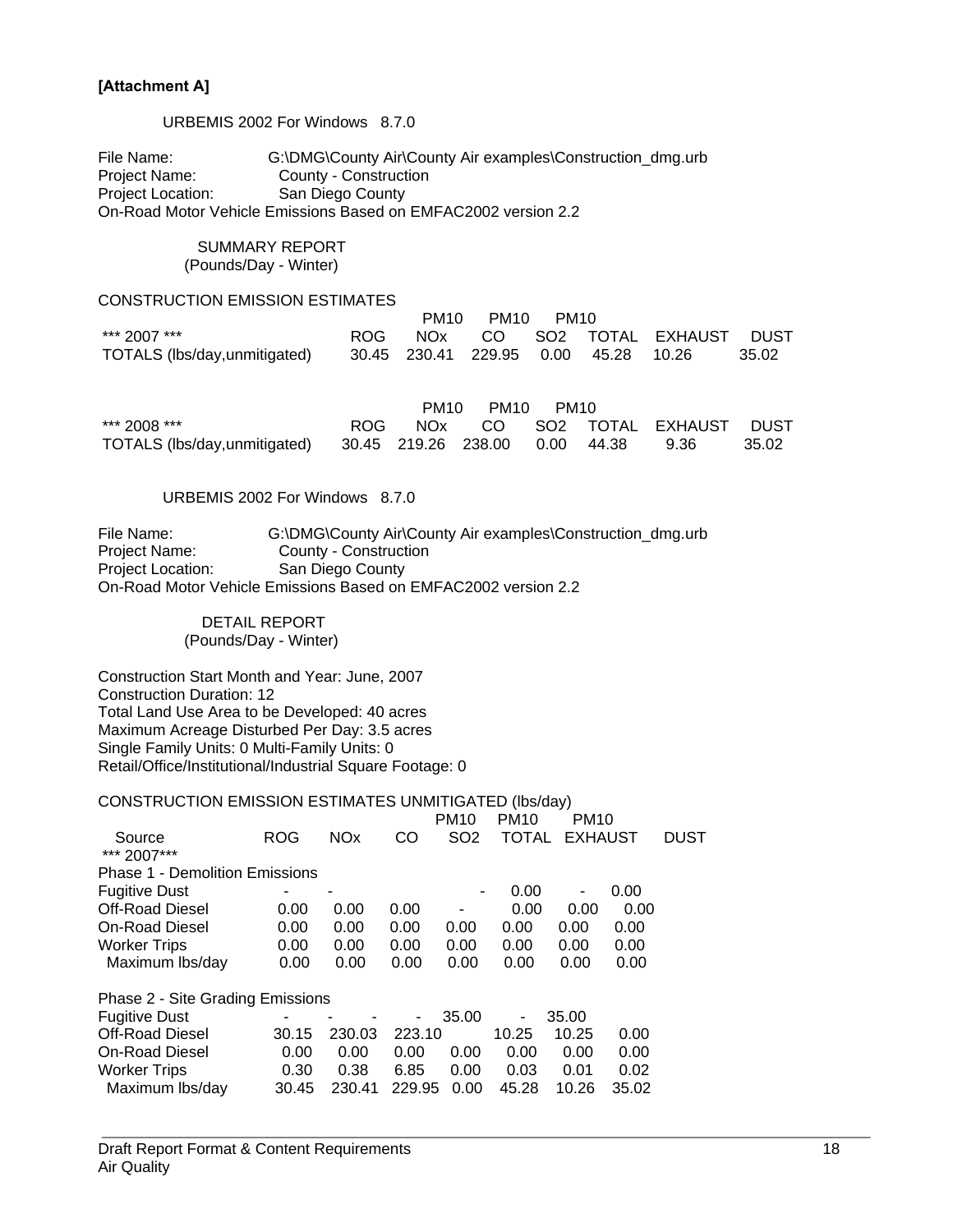**[Attachment A]**

URBEMIS 2002 For Windows 8.7.0

File Name: G:\DMG\County Air\County Air examples\Construction_dmg.urb
Project Name: County - Construction
Project Location: San Diego County
On-Road Motor Vehicle Emissions Based on EMFAC2002 version 2.2

SUMMARY REPORT
(Pounds/Day - Winter)

CONSTRUCTION EMISSION ESTIMATES

| *** 2007 *** | ROG | NOx | CO | SO2 | PM10 TOTAL | PM10 EXHAUST | PM10 DUST |
|---|---|---|---|---|---|---|---|
| TOTALS (lbs/day,unmitigated) | 30.45 | 230.41 | 229.95 | 0.00 | 45.28 | 10.26 | 35.02 |

| *** 2008 *** | ROG | NOx | CO | SO2 | PM10 TOTAL | PM10 EXHAUST | PM10 DUST |
|---|---|---|---|---|---|---|---|
| TOTALS (lbs/day,unmitigated) | 30.45 | 219.26 | 238.00 | 0.00 | 44.38 | 9.36 | 35.02 |

URBEMIS 2002 For Windows 8.7.0

File Name: G:\DMG\County Air\County Air examples\Construction_dmg.urb
Project Name: County - Construction
Project Location: San Diego County
On-Road Motor Vehicle Emissions Based on EMFAC2002 version 2.2

DETAIL REPORT
(Pounds/Day - Winter)

Construction Start Month and Year: June, 2007
Construction Duration: 12
Total Land Use Area to be Developed: 40 acres
Maximum Acreage Disturbed Per Day: 3.5 acres
Single Family Units: 0 Multi-Family Units: 0
Retail/Office/Institutional/Industrial Square Footage: 0

CONSTRUCTION EMISSION ESTIMATES UNMITIGATED (lbs/day)

| Source | ROG | NOx | CO | SO2 | PM10 TOTAL | PM10 EXHAUST | PM10 DUST |
|---|---|---|---|---|---|---|---|
| *** 2007*** | | | | | | | |
| Phase 1 - Demolition Emissions | | | | | | | |
| Fugitive Dust | - | - | | - | 0.00 | - | 0.00 |
| Off-Road Diesel | 0.00 | 0.00 | 0.00 | - | 0.00 | 0.00 | 0.00 |
| On-Road Diesel | 0.00 | 0.00 | 0.00 | 0.00 | 0.00 | 0.00 | 0.00 |
| Worker Trips | 0.00 | 0.00 | 0.00 | 0.00 | 0.00 | 0.00 | 0.00 |
| Maximum lbs/day | 0.00 | 0.00 | 0.00 | 0.00 | 0.00 | 0.00 | 0.00 |
| Phase 2 - Site Grading Emissions | | | | | | | |
| Fugitive Dust | - | - | - | - | 35.00 | - | 35.00 |
| Off-Road Diesel | 30.15 | 230.03 | 223.10 | | 10.25 | 10.25 | 0.00 |
| On-Road Diesel | 0.00 | 0.00 | 0.00 | 0.00 | 0.00 | 0.00 | 0.00 |
| Worker Trips | 0.30 | 0.38 | 6.85 | 0.00 | 0.03 | 0.01 | 0.02 |
| Maximum lbs/day | 30.45 | 230.41 | 229.95 | 0.00 | 45.28 | 10.26 | 35.02 |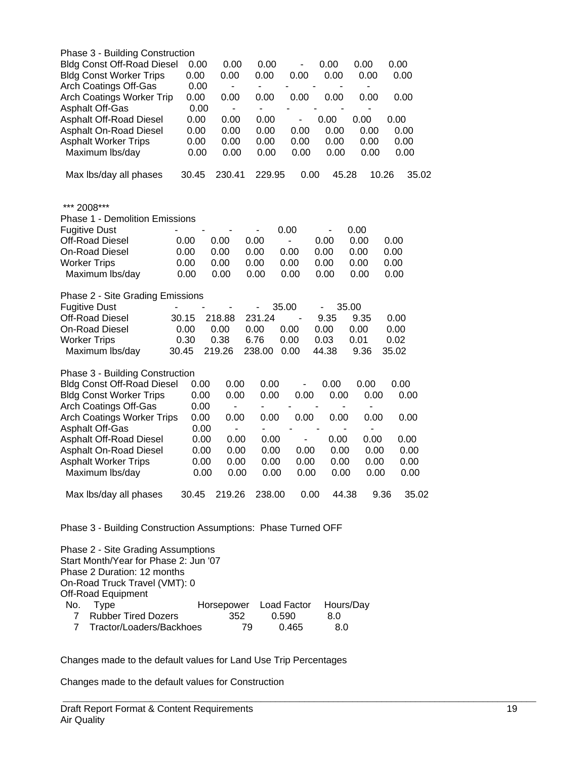| Phase 3 - Building Construction | | | | | | | |
|---|---|---|---|---|---|---|---|
| Bldg Const Off-Road Diesel | 0.00 | 0.00 | 0.00 | - | 0.00 | 0.00 | 0.00 |
| Bldg Const Worker Trips | 0.00 | 0.00 | 0.00 | 0.00 | 0.00 | 0.00 | 0.00 |
| Arch Coatings Off-Gas | 0.00 | - | - | - | - | - | - |
| Arch Coatings Worker Trip | 0.00 | 0.00 | 0.00 | 0.00 | 0.00 | 0.00 | 0.00 |
| Asphalt Off-Gas | 0.00 | - | - | - | - | - | - |
| Asphalt Off-Road Diesel | 0.00 | 0.00 | 0.00 | - | 0.00 | 0.00 | 0.00 |
| Asphalt On-Road Diesel | 0.00 | 0.00 | 0.00 | 0.00 | 0.00 | 0.00 | 0.00 |
| Asphalt Worker Trips | 0.00 | 0.00 | 0.00 | 0.00 | 0.00 | 0.00 | 0.00 |
| Maximum lbs/day | 0.00 | 0.00 | 0.00 | 0.00 | 0.00 | 0.00 | 0.00 |
| | | | | | | | |
| Max lbs/day all phases | 30.45 | 230.41 | 229.95 | 0.00 | 45.28 | 10.26 | 35.02 |

*** 2008***

| Phase 1 - Demolition Emissions | | | | | | | |
|---|---|---|---|---|---|---|---|
| Fugitive Dust | - | - | - | - | 0.00 | - | 0.00 |
| Off-Road Diesel | 0.00 | 0.00 | 0.00 | - | 0.00 | 0.00 | 0.00 |
| On-Road Diesel | 0.00 | 0.00 | 0.00 | 0.00 | 0.00 | 0.00 | 0.00 |
| Worker Trips | 0.00 | 0.00 | 0.00 | 0.00 | 0.00 | 0.00 | 0.00 |
| Maximum lbs/day | 0.00 | 0.00 | 0.00 | 0.00 | 0.00 | 0.00 | 0.00 |

| Phase 2 - Site Grading Emissions | | | | | | | |
|---|---|---|---|---|---|---|---|
| Fugitive Dust | - | - | - | - | 35.00 | - | 35.00 |
| Off-Road Diesel | 30.15 | 218.88 | 231.24 | - | 9.35 | 9.35 | 0.00 |
| On-Road Diesel | 0.00 | 0.00 | 0.00 | 0.00 | 0.00 | 0.00 | 0.00 |
| Worker Trips | 0.30 | 0.38 | 6.76 | 0.00 | 0.03 | 0.01 | 0.02 |
| Maximum lbs/day | 30.45 | 219.26 | 238.00 | 0.00 | 44.38 | 9.36 | 35.02 |

| Phase 3 - Building Construction | | | | | | | |
|---|---|---|---|---|---|---|---|
| Bldg Const Off-Road Diesel | 0.00 | 0.00 | 0.00 | - | 0.00 | 0.00 | 0.00 |
| Bldg Const Worker Trips | 0.00 | 0.00 | 0.00 | 0.00 | 0.00 | 0.00 | 0.00 |
| Arch Coatings Off-Gas | 0.00 | - | - | - | - | - | - |
| Arch Coatings Worker Trips | 0.00 | 0.00 | 0.00 | 0.00 | 0.00 | 0.00 | 0.00 |
| Asphalt Off-Gas | 0.00 | - | - | - | - | - | - |
| Asphalt Off-Road Diesel | 0.00 | 0.00 | 0.00 | - | 0.00 | 0.00 | 0.00 |
| Asphalt On-Road Diesel | 0.00 | 0.00 | 0.00 | 0.00 | 0.00 | 0.00 | 0.00 |
| Asphalt Worker Trips | 0.00 | 0.00 | 0.00 | 0.00 | 0.00 | 0.00 | 0.00 |
| Maximum lbs/day | 0.00 | 0.00 | 0.00 | 0.00 | 0.00 | 0.00 | 0.00 |
| | | | | | | | |
| Max lbs/day all phases | 30.45 | 219.26 | 238.00 | 0.00 | 44.38 | 9.36 | 35.02 |

Phase 3 - Building Construction Assumptions: Phase Turned OFF

Phase 2 - Site Grading Assumptions
Start Month/Year for Phase 2: Jun '07
Phase 2 Duration: 12 months
On-Road Truck Travel (VMT): 0
Off-Road Equipment

| No. | Type | Horsepower | Load Factor | Hours/Day |
|---|---|---|---|---|
| 7 | Rubber Tired Dozers | 352 | 0.590 | 8.0 |
| 7 | Tractor/Loaders/Backhoes | 79 | 0.465 | 8.0 |

Changes made to the default values for Land Use Trip Percentages

Changes made to the default values for Construction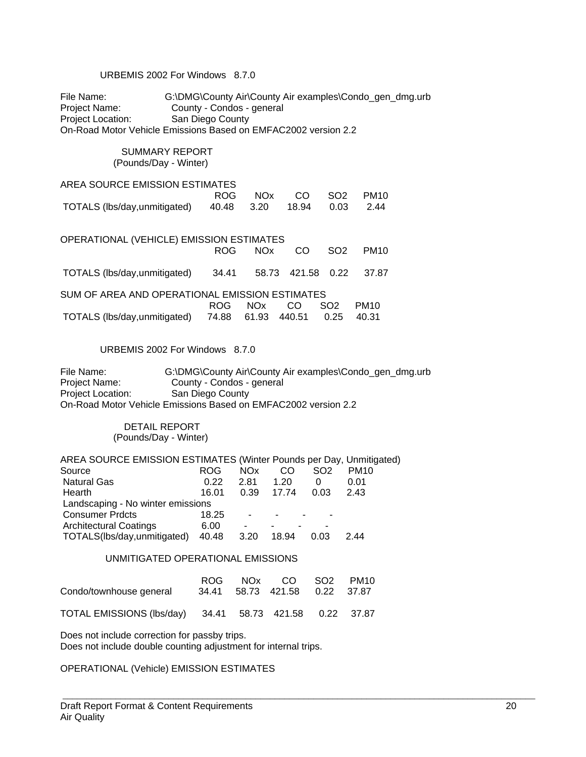URBEMIS 2002 For Windows 8.7.0

File Name: G:\DMG\County Air\County Air examples\Condo_gen_dmg.urb
Project Name: County - Condos - general
Project Location: San Diego County
On-Road Motor Vehicle Emissions Based on EMFAC2002 version 2.2

SUMMARY REPORT
(Pounds/Day - Winter)

AREA SOURCE EMISSION ESTIMATES

| | ROG | NOx | CO | SO2 | PM10 |
|---|---|---|---|---|---|
| TOTALS (lbs/day,unmitigated) | 40.48 | 3.20 | 18.94 | 0.03 | 2.44 |

OPERATIONAL (VEHICLE) EMISSION ESTIMATES

| | ROG | NOx | CO | SO2 | PM10 |
|---|---|---|---|---|---|
| TOTALS (lbs/day,unmitigated) | 34.41 | 58.73 | 421.58 | 0.22 | 37.87 |

SUM OF AREA AND OPERATIONAL EMISSION ESTIMATES

| | ROG | NOx | CO | SO2 | PM10 |
|---|---|---|---|---|---|
| TOTALS (lbs/day,unmitigated) | 74.88 | 61.93 | 440.51 | 0.25 | 40.31 |

URBEMIS 2002 For Windows 8.7.0

File Name: G:\DMG\County Air\County Air examples\Condo_gen_dmg.urb
Project Name: County - Condos - general
Project Location: San Diego County
On-Road Motor Vehicle Emissions Based on EMFAC2002 version 2.2

DETAIL REPORT
(Pounds/Day - Winter)

AREA SOURCE EMISSION ESTIMATES (Winter Pounds per Day, Unmitigated)

| Source | ROG | NOx | CO | SO2 | PM10 |
|---|---|---|---|---|---|
| Natural Gas | 0.22 | 2.81 | 1.20 | 0 | 0.01 |
| Hearth | 16.01 | 0.39 | 17.74 | 0.03 | 2.43 |
| Landscaping - No winter emissions | | | | | |
| Consumer Prdcts | 18.25 | - | - | - | - |
| Architectural Coatings | 6.00 | - | - | - | - |
| TOTALS(lbs/day,unmitigated) | 40.48 | 3.20 | 18.94 | 0.03 | 2.44 |

UNMITIGATED OPERATIONAL EMISSIONS

| | ROG | NOx | CO | SO2 | PM10 |
|---|---|---|---|---|---|
| Condo/townhouse general | 34.41 | 58.73 | 421.58 | 0.22 | 37.87 |
| TOTAL EMISSIONS (lbs/day) | 34.41 | 58.73 | 421.58 | 0.22 | 37.87 |

Does not include correction for passby trips.
Does not include double counting adjustment for internal trips.

OPERATIONAL (Vehicle) EMISSION ESTIMATES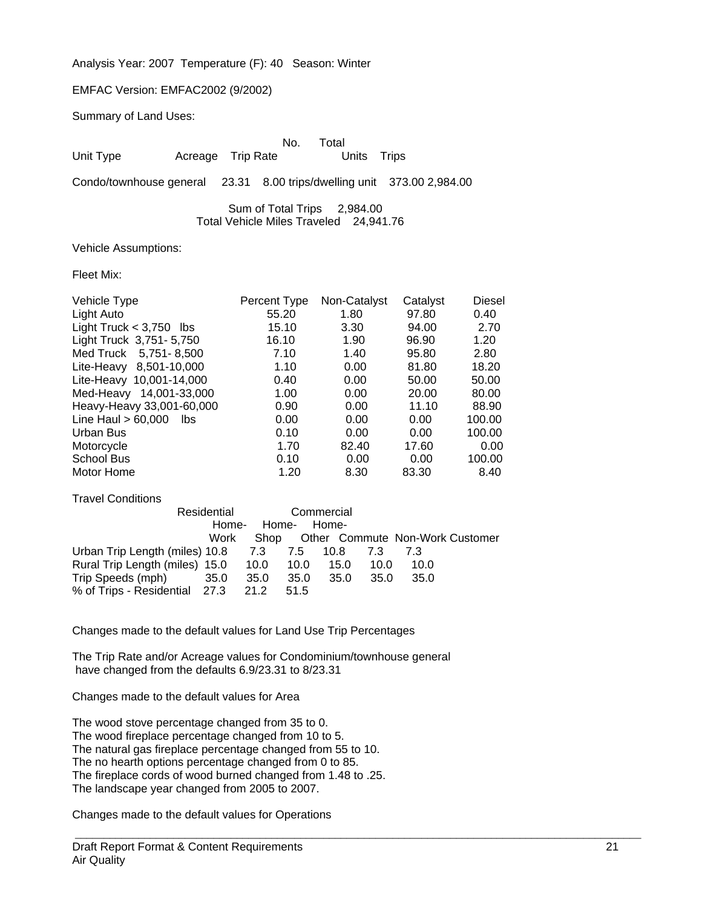Analysis Year: 2007 Temperature (F): 40 Season: Winter

EMFAC Version: EMFAC2002 (9/2002)

Summary of Land Uses:

| Unit Type | Acreage | Trip Rate | No. Units | Total Trips |
|---|---|---|---|---|
| Condo/townhouse general | 23.31 | 8.00 trips/dwelling unit | 373.00 | 2,984.00 |

Sum of Total Trips 2,984.00
Total Vehicle Miles Traveled 24,941.76

Vehicle Assumptions:

Fleet Mix:

| Vehicle Type | Percent Type | Non-Catalyst | Catalyst | Diesel |
|---|---|---|---|---|
| Light Auto | 55.20 | 1.80 | 97.80 | 0.40 |
| Light Truck < 3,750 lbs | 15.10 | 3.30 | 94.00 | 2.70 |
| Light Truck 3,751- 5,750 | 16.10 | 1.90 | 96.90 | 1.20 |
| Med Truck 5,751- 8,500 | 7.10 | 1.40 | 95.80 | 2.80 |
| Lite-Heavy 8,501-10,000 | 1.10 | 0.00 | 81.80 | 18.20 |
| Lite-Heavy 10,001-14,000 | 0.40 | 0.00 | 50.00 | 50.00 |
| Med-Heavy 14,001-33,000 | 1.00 | 0.00 | 20.00 | 80.00 |
| Heavy-Heavy 33,001-60,000 | 0.90 | 0.00 | 11.10 | 88.90 |
| Line Haul > 60,000 lbs | 0.00 | 0.00 | 0.00 | 100.00 |
| Urban Bus | 0.10 | 0.00 | 0.00 | 100.00 |
| Motorcycle | 1.70 | 82.40 | 17.60 | 0.00 |
| School Bus | 0.10 | 0.00 | 0.00 | 100.00 |
| Motor Home | 1.20 | 8.30 | 83.30 | 8.40 |

Travel Conditions

| | Residential | | | Commercial | | |
|---|---|---|---|---|---|---|
| | Home-Work | Home-Shop | Home-Other | Commute | Non-Work | Customer |
| Urban Trip Length (miles) | 10.8 | 7.3 | 7.5 | 10.8 | 7.3 | 7.3 |
| Rural Trip Length (miles) | 15.0 | 10.0 | 10.0 | 15.0 | 10.0 | 10.0 |
| Trip Speeds (mph) | 35.0 | 35.0 | 35.0 | 35.0 | 35.0 | 35.0 |
| % of Trips - Residential | 27.3 | 21.2 | 51.5 | | | |

Changes made to the default values for Land Use Trip Percentages

The Trip Rate and/or Acreage values for Condominium/townhouse general have changed from the defaults 6.9/23.31 to 8/23.31

Changes made to the default values for Area

The wood stove percentage changed from 35 to 0.
The wood fireplace percentage changed from 10 to 5.
The natural gas fireplace percentage changed from 55 to 10.
The no hearth options percentage changed from 0 to 85.
The fireplace cords of wood burned changed from 1.48 to .25.
The landscape year changed from 2005 to 2007.

Changes made to the default values for Operations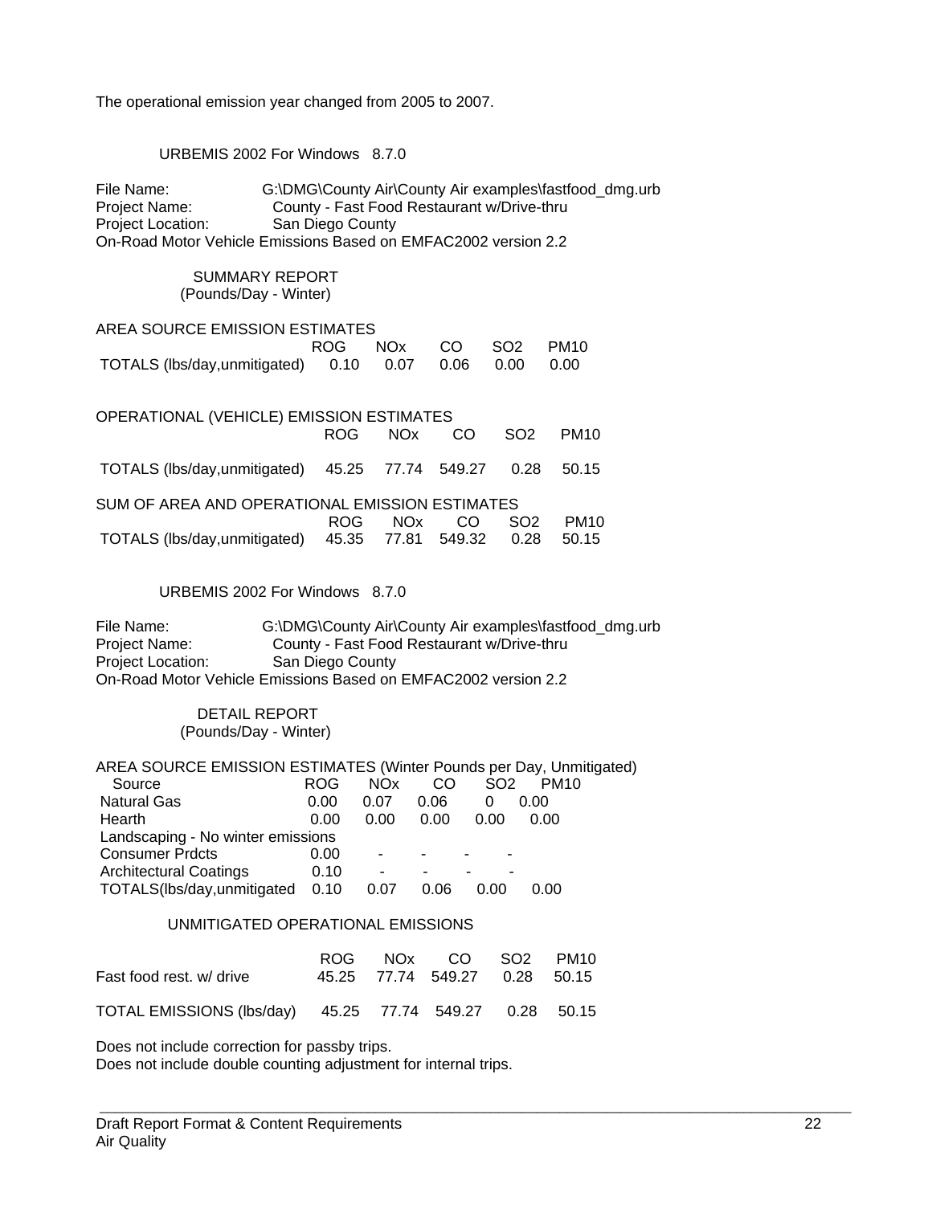The operational emission year changed from 2005 to 2007.

URBEMIS 2002 For Windows 8.7.0

File Name: G:\DMG\County Air\County Air examples\fastfood_dmg.urb
Project Name: County - Fast Food Restaurant w/Drive-thru
Project Location: San Diego County
On-Road Motor Vehicle Emissions Based on EMFAC2002 version 2.2

SUMMARY REPORT
(Pounds/Day - Winter)

AREA SOURCE EMISSION ESTIMATES

| | ROG | NOx | CO | SO2 | PM10 |
|---|---|---|---|---|---|
| TOTALS (lbs/day,unmitigated) | 0.10 | 0.07 | 0.06 | 0.00 | 0.00 |

OPERATIONAL (VEHICLE) EMISSION ESTIMATES

| | ROG | NOx | CO | SO2 | PM10 |
|---|---|---|---|---|---|
| TOTALS (lbs/day,unmitigated) | 45.25 | 77.74 | 549.27 | 0.28 | 50.15 |

SUM OF AREA AND OPERATIONAL EMISSION ESTIMATES

| | ROG | NOx | CO | SO2 | PM10 |
|---|---|---|---|---|---|
| TOTALS (lbs/day,unmitigated) | 45.35 | 77.81 | 549.32 | 0.28 | 50.15 |

URBEMIS 2002 For Windows 8.7.0

File Name: G:\DMG\County Air\County Air examples\fastfood_dmg.urb
Project Name: County - Fast Food Restaurant w/Drive-thru
Project Location: San Diego County
On-Road Motor Vehicle Emissions Based on EMFAC2002 version 2.2

DETAIL REPORT
(Pounds/Day - Winter)

AREA SOURCE EMISSION ESTIMATES (Winter Pounds per Day, Unmitigated)

| Source | ROG | NOx | CO | SO2 | PM10 |
|---|---|---|---|---|---|
| Natural Gas | 0.00 | 0.07 | 0.06 | 0 | 0.00 |
| Hearth | 0.00 | 0.00 | 0.00 | 0.00 | 0.00 |
| Landscaping - No winter emissions | | | | | |
| Consumer Prdcts | 0.00 | - | - | - | - |
| Architectural Coatings | 0.10 | - | - | - | - |
| TOTALS(lbs/day,unmitigated | 0.10 | 0.07 | 0.06 | 0.00 | 0.00 |

UNMITIGATED OPERATIONAL EMISSIONS

| | ROG | NOx | CO | SO2 | PM10 |
|---|---|---|---|---|---|
| Fast food rest. w/ drive | 45.25 | 77.74 | 549.27 | 0.28 | 50.15 |
| TOTAL EMISSIONS (lbs/day) | 45.25 | 77.74 | 549.27 | 0.28 | 50.15 |

Does not include correction for passby trips.
Does not include double counting adjustment for internal trips.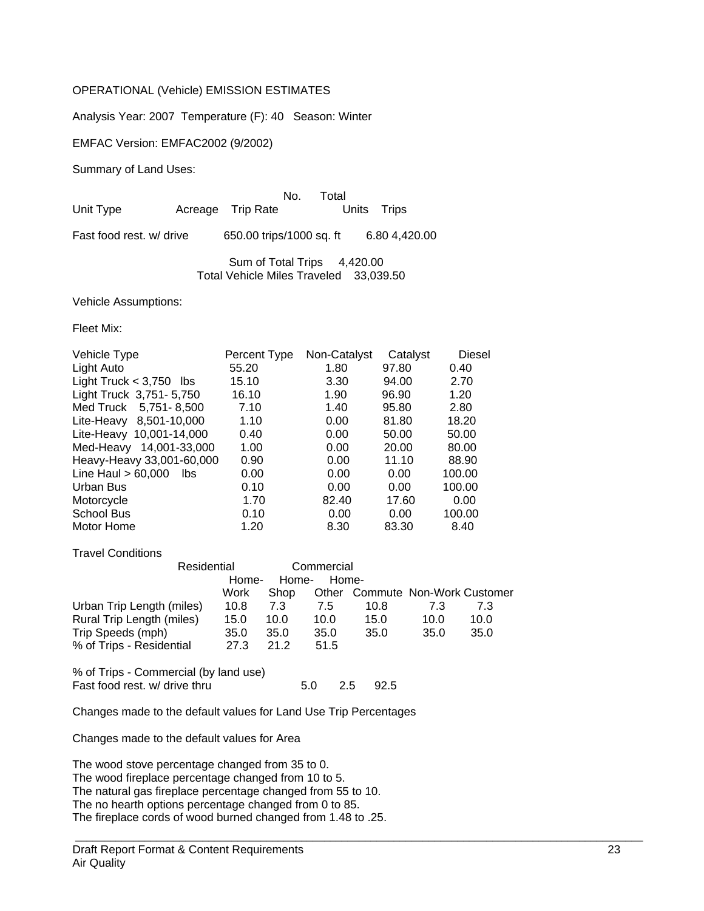OPERATIONAL (Vehicle) EMISSION ESTIMATES

Analysis Year: 2007 Temperature (F): 40 Season: Winter

EMFAC Version: EMFAC2002 (9/2002)

Summary of Land Uses:

| Unit Type | Acreage | Trip Rate | No. Units | Total Trips |
|---|---|---|---|---|
| Fast food rest. w/ drive | | 650.00 trips/1000 sq. ft | 6.80 | 4,420.00 |

Sum of Total Trips 4,420.00
Total Vehicle Miles Traveled 33,039.50

Vehicle Assumptions:

Fleet Mix:

| Vehicle Type | Percent Type | Non-Catalyst | Catalyst | Diesel |
|---|---|---|---|---|
| Light Auto | 55.20 | 1.80 | 97.80 | 0.40 |
| Light Truck < 3,750 lbs | 15.10 | 3.30 | 94.00 | 2.70 |
| Light Truck 3,751- 5,750 | 16.10 | 1.90 | 96.90 | 1.20 |
| Med Truck 5,751- 8,500 | 7.10 | 1.40 | 95.80 | 2.80 |
| Lite-Heavy 8,501-10,000 | 1.10 | 0.00 | 81.80 | 18.20 |
| Lite-Heavy 10,001-14,000 | 0.40 | 0.00 | 50.00 | 50.00 |
| Med-Heavy 14,001-33,000 | 1.00 | 0.00 | 20.00 | 80.00 |
| Heavy-Heavy 33,001-60,000 | 0.90 | 0.00 | 11.10 | 88.90 |
| Line Haul > 60,000 lbs | 0.00 | 0.00 | 0.00 | 100.00 |
| Urban Bus | 0.10 | 0.00 | 0.00 | 100.00 |
| Motorcycle | 1.70 | 82.40 | 17.60 | 0.00 |
| School Bus | 0.10 | 0.00 | 0.00 | 100.00 |
| Motor Home | 1.20 | 8.30 | 83.30 | 8.40 |

Travel Conditions

| | Residential | | | Commercial | | |
|---|---|---|---|---|---|---|
| | Home-Work | Home-Shop | Home-Other | Commute | Non-Work | Customer |
| Urban Trip Length (miles) | 10.8 | 7.3 | 7.5 | 10.8 | 7.3 | 7.3 |
| Rural Trip Length (miles) | 15.0 | 10.0 | 10.0 | 15.0 | 10.0 | 10.0 |
| Trip Speeds (mph) | 35.0 | 35.0 | 35.0 | 35.0 | 35.0 | 35.0 |
| % of Trips - Residential | 27.3 | 21.2 | 51.5 | | | |
| % of Trips - Commercial (by land use) | | | | | | |
| Fast food rest. w/ drive thru | | | | 5.0 | 2.5 | 92.5 |

Changes made to the default values for Land Use Trip Percentages

Changes made to the default values for Area

The wood stove percentage changed from 35 to 0.
The wood fireplace percentage changed from 10 to 5.
The natural gas fireplace percentage changed from 55 to 10.
The no hearth options percentage changed from 0 to 85.
The fireplace cords of wood burned changed from 1.48 to .25.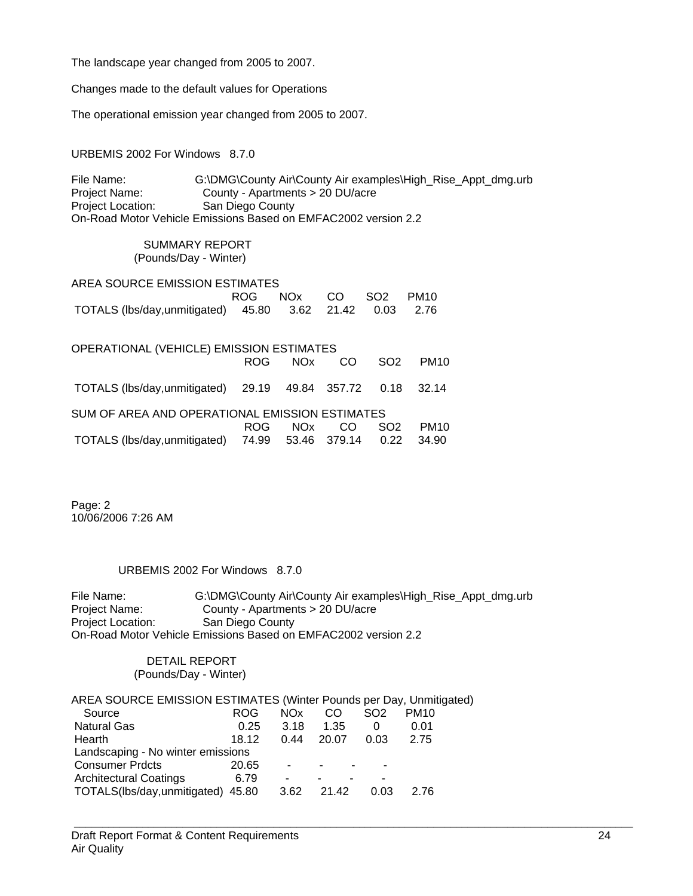The landscape year changed from 2005 to 2007.

Changes made to the default values for Operations

The operational emission year changed from 2005 to 2007.

URBEMIS 2002 For Windows 8.7.0

File Name: G:\DMG\County Air\County Air examples\High_Rise_Appt_dmg.urb
Project Name: County - Apartments > 20 DU/acre
Project Location: San Diego County
On-Road Motor Vehicle Emissions Based on EMFAC2002 version 2.2

SUMMARY REPORT
(Pounds/Day - Winter)

AREA SOURCE EMISSION ESTIMATES

| | ROG | NOx | CO | SO2 | PM10 |
|---|---|---|---|---|---|
| TOTALS (lbs/day,unmitigated) | 45.80 | 3.62 | 21.42 | 0.03 | 2.76 |

OPERATIONAL (VEHICLE) EMISSION ESTIMATES

| | ROG | NOx | CO | SO2 | PM10 |
|---|---|---|---|---|---|
| TOTALS (lbs/day,unmitigated) | 29.19 | 49.84 | 357.72 | 0.18 | 32.14 |

SUM OF AREA AND OPERATIONAL EMISSION ESTIMATES

| | ROG | NOx | CO | SO2 | PM10 |
|---|---|---|---|---|---|
| TOTALS (lbs/day,unmitigated) | 74.99 | 53.46 | 379.14 | 0.22 | 34.90 |

Page: 2
10/06/2006 7:26 AM

URBEMIS 2002 For Windows 8.7.0

File Name: G:\DMG\County Air\County Air examples\High_Rise_Appt_dmg.urb
Project Name: County - Apartments > 20 DU/acre
Project Location: San Diego County
On-Road Motor Vehicle Emissions Based on EMFAC2002 version 2.2

DETAIL REPORT
(Pounds/Day - Winter)

AREA SOURCE EMISSION ESTIMATES (Winter Pounds per Day, Unmitigated)

| Source | ROG | NOx | CO | SO2 | PM10 |
|---|---|---|---|---|---|
| Natural Gas | 0.25 | 3.18 | 1.35 | 0 | 0.01 |
| Hearth | 18.12 | 0.44 | 20.07 | 0.03 | 2.75 |
| Landscaping - No winter emissions | | | | | |
| Consumer Prdcts | 20.65 | - | - | - | - |
| Architectural Coatings | 6.79 | - | - | - | - |
| TOTALS(lbs/day,unmitigated) | 45.80 | 3.62 | 21.42 | 0.03 | 2.76 |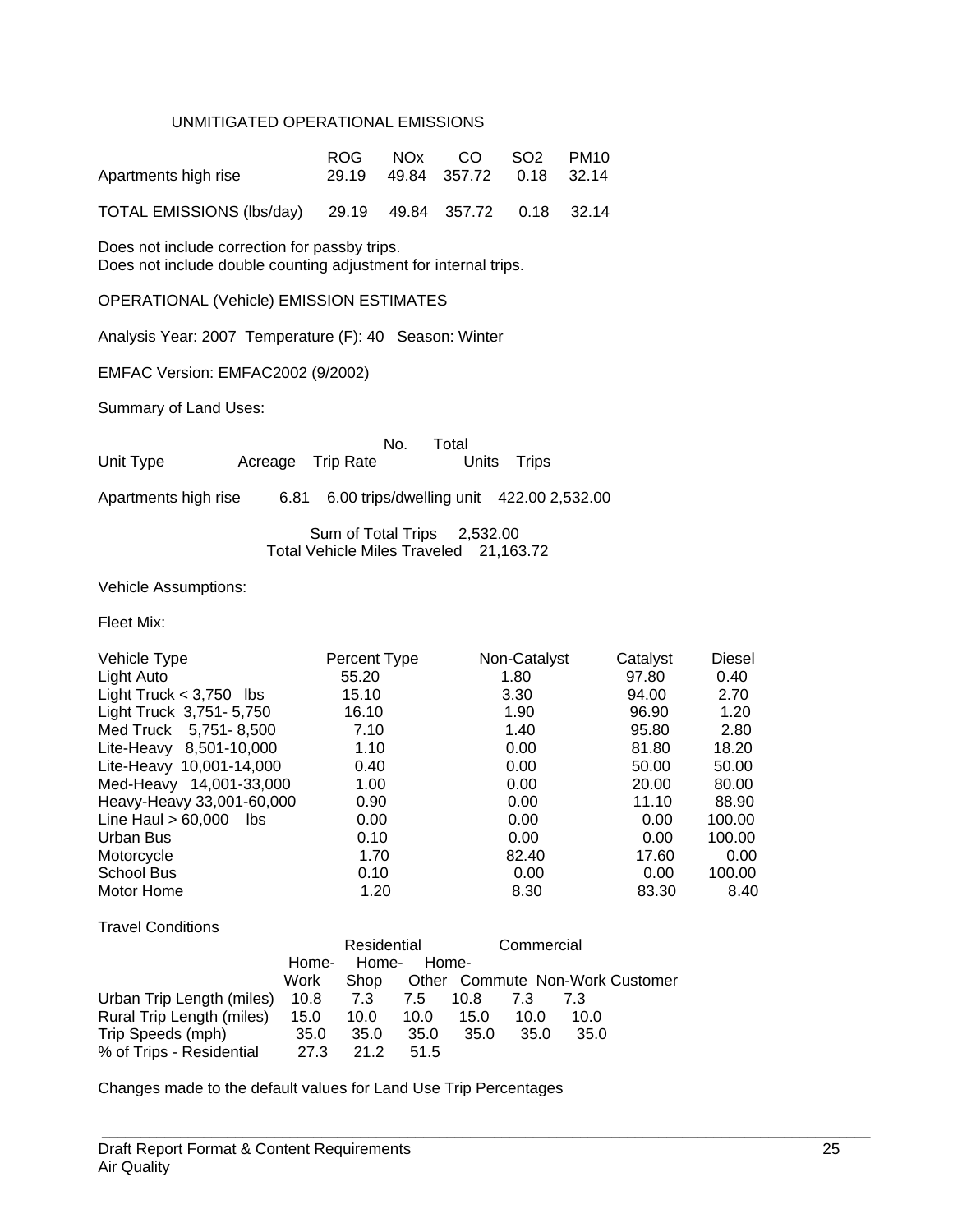UNMITIGATED OPERATIONAL EMISSIONS

| | ROG | NOx | CO | SO2 | PM10 |
|---|---|---|---|---|---|
| Apartments high rise | 29.19 | 49.84 | 357.72 | 0.18 | 32.14 |
| TOTAL EMISSIONS (lbs/day) | 29.19 | 49.84 | 357.72 | 0.18 | 32.14 |

Does not include correction for passby trips.
Does not include double counting adjustment for internal trips.

OPERATIONAL (Vehicle) EMISSION ESTIMATES

Analysis Year: 2007 Temperature (F): 40 Season: Winter

EMFAC Version: EMFAC2002 (9/2002)

Summary of Land Uses:

| Unit Type | Acreage | Trip Rate | No. Units | Total Trips |
|---|---|---|---|---|
| Apartments high rise | 6.81 | 6.00 trips/dwelling unit | 422.00 | 2,532.00 |

Sum of Total Trips 2,532.00
Total Vehicle Miles Traveled 21,163.72

Vehicle Assumptions:

Fleet Mix:

| Vehicle Type | Percent Type | Non-Catalyst | Catalyst | Diesel |
|---|---|---|---|---|
| Light Auto | 55.20 | 1.80 | 97.80 | 0.40 |
| Light Truck < 3,750 lbs | 15.10 | 3.30 | 94.00 | 2.70 |
| Light Truck 3,751- 5,750 | 16.10 | 1.90 | 96.90 | 1.20 |
| Med Truck 5,751- 8,500 | 7.10 | 1.40 | 95.80 | 2.80 |
| Lite-Heavy 8,501-10,000 | 1.10 | 0.00 | 81.80 | 18.20 |
| Lite-Heavy 10,001-14,000 | 0.40 | 0.00 | 50.00 | 50.00 |
| Med-Heavy 14,001-33,000 | 1.00 | 0.00 | 20.00 | 80.00 |
| Heavy-Heavy 33,001-60,000 | 0.90 | 0.00 | 11.10 | 88.90 |
| Line Haul > 60,000 lbs | 0.00 | 0.00 | 0.00 | 100.00 |
| Urban Bus | 0.10 | 0.00 | 0.00 | 100.00 |
| Motorcycle | 1.70 | 82.40 | 17.60 | 0.00 |
| School Bus | 0.10 | 0.00 | 0.00 | 100.00 |
| Motor Home | 1.20 | 8.30 | 83.30 | 8.40 |

Travel Conditions

| | Residential | | | Commercial | | |
|---|---|---|---|---|---|---|
| | Home-Work | Home-Shop | Home-Other | Commute | Non-Work | Customer |
| Urban Trip Length (miles) | 10.8 | 7.3 | 7.5 | 10.8 | 7.3 | 7.3 |
| Rural Trip Length (miles) | 15.0 | 10.0 | 10.0 | 15.0 | 10.0 | 10.0 |
| Trip Speeds (mph) | 35.0 | 35.0 | 35.0 | 35.0 | 35.0 | 35.0 |
| % of Trips - Residential | 27.3 | 21.2 | 51.5 | | | |

Changes made to the default values for Land Use Trip Percentages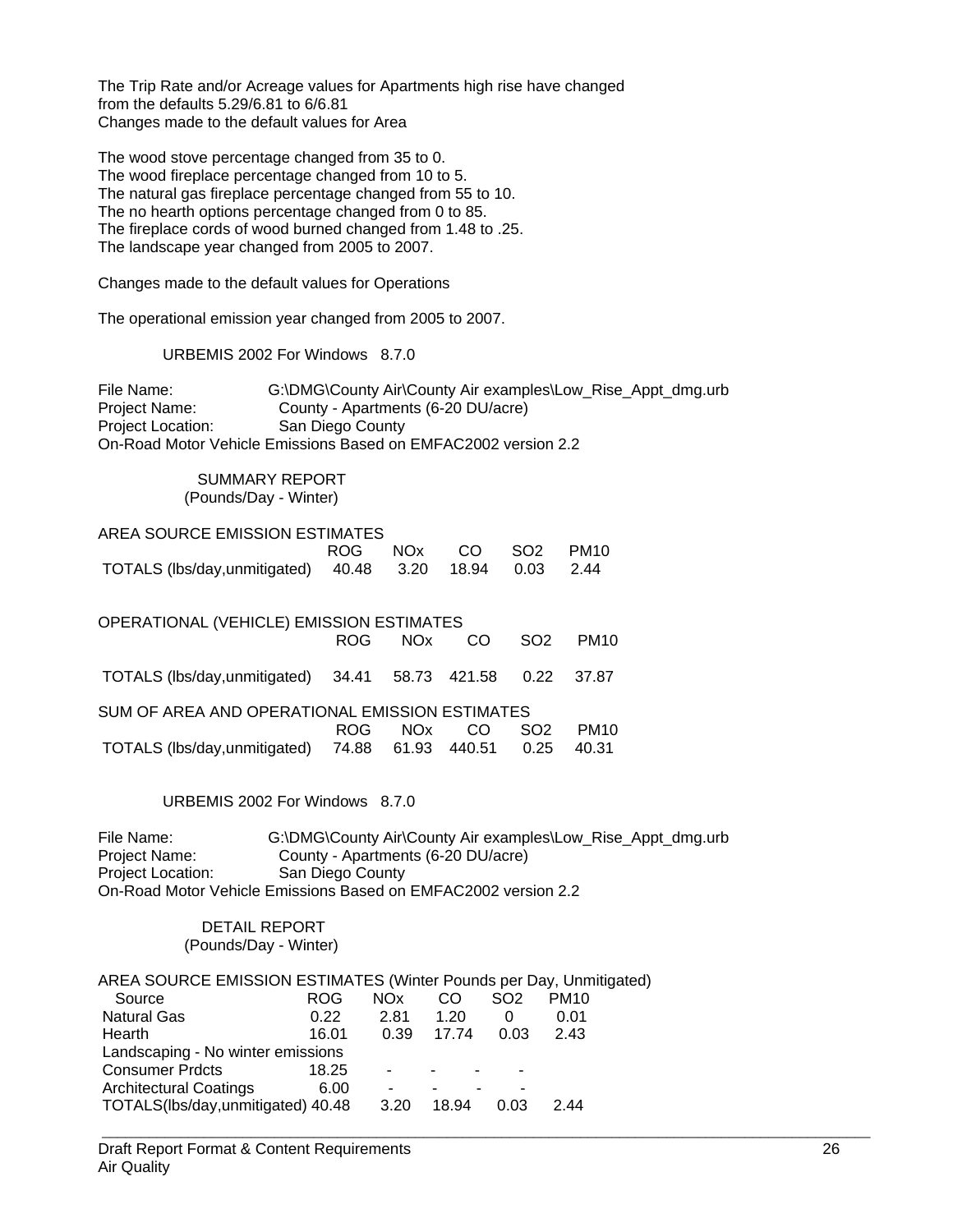The Trip Rate and/or Acreage values for Apartments high rise have changed from the defaults 5.29/6.81 to 6/6.81
Changes made to the default values for Area

The wood stove percentage changed from 35 to 0.
The wood fireplace percentage changed from 10 to 5.
The natural gas fireplace percentage changed from 55 to 10.
The no hearth options percentage changed from 0 to 85.
The fireplace cords of wood burned changed from 1.48 to .25.
The landscape year changed from 2005 to 2007.

Changes made to the default values for Operations

The operational emission year changed from 2005 to 2007.

URBEMIS 2002 For Windows 8.7.0

File Name: G:\DMG\County Air\County Air examples\Low_Rise_Appt_dmg.urb
Project Name: County - Apartments (6-20 DU/acre)
Project Location: San Diego County
On-Road Motor Vehicle Emissions Based on EMFAC2002 version 2.2

SUMMARY REPORT
(Pounds/Day - Winter)

AREA SOURCE EMISSION ESTIMATES

| | ROG | NOx | CO | SO2 | PM10 |
|---|---|---|---|---|---|
| TOTALS (lbs/day,unmitigated) | 40.48 | 3.20 | 18.94 | 0.03 | 2.44 |

OPERATIONAL (VEHICLE) EMISSION ESTIMATES

| | ROG | NOx | CO | SO2 | PM10 |
|---|---|---|---|---|---|
| TOTALS (lbs/day,unmitigated) | 34.41 | 58.73 | 421.58 | 0.22 | 37.87 |

SUM OF AREA AND OPERATIONAL EMISSION ESTIMATES

| | ROG | NOx | CO | SO2 | PM10 |
|---|---|---|---|---|---|
| TOTALS (lbs/day,unmitigated) | 74.88 | 61.93 | 440.51 | 0.25 | 40.31 |

URBEMIS 2002 For Windows 8.7.0

File Name: G:\DMG\County Air\County Air examples\Low_Rise_Appt_dmg.urb
Project Name: County - Apartments (6-20 DU/acre)
Project Location: San Diego County
On-Road Motor Vehicle Emissions Based on EMFAC2002 version 2.2

DETAIL REPORT
(Pounds/Day - Winter)

AREA SOURCE EMISSION ESTIMATES (Winter Pounds per Day, Unmitigated)

| Source | ROG | NOx | CO | SO2 | PM10 |
|---|---|---|---|---|---|
| Natural Gas | 0.22 | 2.81 | 1.20 | 0 | 0.01 |
| Hearth | 16.01 | 0.39 | 17.74 | 0.03 | 2.43 |
| Landscaping - No winter emissions | | | | | |
| Consumer Prdcts | 18.25 | - | - | - | - |
| Architectural Coatings | 6.00 | - | - | - | - |
| TOTALS(lbs/day,unmitigated) | 40.48 | 3.20 | 18.94 | 0.03 | 2.44 |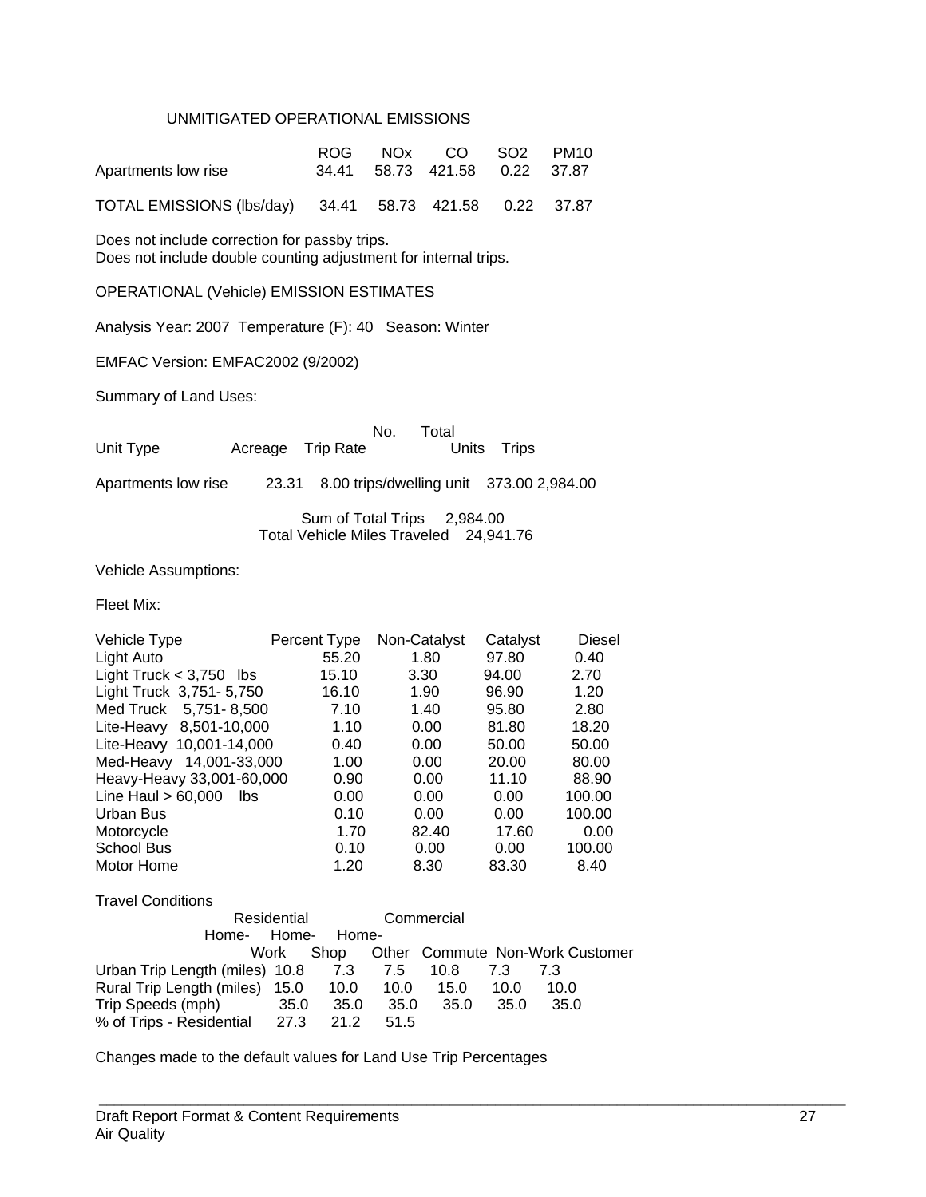UNMITIGATED OPERATIONAL EMISSIONS

| | ROG | NOx | CO | SO2 | PM10 |
|---|---|---|---|---|---|
| Apartments low rise | 34.41 | 58.73 | 421.58 | 0.22 | 37.87 |
| TOTAL EMISSIONS (lbs/day) | 34.41 | 58.73 | 421.58 | 0.22 | 37.87 |

Does not include correction for passby trips.
Does not include double counting adjustment for internal trips.

OPERATIONAL (Vehicle) EMISSION ESTIMATES

Analysis Year: 2007 Temperature (F): 40 Season: Winter

EMFAC Version: EMFAC2002 (9/2002)

Summary of Land Uses:

| Unit Type | Acreage | Trip Rate | No. Units | Total Trips |
|---|---|---|---|---|
| Apartments low rise | 23.31 | 8.00 trips/dwelling unit | 373.00 | 2,984.00 |

Sum of Total Trips 2,984.00
Total Vehicle Miles Traveled 24,941.76

Vehicle Assumptions:

Fleet Mix:

| Vehicle Type | Percent Type | Non-Catalyst | Catalyst | Diesel |
|---|---|---|---|---|
| Light Auto | 55.20 | 1.80 | 97.80 | 0.40 |
| Light Truck < 3,750 lbs | 15.10 | 3.30 | 94.00 | 2.70 |
| Light Truck 3,751- 5,750 | 16.10 | 1.90 | 96.90 | 1.20 |
| Med Truck 5,751- 8,500 | 7.10 | 1.40 | 95.80 | 2.80 |
| Lite-Heavy 8,501-10,000 | 1.10 | 0.00 | 81.80 | 18.20 |
| Lite-Heavy 10,001-14,000 | 0.40 | 0.00 | 50.00 | 50.00 |
| Med-Heavy 14,001-33,000 | 1.00 | 0.00 | 20.00 | 80.00 |
| Heavy-Heavy 33,001-60,000 | 0.90 | 0.00 | 11.10 | 88.90 |
| Line Haul > 60,000 lbs | 0.00 | 0.00 | 0.00 | 100.00 |
| Urban Bus | 0.10 | 0.00 | 0.00 | 100.00 |
| Motorcycle | 1.70 | 82.40 | 17.60 | 0.00 |
| School Bus | 0.10 | 0.00 | 0.00 | 100.00 |
| Motor Home | 1.20 | 8.30 | 83.30 | 8.40 |

Travel Conditions

| | Residential | | | Commercial | | |
|---|---|---|---|---|---|---|
| | Home-Work | Home-Shop | Home-Other | Commute | Non-Work | Customer |
| Urban Trip Length (miles) | 10.8 | 7.3 | 7.5 | 10.8 | 7.3 | 7.3 |
| Rural Trip Length (miles) | 15.0 | 10.0 | 10.0 | 15.0 | 10.0 | 10.0 |
| Trip Speeds (mph) | 35.0 | 35.0 | 35.0 | 35.0 | 35.0 | 35.0 |
| % of Trips - Residential | 27.3 | 21.2 | 51.5 | | | |

Changes made to the default values for Land Use Trip Percentages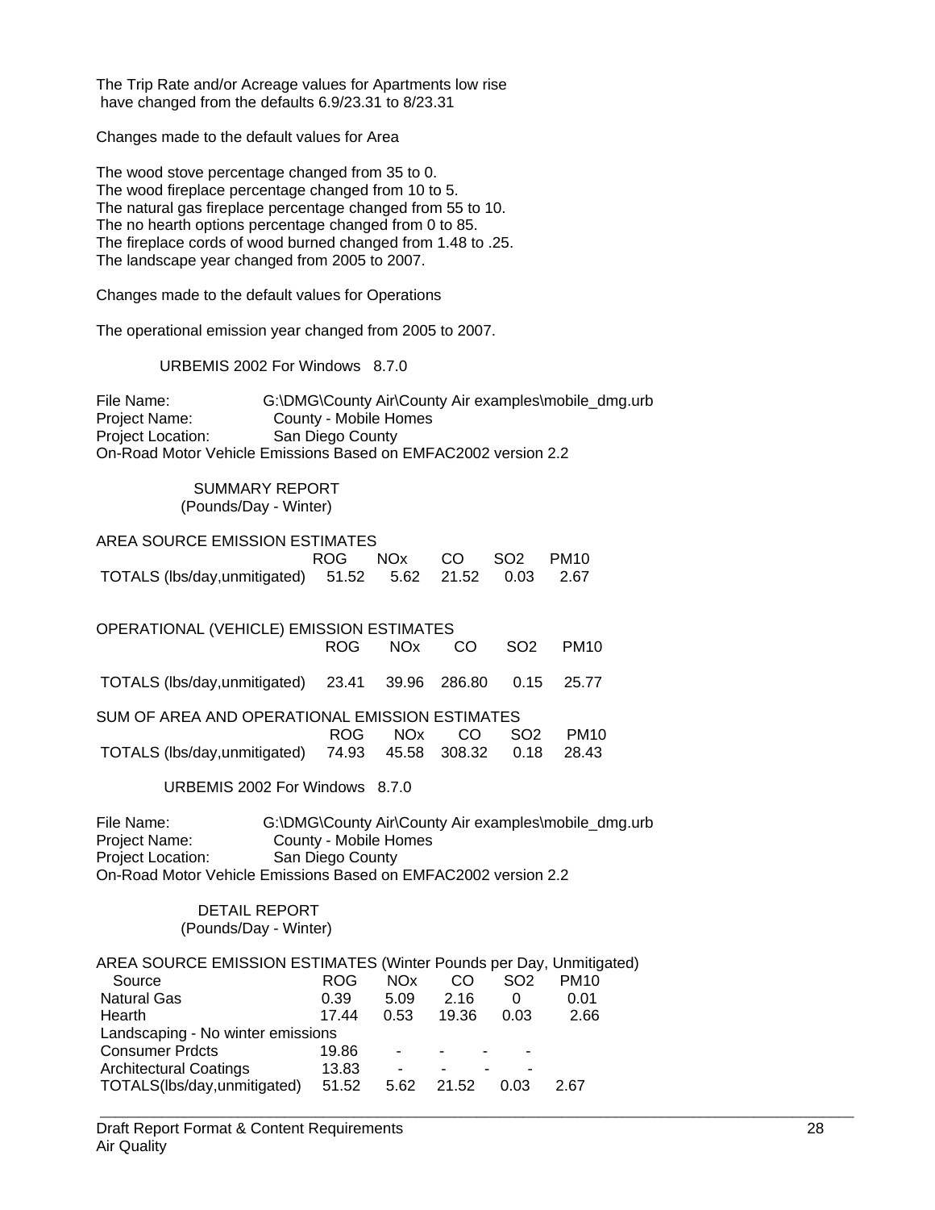The Trip Rate and/or Acreage values for Apartments low rise have changed from the defaults 6.9/23.31 to 8/23.31

Changes made to the default values for Area

The wood stove percentage changed from 35 to 0.
The wood fireplace percentage changed from 10 to 5.
The natural gas fireplace percentage changed from 55 to 10.
The no hearth options percentage changed from 0 to 85.
The fireplace cords of wood burned changed from 1.48 to .25.
The landscape year changed from 2005 to 2007.

Changes made to the default values for Operations

The operational emission year changed from 2005 to 2007.

URBEMIS 2002 For Windows 8.7.0

File Name: G:\DMG\County Air\County Air examples\mobile_dmg.urb
Project Name: County - Mobile Homes
Project Location: San Diego County
On-Road Motor Vehicle Emissions Based on EMFAC2002 version 2.2

SUMMARY REPORT
(Pounds/Day - Winter)

AREA SOURCE EMISSION ESTIMATES

| | ROG | NOx | CO | SO2 | PM10 |
|---|---|---|---|---|---|
| TOTALS (lbs/day,unmitigated) | 51.52 | 5.62 | 21.52 | 0.03 | 2.67 |

OPERATIONAL (VEHICLE) EMISSION ESTIMATES

| | ROG | NOx | CO | SO2 | PM10 |
|---|---|---|---|---|---|
| TOTALS (lbs/day,unmitigated) | 23.41 | 39.96 | 286.80 | 0.15 | 25.77 |

SUM OF AREA AND OPERATIONAL EMISSION ESTIMATES

| | ROG | NOx | CO | SO2 | PM10 |
|---|---|---|---|---|---|
| TOTALS (lbs/day,unmitigated) | 74.93 | 45.58 | 308.32 | 0.18 | 28.43 |

URBEMIS 2002 For Windows 8.7.0

File Name: G:\DMG\County Air\County Air examples\mobile_dmg.urb
Project Name: County - Mobile Homes
Project Location: San Diego County
On-Road Motor Vehicle Emissions Based on EMFAC2002 version 2.2

DETAIL REPORT
(Pounds/Day - Winter)

AREA SOURCE EMISSION ESTIMATES (Winter Pounds per Day, Unmitigated)

| Source | ROG | NOx | CO | SO2 | PM10 |
|---|---|---|---|---|---|
| Natural Gas | 0.39 | 5.09 | 2.16 | 0 | 0.01 |
| Hearth | 17.44 | 0.53 | 19.36 | 0.03 | 2.66 |
| Landscaping - No winter emissions | | | | | |
| Consumer Prdcts | 19.86 | - | - | - | - |
| Architectural Coatings | 13.83 | - | - | - | - |
| TOTALS(lbs/day,unmitigated) | 51.52 | 5.62 | 21.52 | 0.03 | 2.67 |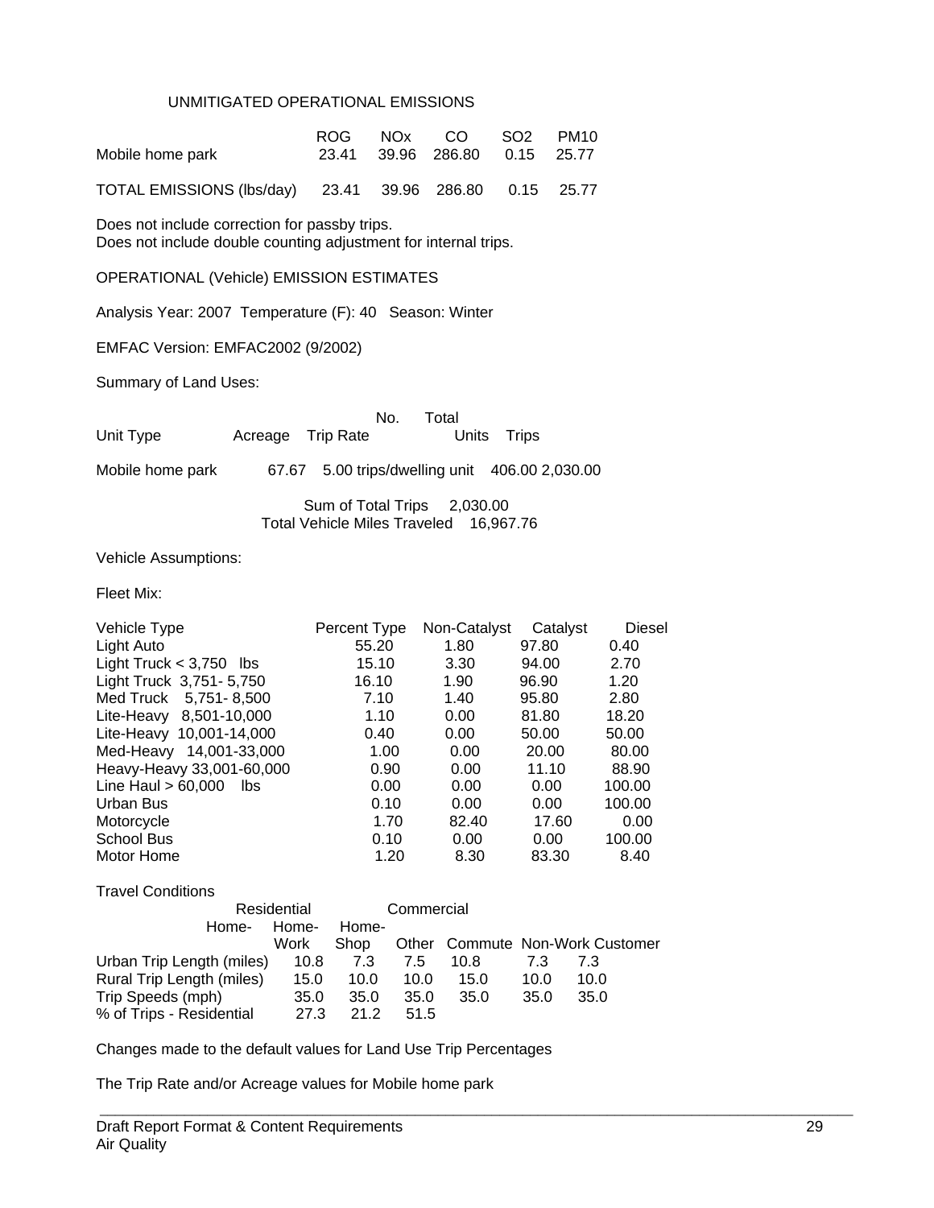UNMITIGATED OPERATIONAL EMISSIONS

| | ROG | NOx | CO | SO2 | PM10 |
|---|---|---|---|---|---|
| Mobile home park | 23.41 | 39.96 | 286.80 | 0.15 | 25.77 |
| TOTAL EMISSIONS (lbs/day) | 23.41 | 39.96 | 286.80 | 0.15 | 25.77 |

Does not include correction for passby trips.
Does not include double counting adjustment for internal trips.

OPERATIONAL (Vehicle) EMISSION ESTIMATES

Analysis Year: 2007 Temperature (F): 40 Season: Winter

EMFAC Version: EMFAC2002 (9/2002)

Summary of Land Uses:

| Unit Type | Acreage | Trip Rate | No. Units | Total Trips |
|---|---|---|---|---|
| Mobile home park | 67.67 | 5.00 trips/dwelling unit | 406.00 | 2,030.00 |

Sum of Total Trips 2,030.00
Total Vehicle Miles Traveled 16,967.76

Vehicle Assumptions:

Fleet Mix:

| Vehicle Type | Percent Type | Non-Catalyst | Catalyst | Diesel |
|---|---|---|---|---|
| Light Auto | 55.20 | 1.80 | 97.80 | 0.40 |
| Light Truck < 3,750 lbs | 15.10 | 3.30 | 94.00 | 2.70 |
| Light Truck 3,751- 5,750 | 16.10 | 1.90 | 96.90 | 1.20 |
| Med Truck 5,751- 8,500 | 7.10 | 1.40 | 95.80 | 2.80 |
| Lite-Heavy 8,501-10,000 | 1.10 | 0.00 | 81.80 | 18.20 |
| Lite-Heavy 10,001-14,000 | 0.40 | 0.00 | 50.00 | 50.00 |
| Med-Heavy 14,001-33,000 | 1.00 | 0.00 | 20.00 | 80.00 |
| Heavy-Heavy 33,001-60,000 | 0.90 | 0.00 | 11.10 | 88.90 |
| Line Haul > 60,000 lbs | 0.00 | 0.00 | 0.00 | 100.00 |
| Urban Bus | 0.10 | 0.00 | 0.00 | 100.00 |
| Motorcycle | 1.70 | 82.40 | 17.60 | 0.00 |
| School Bus | 0.10 | 0.00 | 0.00 | 100.00 |
| Motor Home | 1.20 | 8.30 | 83.30 | 8.40 |

Travel Conditions

| | Residential | | | Commercial | | |
|---|---|---|---|---|---|---|
| | Home-Work | Home-Shop | Home-Other | Commute | Non-Work | Customer |
| Urban Trip Length (miles) | 10.8 | 7.3 | 7.5 | 10.8 | 7.3 | 7.3 |
| Rural Trip Length (miles) | 15.0 | 10.0 | 10.0 | 15.0 | 10.0 | 10.0 |
| Trip Speeds (mph) | 35.0 | 35.0 | 35.0 | 35.0 | 35.0 | 35.0 |
| % of Trips - Residential | 27.3 | 21.2 | 51.5 | | | |

Changes made to the default values for Land Use Trip Percentages

The Trip Rate and/or Acreage values for Mobile home park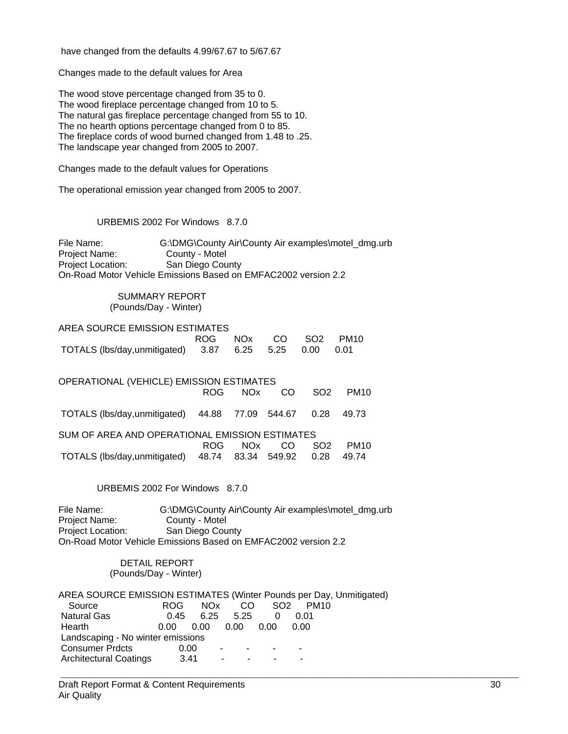have changed from the defaults 4.99/67.67 to 5/67.67

Changes made to the default values for Area

The wood stove percentage changed from 35 to 0.
The wood fireplace percentage changed from 10 to 5.
The natural gas fireplace percentage changed from 55 to 10.
The no hearth options percentage changed from 0 to 85.
The fireplace cords of wood burned changed from 1.48 to .25.
The landscape year changed from 2005 to 2007.

Changes made to the default values for Operations

The operational emission year changed from 2005 to 2007.

URBEMIS 2002 For Windows 8.7.0

File Name: G:\DMG\County Air\County Air examples\motel_dmg.urb
Project Name: County - Motel
Project Location: San Diego County
On-Road Motor Vehicle Emissions Based on EMFAC2002 version 2.2

SUMMARY REPORT
(Pounds/Day - Winter)

AREA SOURCE EMISSION ESTIMATES

| | ROG | NOx | CO | SO2 | PM10 |
|---|---|---|---|---|---|
| TOTALS (lbs/day,unmitigated) | 3.87 | 6.25 | 5.25 | 0.00 | 0.01 |

OPERATIONAL (VEHICLE) EMISSION ESTIMATES

| | ROG | NOx | CO | SO2 | PM10 |
|---|---|---|---|---|---|
| TOTALS (lbs/day,unmitigated) | 44.88 | 77.09 | 544.67 | 0.28 | 49.73 |

SUM OF AREA AND OPERATIONAL EMISSION ESTIMATES

| | ROG | NOx | CO | SO2 | PM10 |
|---|---|---|---|---|---|
| TOTALS (lbs/day,unmitigated) | 48.74 | 83.34 | 549.92 | 0.28 | 49.74 |

URBEMIS 2002 For Windows 8.7.0

File Name: G:\DMG\County Air\County Air examples\motel_dmg.urb
Project Name: County - Motel
Project Location: San Diego County
On-Road Motor Vehicle Emissions Based on EMFAC2002 version 2.2

DETAIL REPORT
(Pounds/Day - Winter)

AREA SOURCE EMISSION ESTIMATES (Winter Pounds per Day, Unmitigated)

| Source | ROG | NOx | CO | SO2 | PM10 |
|---|---|---|---|---|---|
| Natural Gas | 0.45 | 6.25 | 5.25 | 0 | 0.01 |
| Hearth | 0.00 | 0.00 | 0.00 | 0.00 | 0.00 |
| Landscaping - No winter emissions | | | | | |
| Consumer Prdcts | 0.00 | - | - | - | - |
| Architectural Coatings | 3.41 | - | - | - | - |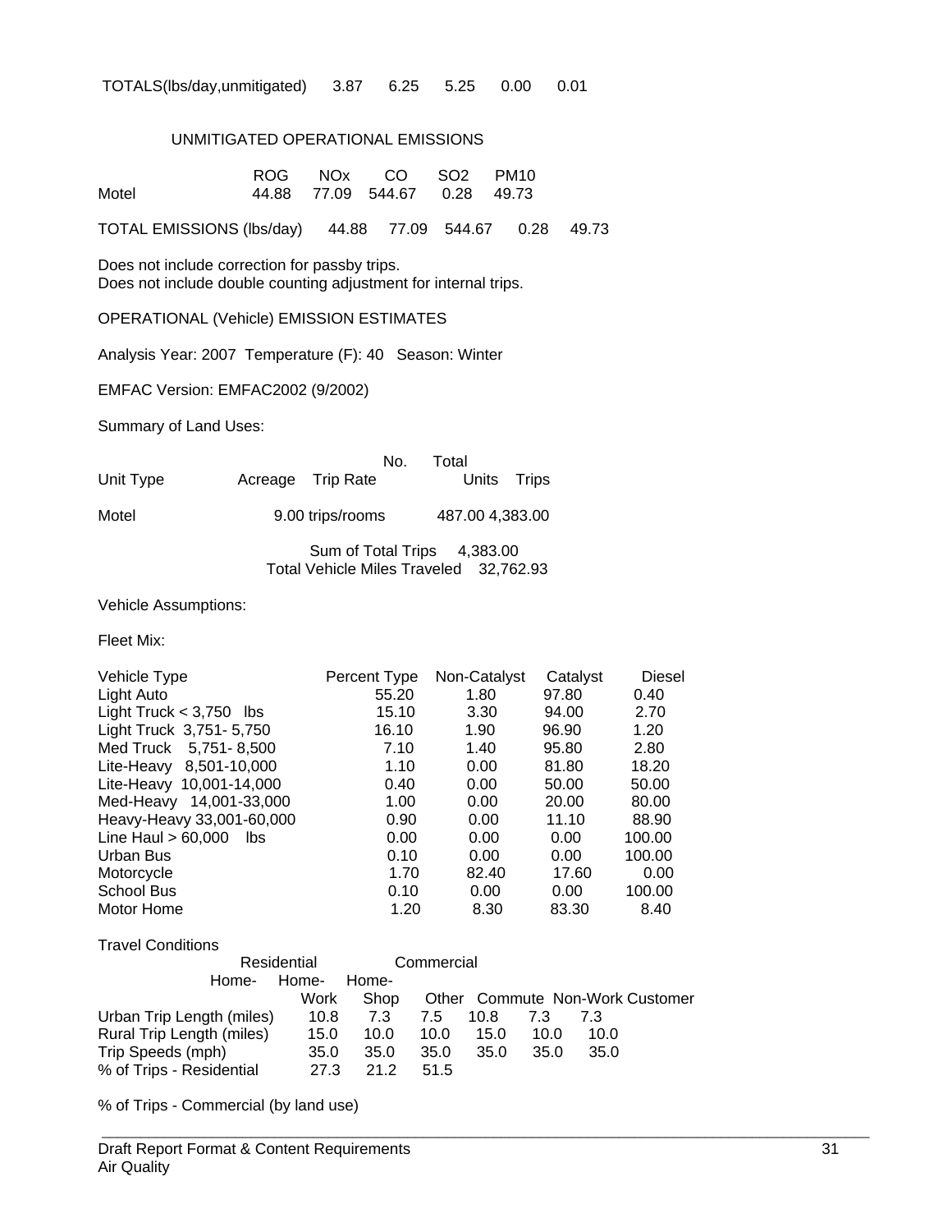TOTALS(lbs/day,unmitigated) 3.87 6.25 5.25 0.00 0.01

UNMITIGATED OPERATIONAL EMISSIONS

| | ROG | NOx | CO | SO2 | PM10 |
|---|---|---|---|---|---|
| Motel | 44.88 | 77.09 | 544.67 | 0.28 | 49.73 |
| TOTAL EMISSIONS (lbs/day) | 44.88 | 77.09 | 544.67 | 0.28 | 49.73 |

Does not include correction for passby trips.
Does not include double counting adjustment for internal trips.

OPERATIONAL (Vehicle) EMISSION ESTIMATES

Analysis Year: 2007 Temperature (F): 40 Season: Winter

EMFAC Version: EMFAC2002 (9/2002)

Summary of Land Uses:

| Unit Type | Acreage | Trip Rate | No. Units | Total Trips |
|---|---|---|---|---|
| Motel | | 9.00 trips/rooms | 487.00 | 4,383.00 |

Sum of Total Trips 4,383.00
Total Vehicle Miles Traveled 32,762.93

Vehicle Assumptions:

Fleet Mix:

| Vehicle Type | Percent Type | Non-Catalyst | Catalyst | Diesel |
|---|---|---|---|---|
| Light Auto | 55.20 | 1.80 | 97.80 | 0.40 |
| Light Truck < 3,750 lbs | 15.10 | 3.30 | 94.00 | 2.70 |
| Light Truck 3,751- 5,750 | 16.10 | 1.90 | 96.90 | 1.20 |
| Med Truck 5,751- 8,500 | 7.10 | 1.40 | 95.80 | 2.80 |
| Lite-Heavy 8,501-10,000 | 1.10 | 0.00 | 81.80 | 18.20 |
| Lite-Heavy 10,001-14,000 | 0.40 | 0.00 | 50.00 | 50.00 |
| Med-Heavy 14,001-33,000 | 1.00 | 0.00 | 20.00 | 80.00 |
| Heavy-Heavy 33,001-60,000 | 0.90 | 0.00 | 11.10 | 88.90 |
| Line Haul > 60,000 lbs | 0.00 | 0.00 | 0.00 | 100.00 |
| Urban Bus | 0.10 | 0.00 | 0.00 | 100.00 |
| Motorcycle | 1.70 | 82.40 | 17.60 | 0.00 |
| School Bus | 0.10 | 0.00 | 0.00 | 100.00 |
| Motor Home | 1.20 | 8.30 | 83.30 | 8.40 |

Travel Conditions

| | Residential | | | Commercial | | |
|---|---|---|---|---|---|---|
| | Home-Work | Home-Shop | Home-Other | Commute | Non-Work | Customer |
| Urban Trip Length (miles) | 10.8 | 7.3 | 7.5 | 10.8 | 7.3 | 7.3 |
| Rural Trip Length (miles) | 15.0 | 10.0 | 10.0 | 15.0 | 10.0 | 10.0 |
| Trip Speeds (mph) | 35.0 | 35.0 | 35.0 | 35.0 | 35.0 | 35.0 |
| % of Trips - Residential | 27.3 | 21.2 | 51.5 | | | |

% of Trips - Commercial (by land use)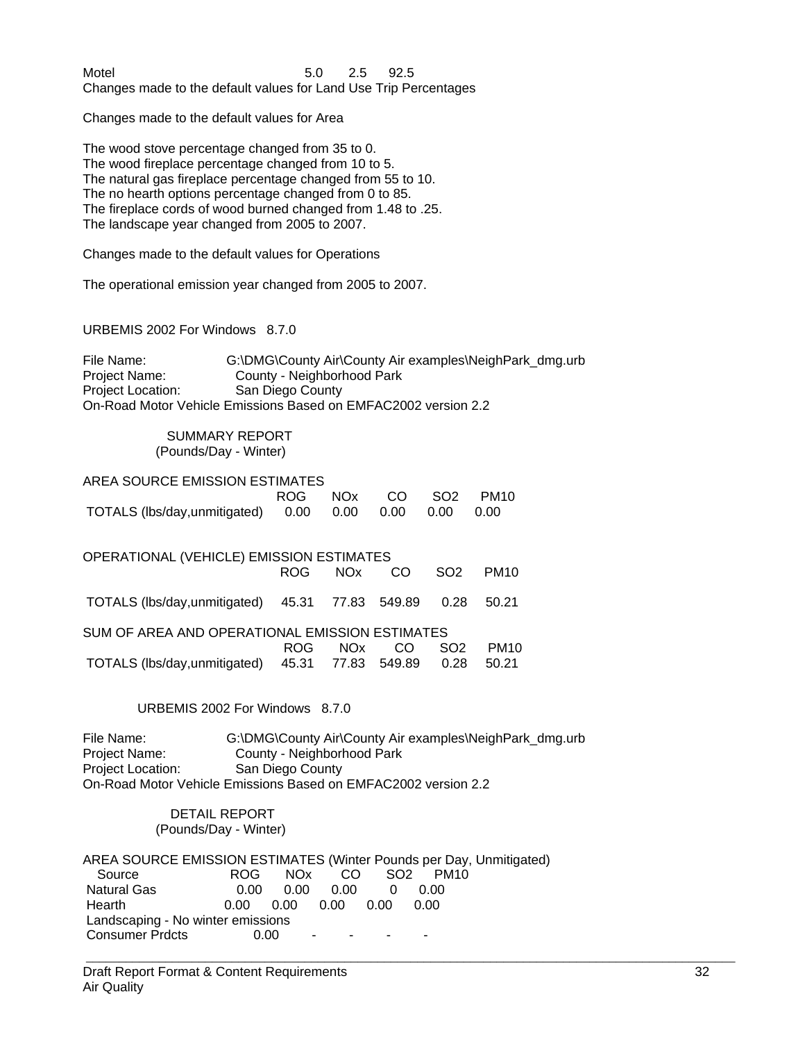Motel 5.0 2.5 92.5

Changes made to the default values for Land Use Trip Percentages

Changes made to the default values for Area

The wood stove percentage changed from 35 to 0.
The wood fireplace percentage changed from 10 to 5.
The natural gas fireplace percentage changed from 55 to 10.
The no hearth options percentage changed from 0 to 85.
The fireplace cords of wood burned changed from 1.48 to .25.
The landscape year changed from 2005 to 2007.

Changes made to the default values for Operations

The operational emission year changed from 2005 to 2007.

URBEMIS 2002 For Windows 8.7.0

File Name: G:\DMG\County Air\County Air examples\NeighPark_dmg.urb
Project Name: County - Neighborhood Park
Project Location: San Diego County
On-Road Motor Vehicle Emissions Based on EMFAC2002 version 2.2

SUMMARY REPORT
(Pounds/Day - Winter)

AREA SOURCE EMISSION ESTIMATES

| | ROG | NOx | CO | SO2 | PM10 |
|---|---|---|---|---|---|
| TOTALS (lbs/day,unmitigated) | 0.00 | 0.00 | 0.00 | 0.00 | 0.00 |

OPERATIONAL (VEHICLE) EMISSION ESTIMATES

| | ROG | NOx | CO | SO2 | PM10 |
|---|---|---|---|---|---|
| TOTALS (lbs/day,unmitigated) | 45.31 | 77.83 | 549.89 | 0.28 | 50.21 |

SUM OF AREA AND OPERATIONAL EMISSION ESTIMATES

| | ROG | NOx | CO | SO2 | PM10 |
|---|---|---|---|---|---|
| TOTALS (lbs/day,unmitigated) | 45.31 | 77.83 | 549.89 | 0.28 | 50.21 |

URBEMIS 2002 For Windows 8.7.0

File Name: G:\DMG\County Air\County Air examples\NeighPark_dmg.urb
Project Name: County - Neighborhood Park
Project Location: San Diego County
On-Road Motor Vehicle Emissions Based on EMFAC2002 version 2.2

DETAIL REPORT
(Pounds/Day - Winter)

AREA SOURCE EMISSION ESTIMATES (Winter Pounds per Day, Unmitigated)

| Source | ROG | NOx | CO | SO2 | PM10 |
|---|---|---|---|---|---|
| Natural Gas | 0.00 | 0.00 | 0.00 | 0 | 0.00 |
| Hearth | 0.00 | 0.00 | 0.00 | 0.00 | 0.00 |
| Landscaping - No winter emissions | | | | | |
| Consumer Prdcts | 0.00 | - | - | - | - |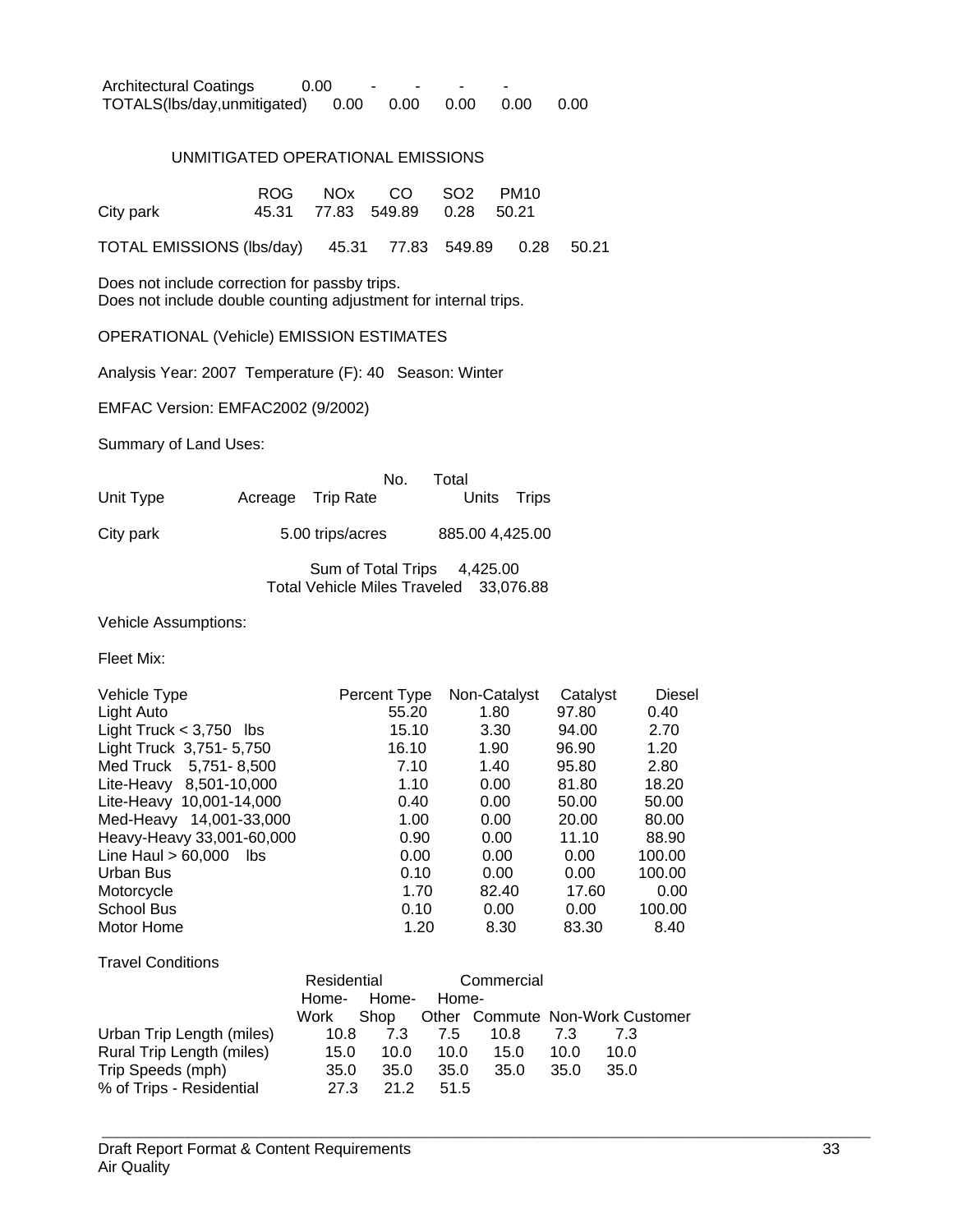| | | | | | |
|---|---|---|---|---|---|
| Architectural Coatings | 0.00 | - | - | - | - |
| TOTALS(lbs/day,unmitigated) | 0.00 | 0.00 | 0.00 | 0.00 | 0.00 |

UNMITIGATED OPERATIONAL EMISSIONS

| | ROG | NOx | CO | SO2 | PM10 |
|---|---|---|---|---|---|
| City park | 45.31 | 77.83 | 549.89 | 0.28 | 50.21 |
| TOTAL EMISSIONS (lbs/day) | 45.31 | 77.83 | 549.89 | 0.28 | 50.21 |

Does not include correction for passby trips.
Does not include double counting adjustment for internal trips.

OPERATIONAL (Vehicle) EMISSION ESTIMATES

Analysis Year: 2007 Temperature (F): 40 Season: Winter

EMFAC Version: EMFAC2002 (9/2002)

Summary of Land Uses:

| Unit Type | Acreage | Trip Rate | No. Units | Total Trips |
|---|---|---|---|---|
| City park | | 5.00 trips/acres | 885.00 | 4,425.00 |

Sum of Total Trips 4,425.00
Total Vehicle Miles Traveled 33,076.88

Vehicle Assumptions:

Fleet Mix:

| Vehicle Type | Percent Type | Non-Catalyst | Catalyst | Diesel |
|---|---|---|---|---|
| Light Auto | 55.20 | 1.80 | 97.80 | 0.40 |
| Light Truck < 3,750 lbs | 15.10 | 3.30 | 94.00 | 2.70 |
| Light Truck 3,751- 5,750 | 16.10 | 1.90 | 96.90 | 1.20 |
| Med Truck 5,751- 8,500 | 7.10 | 1.40 | 95.80 | 2.80 |
| Lite-Heavy 8,501-10,000 | 1.10 | 0.00 | 81.80 | 18.20 |
| Lite-Heavy 10,001-14,000 | 0.40 | 0.00 | 50.00 | 50.00 |
| Med-Heavy 14,001-33,000 | 1.00 | 0.00 | 20.00 | 80.00 |
| Heavy-Heavy 33,001-60,000 | 0.90 | 0.00 | 11.10 | 88.90 |
| Line Haul > 60,000 lbs | 0.00 | 0.00 | 0.00 | 100.00 |
| Urban Bus | 0.10 | 0.00 | 0.00 | 100.00 |
| Motorcycle | 1.70 | 82.40 | 17.60 | 0.00 |
| School Bus | 0.10 | 0.00 | 0.00 | 100.00 |
| Motor Home | 1.20 | 8.30 | 83.30 | 8.40 |

Travel Conditions

| | Residential | | | Commercial | | |
|---|---|---|---|---|---|---|
| | Home-Work | Home-Shop | Home-Other | Commute | Non-Work | Customer |
| Urban Trip Length (miles) | 10.8 | 7.3 | 7.5 | 10.8 | 7.3 | 7.3 |
| Rural Trip Length (miles) | 15.0 | 10.0 | 10.0 | 15.0 | 10.0 | 10.0 |
| Trip Speeds (mph) | 35.0 | 35.0 | 35.0 | 35.0 | 35.0 | 35.0 |
| % of Trips - Residential | 27.3 | 21.2 | 51.5 | | | |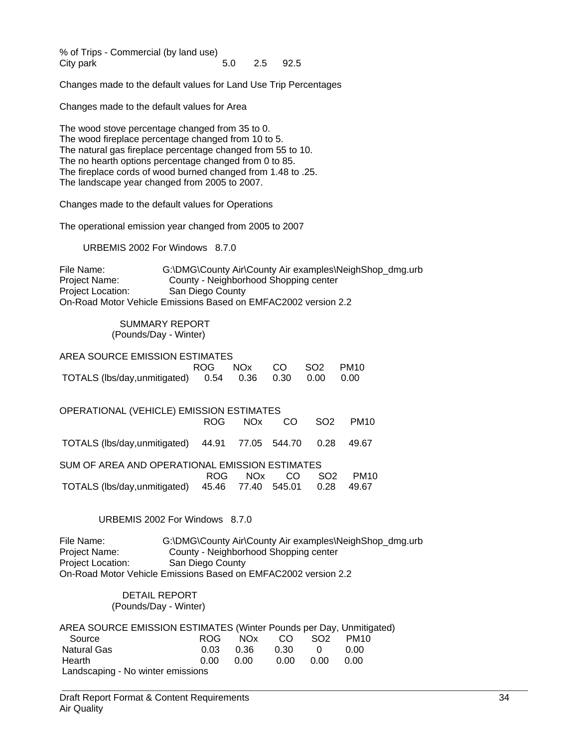% of Trips - Commercial (by land use)

| | | | |
|---|---|---|---|
| City park | 5.0 | 2.5 | 92.5 |

Changes made to the default values for Land Use Trip Percentages

Changes made to the default values for Area

The wood stove percentage changed from 35 to 0.
The wood fireplace percentage changed from 10 to 5.
The natural gas fireplace percentage changed from 55 to 10.
The no hearth options percentage changed from 0 to 85.
The fireplace cords of wood burned changed from 1.48 to .25.
The landscape year changed from 2005 to 2007.

Changes made to the default values for Operations

The operational emission year changed from 2005 to 2007

URBEMIS 2002 For Windows 8.7.0

File Name: G:\DMG\County Air\County Air examples\NeighShop_dmg.urb
Project Name: County - Neighborhood Shopping center
Project Location: San Diego County
On-Road Motor Vehicle Emissions Based on EMFAC2002 version 2.2

SUMMARY REPORT
(Pounds/Day - Winter)

AREA SOURCE EMISSION ESTIMATES

| | ROG | NOx | CO | SO2 | PM10 |
|---|---|---|---|---|---|
| TOTALS (lbs/day,unmitigated) | 0.54 | 0.36 | 0.30 | 0.00 | 0.00 |

OPERATIONAL (VEHICLE) EMISSION ESTIMATES

| | ROG | NOx | CO | SO2 | PM10 |
|---|---|---|---|---|---|
| TOTALS (lbs/day,unmitigated) | 44.91 | 77.05 | 544.70 | 0.28 | 49.67 |

SUM OF AREA AND OPERATIONAL EMISSION ESTIMATES

| | ROG | NOx | CO | SO2 | PM10 |
|---|---|---|---|---|---|
| TOTALS (lbs/day,unmitigated) | 45.46 | 77.40 | 545.01 | 0.28 | 49.67 |

URBEMIS 2002 For Windows 8.7.0

File Name: G:\DMG\County Air\County Air examples\NeighShop_dmg.urb
Project Name: County - Neighborhood Shopping center
Project Location: San Diego County
On-Road Motor Vehicle Emissions Based on EMFAC2002 version 2.2

DETAIL REPORT
(Pounds/Day - Winter)

AREA SOURCE EMISSION ESTIMATES (Winter Pounds per Day, Unmitigated)

| Source | ROG | NOx | CO | SO2 | PM10 |
|---|---|---|---|---|---|
| Natural Gas | 0.03 | 0.36 | 0.30 | 0 | 0.00 |
| Hearth | 0.00 | 0.00 | 0.00 | 0.00 | 0.00 |
| Landscaping - No winter emissions | | | | | |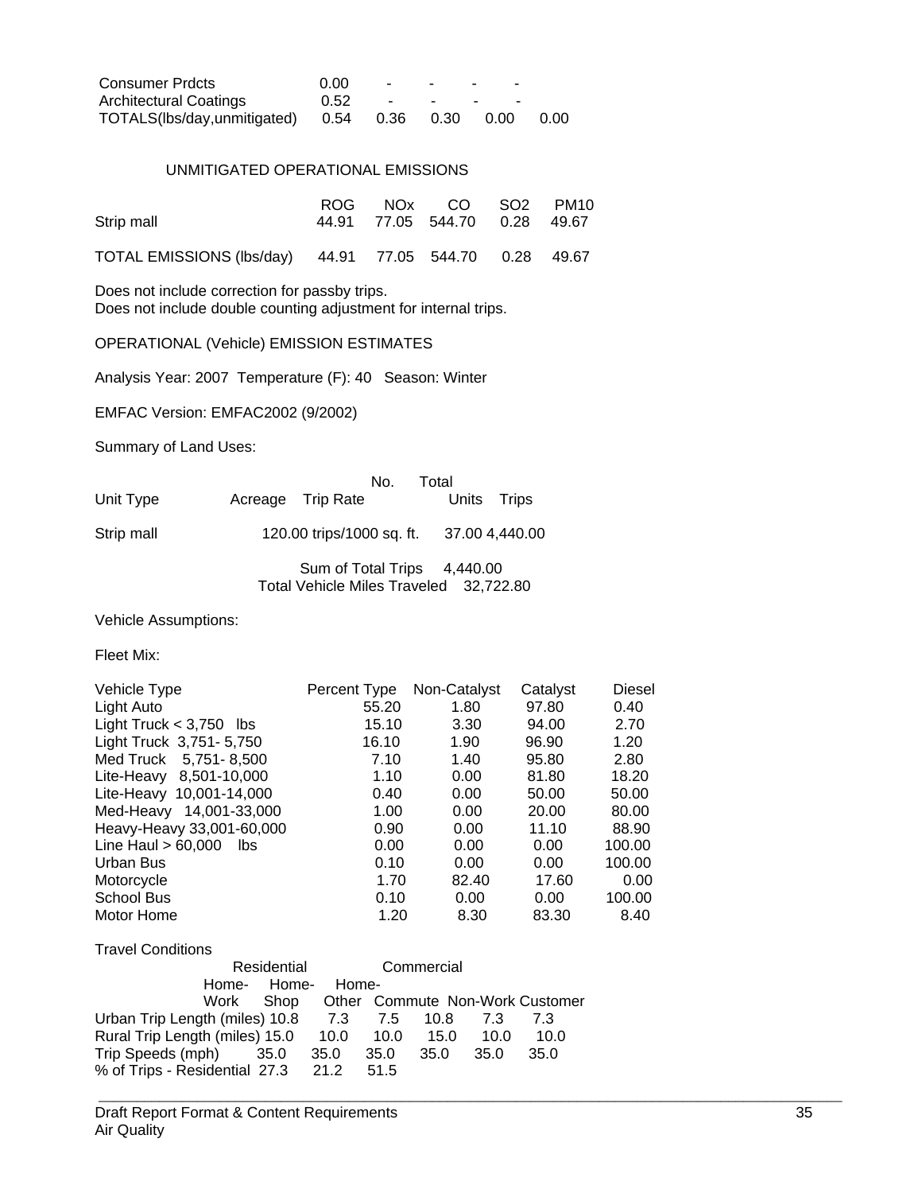| | | | | | |
|---|---|---|---|---|---|
| Consumer Prdcts | 0.00 | - | - | - | - |
| Architectural Coatings | 0.52 | - | - | - | - |
| TOTALS(lbs/day,unmitigated) | 0.54 | 0.36 | 0.30 | 0.00 | 0.00 |

UNMITIGATED OPERATIONAL EMISSIONS

| | ROG | NOx | CO | SO2 | PM10 |
|---|---|---|---|---|---|
| Strip mall | 44.91 | 77.05 | 544.70 | 0.28 | 49.67 |
| TOTAL EMISSIONS (lbs/day) | 44.91 | 77.05 | 544.70 | 0.28 | 49.67 |

Does not include correction for passby trips.
Does not include double counting adjustment for internal trips.

OPERATIONAL (Vehicle) EMISSION ESTIMATES

Analysis Year: 2007 Temperature (F): 40 Season: Winter

EMFAC Version: EMFAC2002 (9/2002)

Summary of Land Uses:

| Unit Type | Acreage | Trip Rate | No. Units | Total Trips |
|---|---|---|---|---|
| Strip mall | | 120.00 trips/1000 sq. ft. | 37.00 | 4,440.00 |

Sum of Total Trips 4,440.00
Total Vehicle Miles Traveled 32,722.80

Vehicle Assumptions:

Fleet Mix:

| Vehicle Type | Percent Type | Non-Catalyst | Catalyst | Diesel |
|---|---|---|---|---|
| Light Auto | 55.20 | 1.80 | 97.80 | 0.40 |
| Light Truck < 3,750 lbs | 15.10 | 3.30 | 94.00 | 2.70 |
| Light Truck 3,751- 5,750 | 16.10 | 1.90 | 96.90 | 1.20 |
| Med Truck 5,751- 8,500 | 7.10 | 1.40 | 95.80 | 2.80 |
| Lite-Heavy 8,501-10,000 | 1.10 | 0.00 | 81.80 | 18.20 |
| Lite-Heavy 10,001-14,000 | 0.40 | 0.00 | 50.00 | 50.00 |
| Med-Heavy 14,001-33,000 | 1.00 | 0.00 | 20.00 | 80.00 |
| Heavy-Heavy 33,001-60,000 | 0.90 | 0.00 | 11.10 | 88.90 |
| Line Haul > 60,000 lbs | 0.00 | 0.00 | 0.00 | 100.00 |
| Urban Bus | 0.10 | 0.00 | 0.00 | 100.00 |
| Motorcycle | 1.70 | 82.40 | 17.60 | 0.00 |
| School Bus | 0.10 | 0.00 | 0.00 | 100.00 |
| Motor Home | 1.20 | 8.30 | 83.30 | 8.40 |

Travel Conditions

| | Residential | | | Commercial | | |
|---|---|---|---|---|---|---|
| | Home-Work | Home-Shop | Home-Other | Commute | Non-Work | Customer |
| Urban Trip Length (miles) | 10.8 | 7.3 | 7.5 | 10.8 | 7.3 | 7.3 |
| Rural Trip Length (miles) | 15.0 | 10.0 | 10.0 | 15.0 | 10.0 | 10.0 |
| Trip Speeds (mph) | 35.0 | 35.0 | 35.0 | 35.0 | 35.0 | 35.0 |
| % of Trips - Residential | 27.3 | 21.2 | 51.5 | | | |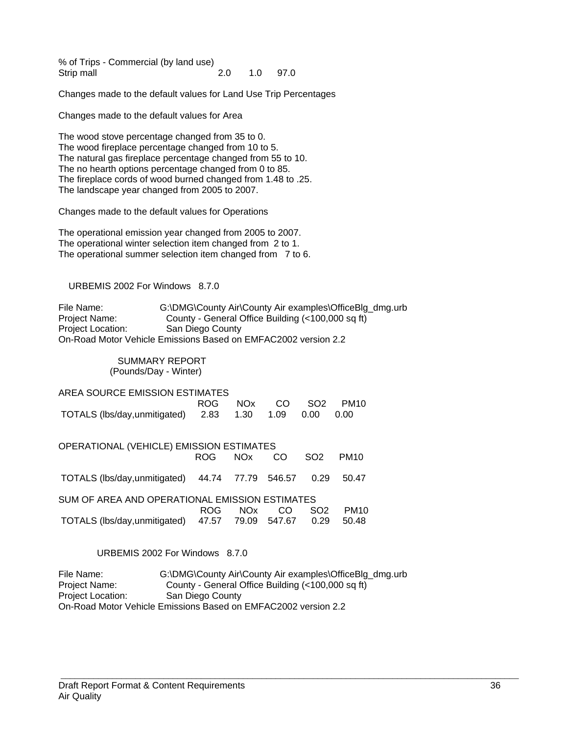% of Trips - Commercial (by land use)

| Strip mall | 2.0 | 1.0 | 97.0 |
|---|---|---|---|

Changes made to the default values for Land Use Trip Percentages

Changes made to the default values for Area

The wood stove percentage changed from 35 to 0.
The wood fireplace percentage changed from 10 to 5.
The natural gas fireplace percentage changed from 55 to 10.
The no hearth options percentage changed from 0 to 85.
The fireplace cords of wood burned changed from 1.48 to .25.
The landscape year changed from 2005 to 2007.

Changes made to the default values for Operations

The operational emission year changed from 2005 to 2007.
The operational winter selection item changed from 2 to 1.
The operational summer selection item changed from 7 to 6.

URBEMIS 2002 For Windows 8.7.0

File Name: G:\DMG\County Air\County Air examples\OfficeBlg_dmg.urb
Project Name: County - General Office Building (<100,000 sq ft)
Project Location: San Diego County
On-Road Motor Vehicle Emissions Based on EMFAC2002 version 2.2

SUMMARY REPORT
(Pounds/Day - Winter)

AREA SOURCE EMISSION ESTIMATES

| | ROG | NOx | CO | SO2 | PM10 |
|---|---|---|---|---|---|
| TOTALS (lbs/day,unmitigated) | 2.83 | 1.30 | 1.09 | 0.00 | 0.00 |

OPERATIONAL (VEHICLE) EMISSION ESTIMATES

| | ROG | NOx | CO | SO2 | PM10 |
|---|---|---|---|---|---|
| TOTALS (lbs/day,unmitigated) | 44.74 | 77.79 | 546.57 | 0.29 | 50.47 |

SUM OF AREA AND OPERATIONAL EMISSION ESTIMATES

| | ROG | NOx | CO | SO2 | PM10 |
|---|---|---|---|---|---|
| TOTALS (lbs/day,unmitigated) | 47.57 | 79.09 | 547.67 | 0.29 | 50.48 |

URBEMIS 2002 For Windows 8.7.0

File Name: G:\DMG\County Air\County Air examples\OfficeBlg_dmg.urb
Project Name: County - General Office Building (<100,000 sq ft)
Project Location: San Diego County
On-Road Motor Vehicle Emissions Based on EMFAC2002 version 2.2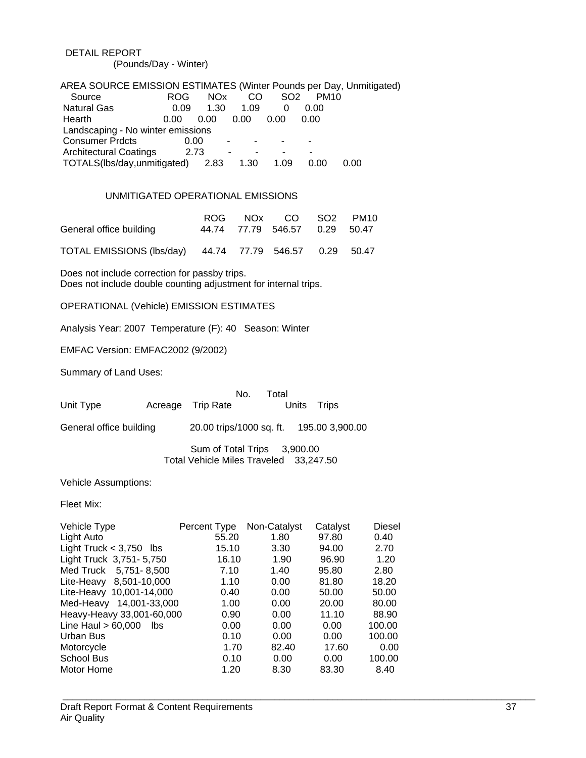DETAIL REPORT
(Pounds/Day - Winter)

AREA SOURCE EMISSION ESTIMATES (Winter Pounds per Day, Unmitigated)

| Source | ROG | NOx | CO | SO2 | PM10 |
|---|---|---|---|---|---|
| Natural Gas | 0.09 | 1.30 | 1.09 | 0 | 0.00 |
| Hearth | 0.00 | 0.00 | 0.00 | 0.00 | 0.00 |
| Landscaping - No winter emissions | | | | | |
| Consumer Prdcts | 0.00 | - | - | - | - |
| Architectural Coatings | 2.73 | - | - | - | - |
| TOTALS(lbs/day,unmitigated) | 2.83 | 1.30 | 1.09 | 0.00 | 0.00 |

UNMITIGATED OPERATIONAL EMISSIONS

| | ROG | NOx | CO | SO2 | PM10 |
|---|---|---|---|---|---|
| General office building | 44.74 | 77.79 | 546.57 | 0.29 | 50.47 |
| TOTAL EMISSIONS (lbs/day) | 44.74 | 77.79 | 546.57 | 0.29 | 50.47 |

Does not include correction for passby trips.
Does not include double counting adjustment for internal trips.

OPERATIONAL (Vehicle) EMISSION ESTIMATES

Analysis Year: 2007 Temperature (F): 40 Season: Winter

EMFAC Version: EMFAC2002 (9/2002)

Summary of Land Uses:

| Unit Type | Acreage | Trip Rate | No. Units | Total Trips |
|---|---|---|---|---|
| General office building | | 20.00 trips/1000 sq. ft. | 195.00 | 3,900.00 |

Sum of Total Trips 3,900.00
Total Vehicle Miles Traveled 33,247.50

Vehicle Assumptions:

Fleet Mix:

| Vehicle Type | Percent Type | Non-Catalyst | Catalyst | Diesel |
|---|---|---|---|---|
| Light Auto | 55.20 | 1.80 | 97.80 | 0.40 |
| Light Truck < 3,750 lbs | 15.10 | 3.30 | 94.00 | 2.70 |
| Light Truck 3,751- 5,750 | 16.10 | 1.90 | 96.90 | 1.20 |
| Med Truck 5,751- 8,500 | 7.10 | 1.40 | 95.80 | 2.80 |
| Lite-Heavy 8,501-10,000 | 1.10 | 0.00 | 81.80 | 18.20 |
| Lite-Heavy 10,001-14,000 | 0.40 | 0.00 | 50.00 | 50.00 |
| Med-Heavy 14,001-33,000 | 1.00 | 0.00 | 20.00 | 80.00 |
| Heavy-Heavy 33,001-60,000 | 0.90 | 0.00 | 11.10 | 88.90 |
| Line Haul > 60,000 lbs | 0.00 | 0.00 | 0.00 | 100.00 |
| Urban Bus | 0.10 | 0.00 | 0.00 | 100.00 |
| Motorcycle | 1.70 | 82.40 | 17.60 | 0.00 |
| School Bus | 0.10 | 0.00 | 0.00 | 100.00 |
| Motor Home | 1.20 | 8.30 | 83.30 | 8.40 |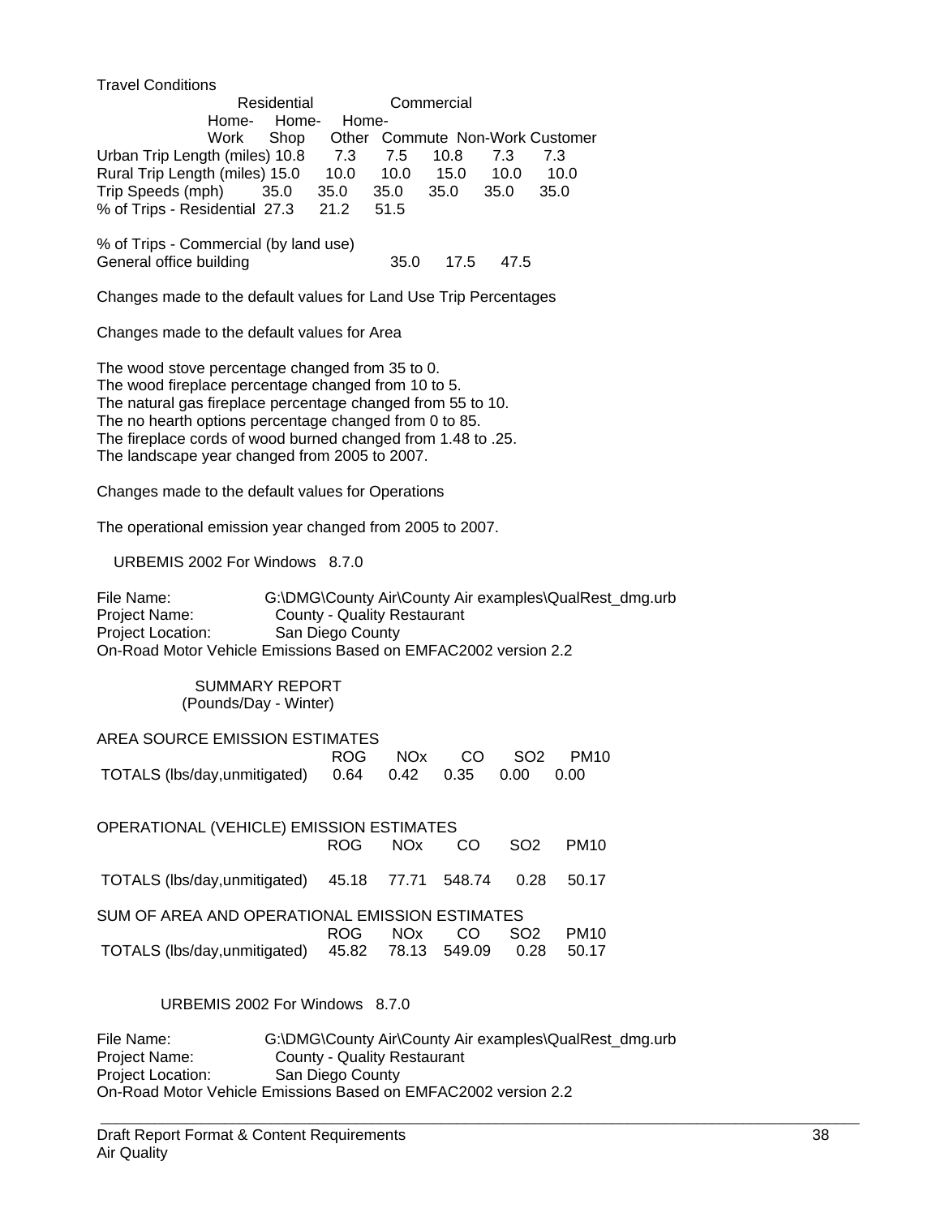Travel Conditions

| | Residential | | | Commercial | | |
|---|---|---|---|---|---|---|
| | Home-Work | Home-Shop | Home-Other | Commute | Non-Work | Customer |
| Urban Trip Length (miles) | 10.8 | 7.3 | 7.5 | 10.8 | 7.3 | 7.3 |
| Rural Trip Length (miles) | 15.0 | 10.0 | 10.0 | 15.0 | 10.0 | 10.0 |
| Trip Speeds (mph) | 35.0 | 35.0 | 35.0 | 35.0 | 35.0 | 35.0 |
| % of Trips - Residential | 27.3 | 21.2 | 51.5 | | | |
| % of Trips - Commercial (by land use) | | | | | | |
| General office building | | | | 35.0 | 17.5 | 47.5 |

Changes made to the default values for Land Use Trip Percentages

Changes made to the default values for Area

The wood stove percentage changed from 35 to 0.
The wood fireplace percentage changed from 10 to 5.
The natural gas fireplace percentage changed from 55 to 10.
The no hearth options percentage changed from 0 to 85.
The fireplace cords of wood burned changed from 1.48 to .25.
The landscape year changed from 2005 to 2007.

Changes made to the default values for Operations

The operational emission year changed from 2005 to 2007.

URBEMIS 2002 For Windows 8.7.0

File Name: G:\DMG\County Air\County Air examples\QualRest_dmg.urb
Project Name: County - Quality Restaurant
Project Location: San Diego County
On-Road Motor Vehicle Emissions Based on EMFAC2002 version 2.2

SUMMARY REPORT
(Pounds/Day - Winter)

AREA SOURCE EMISSION ESTIMATES

| | ROG | NOx | CO | SO2 | PM10 |
|---|---|---|---|---|---|
| TOTALS (lbs/day,unmitigated) | 0.64 | 0.42 | 0.35 | 0.00 | 0.00 |

OPERATIONAL (VEHICLE) EMISSION ESTIMATES

| | ROG | NOx | CO | SO2 | PM10 |
|---|---|---|---|---|---|
| TOTALS (lbs/day,unmitigated) | 45.18 | 77.71 | 548.74 | 0.28 | 50.17 |

SUM OF AREA AND OPERATIONAL EMISSION ESTIMATES

| | ROG | NOx | CO | SO2 | PM10 |
|---|---|---|---|---|---|
| TOTALS (lbs/day,unmitigated) | 45.82 | 78.13 | 549.09 | 0.28 | 50.17 |

URBEMIS 2002 For Windows 8.7.0

File Name: G:\DMG\County Air\County Air examples\QualRest_dmg.urb
Project Name: County - Quality Restaurant
Project Location: San Diego County
On-Road Motor Vehicle Emissions Based on EMFAC2002 version 2.2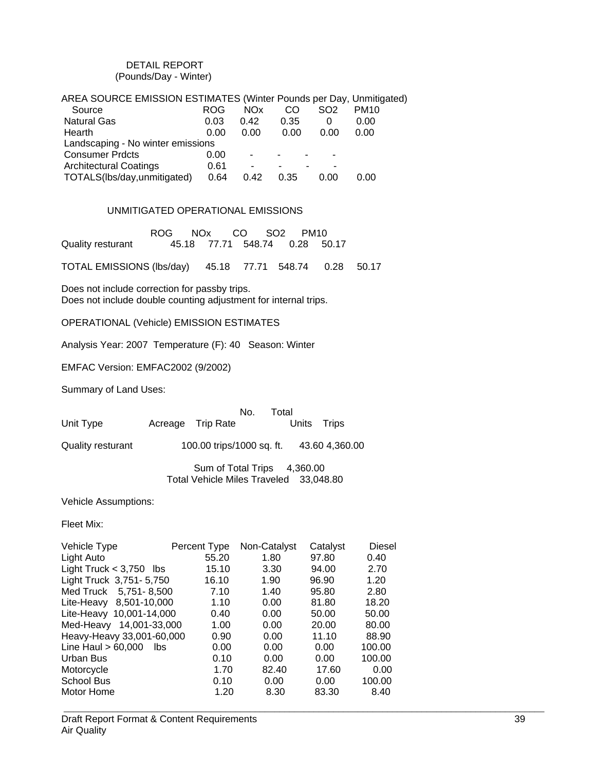DETAIL REPORT
(Pounds/Day - Winter)

AREA SOURCE EMISSION ESTIMATES (Winter Pounds per Day, Unmitigated)

| Source | ROG | NOx | CO | SO2 | PM10 |
|---|---|---|---|---|---|
| Natural Gas | 0.03 | 0.42 | 0.35 | 0 | 0.00 |
| Hearth | 0.00 | 0.00 | 0.00 | 0.00 | 0.00 |
| Landscaping - No winter emissions | | | | | |
| Consumer Prdcts | 0.00 | - | - | - | - |
| Architectural Coatings | 0.61 | - | - | - | - |
| TOTALS(lbs/day,unmitigated) | 0.64 | 0.42 | 0.35 | 0.00 | 0.00 |

UNMITIGATED OPERATIONAL EMISSIONS

| | ROG | NOx | CO | SO2 | PM10 |
|---|---|---|---|---|---|
| Quality resturant | 45.18 | 77.71 | 548.74 | 0.28 | 50.17 |
| TOTAL EMISSIONS (lbs/day) | 45.18 | 77.71 | 548.74 | 0.28 | 50.17 |

Does not include correction for passby trips.
Does not include double counting adjustment for internal trips.

OPERATIONAL (Vehicle) EMISSION ESTIMATES

Analysis Year: 2007 Temperature (F): 40 Season: Winter

EMFAC Version: EMFAC2002 (9/2002)

Summary of Land Uses:

| Unit Type | Acreage | Trip Rate | No. Units | Total Trips |
|---|---|---|---|---|
| Quality resturant | | 100.00 trips/1000 sq. ft. | 43.60 | 4,360.00 |

Sum of Total Trips 4,360.00
Total Vehicle Miles Traveled 33,048.80

Vehicle Assumptions:

Fleet Mix:

| Vehicle Type | Percent Type | Non-Catalyst | Catalyst | Diesel |
|---|---|---|---|---|
| Light Auto | 55.20 | 1.80 | 97.80 | 0.40 |
| Light Truck < 3,750 lbs | 15.10 | 3.30 | 94.00 | 2.70 |
| Light Truck 3,751- 5,750 | 16.10 | 1.90 | 96.90 | 1.20 |
| Med Truck 5,751- 8,500 | 7.10 | 1.40 | 95.80 | 2.80 |
| Lite-Heavy 8,501-10,000 | 1.10 | 0.00 | 81.80 | 18.20 |
| Lite-Heavy 10,001-14,000 | 0.40 | 0.00 | 50.00 | 50.00 |
| Med-Heavy 14,001-33,000 | 1.00 | 0.00 | 20.00 | 80.00 |
| Heavy-Heavy 33,001-60,000 | 0.90 | 0.00 | 11.10 | 88.90 |
| Line Haul > 60,000 lbs | 0.00 | 0.00 | 0.00 | 100.00 |
| Urban Bus | 0.10 | 0.00 | 0.00 | 100.00 |
| Motorcycle | 1.70 | 82.40 | 17.60 | 0.00 |
| School Bus | 0.10 | 0.00 | 0.00 | 100.00 |
| Motor Home | 1.20 | 8.30 | 83.30 | 8.40 |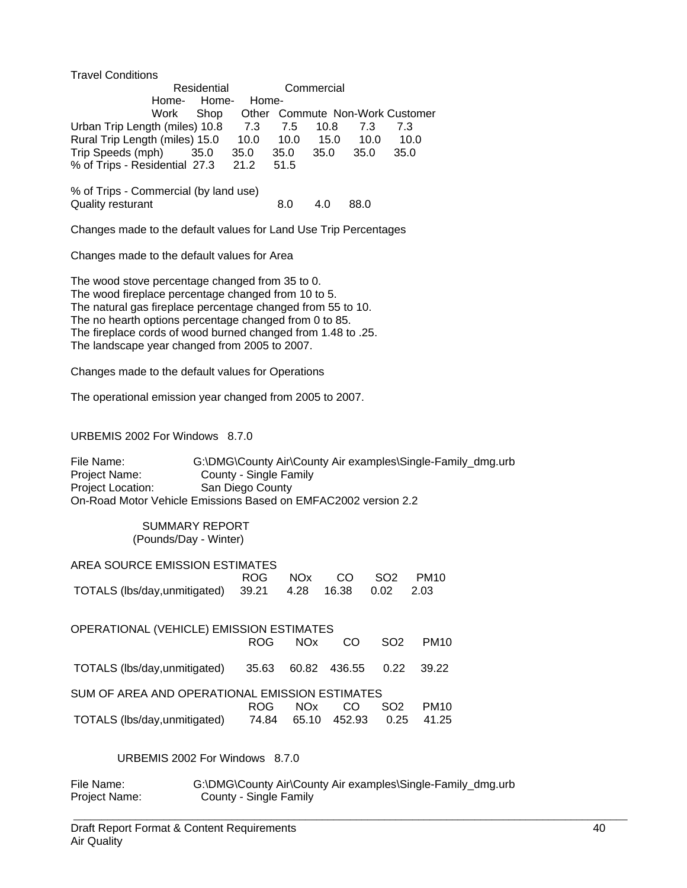Travel Conditions

| | Residential | | | Commercial | | |
|---|---|---|---|---|---|---|
| | Home-Work | Home-Shop | Home-Other | Commute | Non-Work | Customer |
| Urban Trip Length (miles) | 10.8 | 7.3 | 7.5 | 10.8 | 7.3 | 7.3 |
| Rural Trip Length (miles) | 15.0 | 10.0 | 10.0 | 15.0 | 10.0 | 10.0 |
| Trip Speeds (mph) | 35.0 | 35.0 | 35.0 | 35.0 | 35.0 | 35.0 |
| % of Trips - Residential | 27.3 | 21.2 | 51.5 | | | |
| % of Trips - Commercial (by land use) | | | | | | |
| Quality resturant | | | | 8.0 | 4.0 | 88.0 |

Changes made to the default values for Land Use Trip Percentages

Changes made to the default values for Area

The wood stove percentage changed from 35 to 0.
The wood fireplace percentage changed from 10 to 5.
The natural gas fireplace percentage changed from 55 to 10.
The no hearth options percentage changed from 0 to 85.
The fireplace cords of wood burned changed from 1.48 to .25.
The landscape year changed from 2005 to 2007.

Changes made to the default values for Operations

The operational emission year changed from 2005 to 2007.

URBEMIS 2002 For Windows 8.7.0

File Name: G:\DMG\County Air\County Air examples\Single-Family_dmg.urb
Project Name: County - Single Family
Project Location: San Diego County
On-Road Motor Vehicle Emissions Based on EMFAC2002 version 2.2

SUMMARY REPORT
(Pounds/Day - Winter)

AREA SOURCE EMISSION ESTIMATES

| | ROG | NOx | CO | SO2 | PM10 |
|---|---|---|---|---|---|
| TOTALS (lbs/day,unmitigated) | 39.21 | 4.28 | 16.38 | 0.02 | 2.03 |

OPERATIONAL (VEHICLE) EMISSION ESTIMATES

| | ROG | NOx | CO | SO2 | PM10 |
|---|---|---|---|---|---|
| TOTALS (lbs/day,unmitigated) | 35.63 | 60.82 | 436.55 | 0.22 | 39.22 |

SUM OF AREA AND OPERATIONAL EMISSION ESTIMATES

| | ROG | NOx | CO | SO2 | PM10 |
|---|---|---|---|---|---|
| TOTALS (lbs/day,unmitigated) | 74.84 | 65.10 | 452.93 | 0.25 | 41.25 |

URBEMIS 2002 For Windows 8.7.0

File Name: G:\DMG\County Air\County Air examples\Single-Family_dmg.urb
Project Name: County - Single Family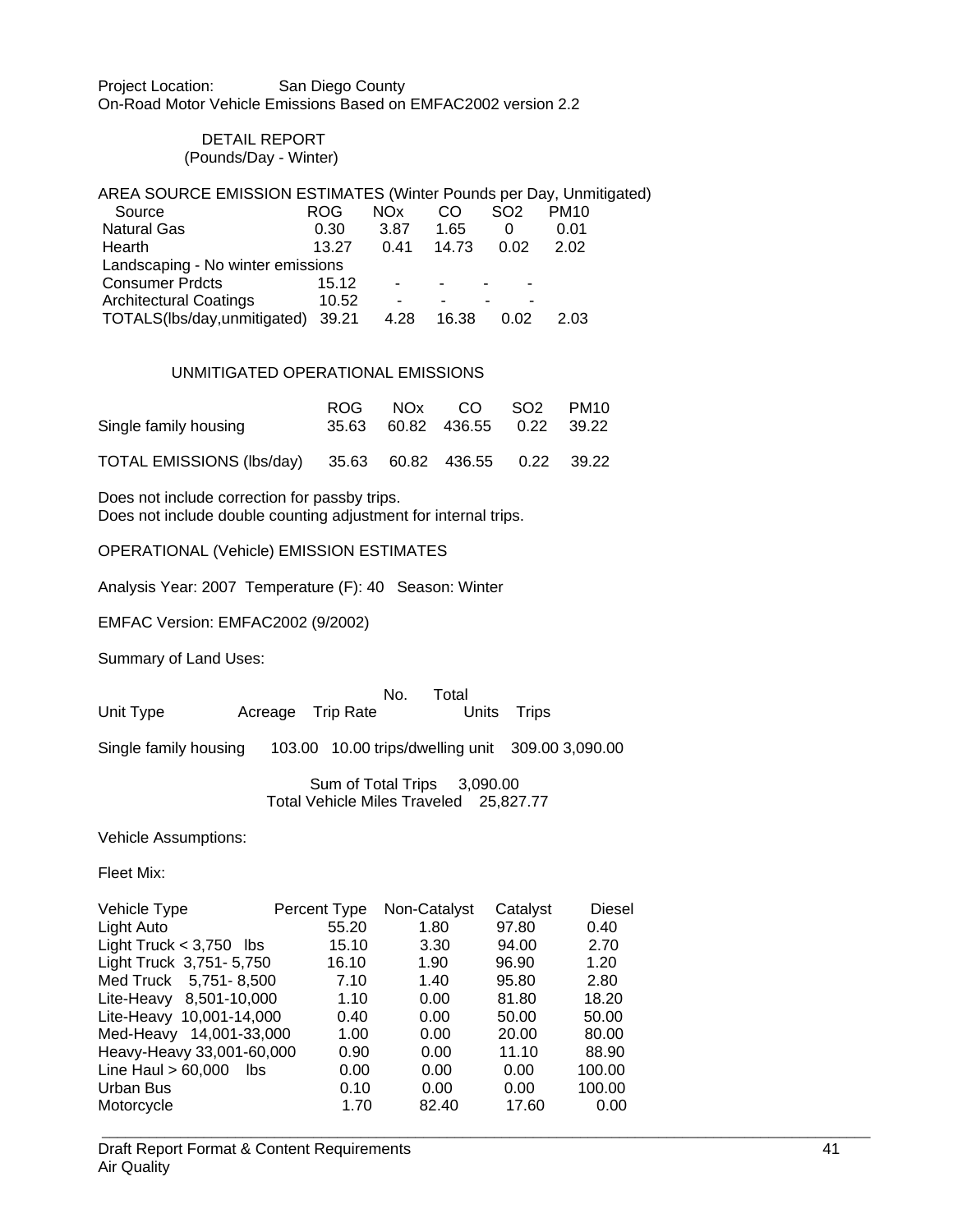Project Location: San Diego County

On-Road Motor Vehicle Emissions Based on EMFAC2002 version 2.2

DETAIL REPORT
(Pounds/Day - Winter)

AREA SOURCE EMISSION ESTIMATES (Winter Pounds per Day, Unmitigated)

| Source | ROG | NOx | CO | SO2 | PM10 |
|---|---|---|---|---|---|
| Natural Gas | 0.30 | 3.87 | 1.65 | 0 | 0.01 |
| Hearth | 13.27 | 0.41 | 14.73 | 0.02 | 2.02 |
| Landscaping - No winter emissions | | | | | |
| Consumer Prdcts | 15.12 | - | - | - | - |
| Architectural Coatings | 10.52 | - | - | - | - |
| TOTALS(lbs/day,unmitigated) | 39.21 | 4.28 | 16.38 | 0.02 | 2.03 |

UNMITIGATED OPERATIONAL EMISSIONS

| | ROG | NOx | CO | SO2 | PM10 |
|---|---|---|---|---|---|
| Single family housing | 35.63 | 60.82 | 436.55 | 0.22 | 39.22 |
| TOTAL EMISSIONS (lbs/day) | 35.63 | 60.82 | 436.55 | 0.22 | 39.22 |

Does not include correction for passby trips.
Does not include double counting adjustment for internal trips.

OPERATIONAL (Vehicle) EMISSION ESTIMATES

Analysis Year: 2007 Temperature (F): 40 Season: Winter

EMFAC Version: EMFAC2002 (9/2002)

Summary of Land Uses:

| Unit Type | Acreage | Trip Rate | No. Units | Total Trips |
|---|---|---|---|---|
| Single family housing | 103.00 | 10.00 trips/dwelling unit | 309.00 | 3,090.00 |

Sum of Total Trips 3,090.00
Total Vehicle Miles Traveled 25,827.77

Vehicle Assumptions:

Fleet Mix:

| Vehicle Type | Percent Type | Non-Catalyst | Catalyst | Diesel |
|---|---|---|---|---|
| Light Auto | 55.20 | 1.80 | 97.80 | 0.40 |
| Light Truck < 3,750 lbs | 15.10 | 3.30 | 94.00 | 2.70 |
| Light Truck 3,751- 5,750 | 16.10 | 1.90 | 96.90 | 1.20 |
| Med Truck 5,751- 8,500 | 7.10 | 1.40 | 95.80 | 2.80 |
| Lite-Heavy 8,501-10,000 | 1.10 | 0.00 | 81.80 | 18.20 |
| Lite-Heavy 10,001-14,000 | 0.40 | 0.00 | 50.00 | 50.00 |
| Med-Heavy 14,001-33,000 | 1.00 | 0.00 | 20.00 | 80.00 |
| Heavy-Heavy 33,001-60,000 | 0.90 | 0.00 | 11.10 | 88.90 |
| Line Haul > 60,000 lbs | 0.00 | 0.00 | 0.00 | 100.00 |
| Urban Bus | 0.10 | 0.00 | 0.00 | 100.00 |
| Motorcycle | 1.70 | 82.40 | 17.60 | 0.00 |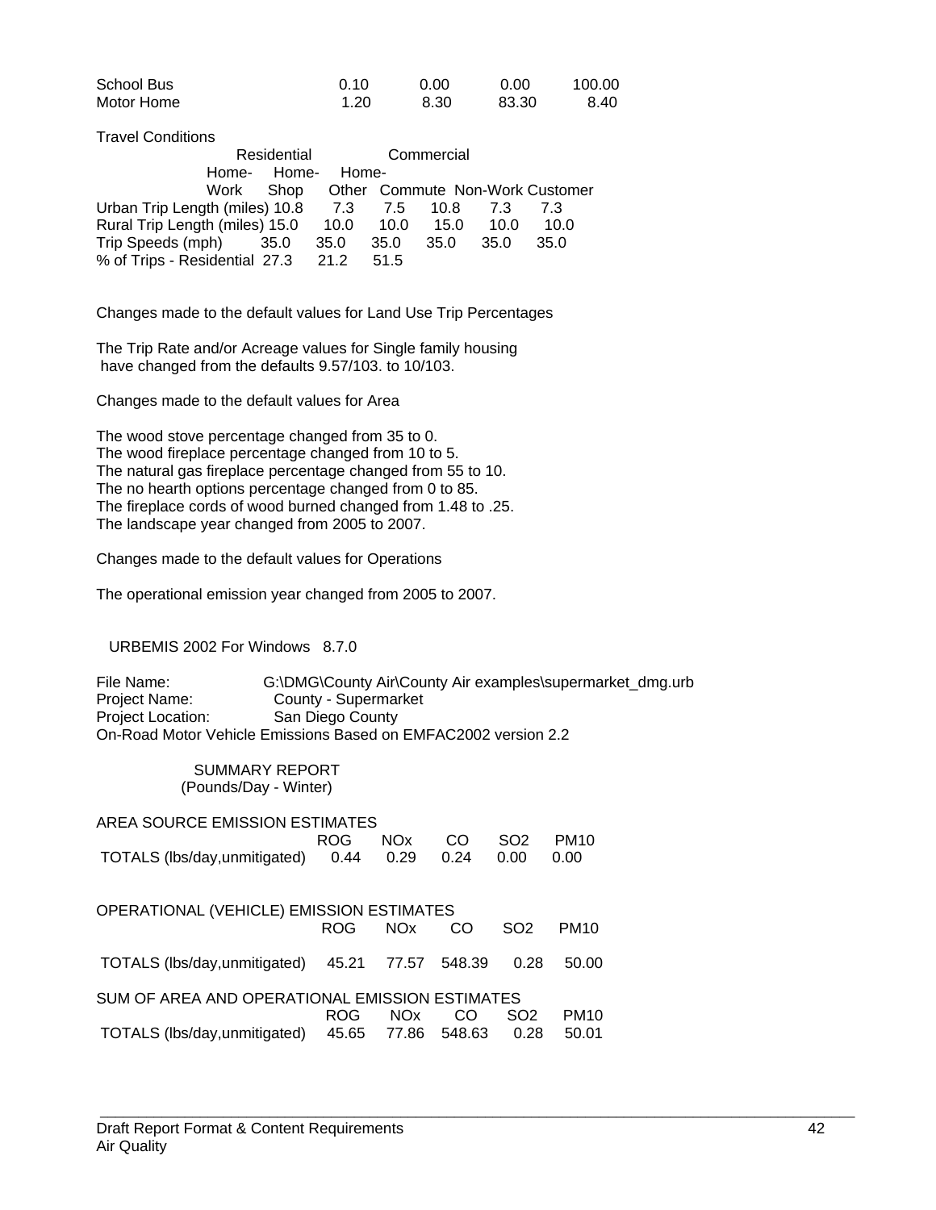| | | | | |
|---|---|---|---|---|
| School Bus | 0.10 | 0.00 | 0.00 | 100.00 |
| Motor Home | 1.20 | 8.30 | 83.30 | 8.40 |

Travel Conditions

| | Residential | | | Commercial | | |
|---|---|---|---|---|---|---|
| | Home-Work | Home-Shop | Home-Other | Commute | Non-Work | Customer |
| Urban Trip Length (miles) | 10.8 | 7.3 | 7.5 | 10.8 | 7.3 | 7.3 |
| Rural Trip Length (miles) | 15.0 | 10.0 | 10.0 | 15.0 | 10.0 | 10.0 |
| Trip Speeds (mph) | 35.0 | 35.0 | 35.0 | 35.0 | 35.0 | 35.0 |
| % of Trips - Residential | 27.3 | 21.2 | 51.5 | | | |

Changes made to the default values for Land Use Trip Percentages

The Trip Rate and/or Acreage values for Single family housing have changed from the defaults 9.57/103. to 10/103.

Changes made to the default values for Area

The wood stove percentage changed from 35 to 0.
The wood fireplace percentage changed from 10 to 5.
The natural gas fireplace percentage changed from 55 to 10.
The no hearth options percentage changed from 0 to 85.
The fireplace cords of wood burned changed from 1.48 to .25.
The landscape year changed from 2005 to 2007.

Changes made to the default values for Operations

The operational emission year changed from 2005 to 2007.

URBEMIS 2002 For Windows 8.7.0

File Name: G:\DMG\County Air\County Air examples\supermarket_dmg.urb
Project Name: County - Supermarket
Project Location: San Diego County
On-Road Motor Vehicle Emissions Based on EMFAC2002 version 2.2

SUMMARY REPORT
(Pounds/Day - Winter)

AREA SOURCE EMISSION ESTIMATES

| | ROG | NOx | CO | SO2 | PM10 |
|---|---|---|---|---|---|
| TOTALS (lbs/day,unmitigated) | 0.44 | 0.29 | 0.24 | 0.00 | 0.00 |

OPERATIONAL (VEHICLE) EMISSION ESTIMATES

| | ROG | NOx | CO | SO2 | PM10 |
|---|---|---|---|---|---|
| TOTALS (lbs/day,unmitigated) | 45.21 | 77.57 | 548.39 | 0.28 | 50.00 |

SUM OF AREA AND OPERATIONAL EMISSION ESTIMATES

| | ROG | NOx | CO | SO2 | PM10 |
|---|---|---|---|---|---|
| TOTALS (lbs/day,unmitigated) | 45.65 | 77.86 | 548.63 | 0.28 | 50.01 |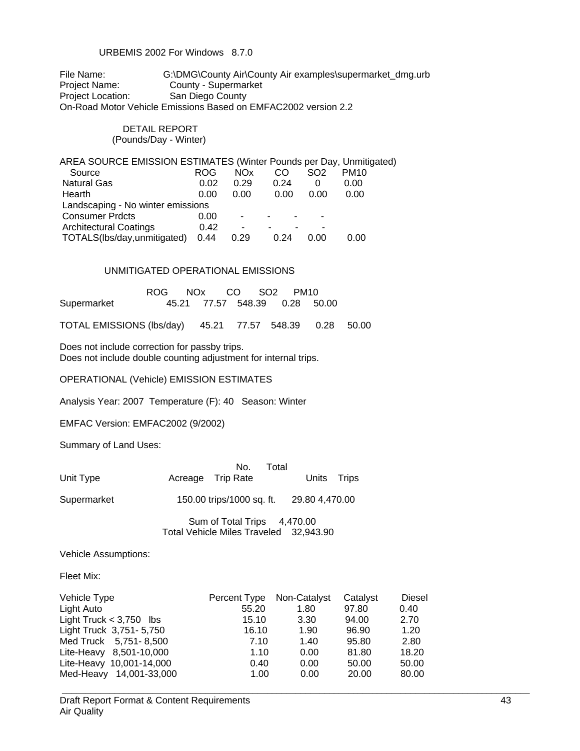URBEMIS 2002 For Windows 8.7.0

File Name: G:\DMG\County Air\County Air examples\supermarket_dmg.urb
Project Name: County - Supermarket
Project Location: San Diego County
On-Road Motor Vehicle Emissions Based on EMFAC2002 version 2.2

DETAIL REPORT
(Pounds/Day - Winter)

AREA SOURCE EMISSION ESTIMATES (Winter Pounds per Day, Unmitigated)

| Source | ROG | NOx | CO | SO2 | PM10 |
|---|---|---|---|---|---|
| Natural Gas | 0.02 | 0.29 | 0.24 | 0 | 0.00 |
| Hearth | 0.00 | 0.00 | 0.00 | 0.00 | 0.00 |
| Landscaping - No winter emissions | | | | | |
| Consumer Prdcts | 0.00 | - | - | - | - |
| Architectural Coatings | 0.42 | - | - | - | - |
| TOTALS(lbs/day,unmitigated) | 0.44 | 0.29 | 0.24 | 0.00 | 0.00 |

UNMITIGATED OPERATIONAL EMISSIONS

| | ROG | NOx | CO | SO2 | PM10 |
|---|---|---|---|---|---|
| Supermarket | 45.21 | 77.57 | 548.39 | 0.28 | 50.00 |
| TOTAL EMISSIONS (lbs/day) | 45.21 | 77.57 | 548.39 | 0.28 | 50.00 |

Does not include correction for passby trips.
Does not include double counting adjustment for internal trips.

OPERATIONAL (Vehicle) EMISSION ESTIMATES

Analysis Year: 2007 Temperature (F): 40 Season: Winter

EMFAC Version: EMFAC2002 (9/2002)

Summary of Land Uses:

| Unit Type | Acreage | Trip Rate | No. Units | Total Trips |
|---|---|---|---|---|
| Supermarket | | 150.00 trips/1000 sq. ft. | 29.80 | 4,470.00 |

Sum of Total Trips 4,470.00
Total Vehicle Miles Traveled 32,943.90

Vehicle Assumptions:

Fleet Mix:

| Vehicle Type | Percent Type | Non-Catalyst | Catalyst | Diesel |
|---|---|---|---|---|
| Light Auto | 55.20 | 1.80 | 97.80 | 0.40 |
| Light Truck < 3,750 lbs | 15.10 | 3.30 | 94.00 | 2.70 |
| Light Truck 3,751- 5,750 | 16.10 | 1.90 | 96.90 | 1.20 |
| Med Truck 5,751- 8,500 | 7.10 | 1.40 | 95.80 | 2.80 |
| Lite-Heavy 8,501-10,000 | 1.10 | 0.00 | 81.80 | 18.20 |
| Lite-Heavy 10,001-14,000 | 0.40 | 0.00 | 50.00 | 50.00 |
| Med-Heavy 14,001-33,000 | 1.00 | 0.00 | 20.00 | 80.00 |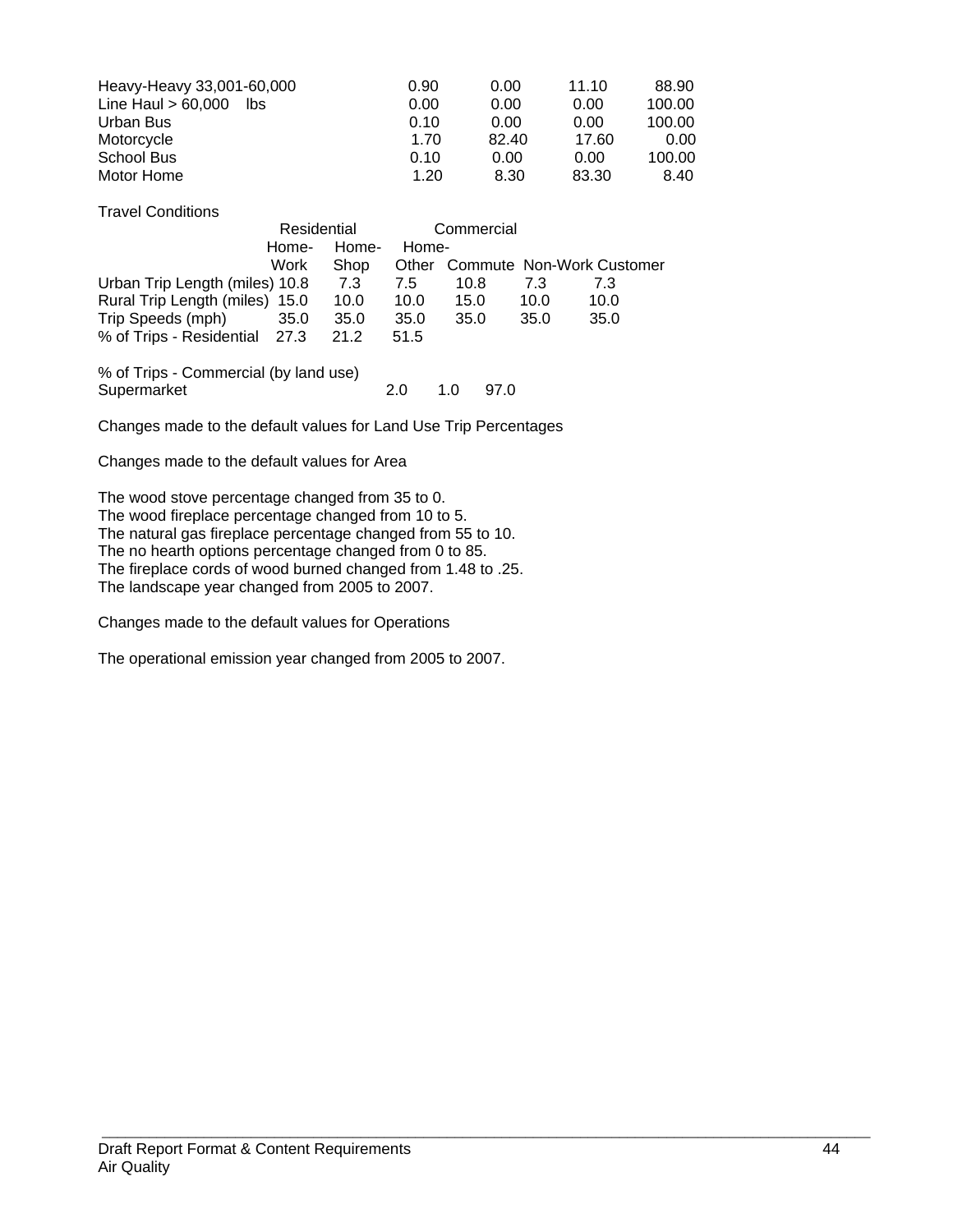| | | | | |
|---|---|---|---|---|
| Heavy-Heavy 33,001-60,000 | 0.90 | 0.00 | 11.10 | 88.90 |
| Line Haul > 60,000 lbs | 0.00 | 0.00 | 0.00 | 100.00 |
| Urban Bus | 0.10 | 0.00 | 0.00 | 100.00 |
| Motorcycle | 1.70 | 82.40 | 17.60 | 0.00 |
| School Bus | 0.10 | 0.00 | 0.00 | 100.00 |
| Motor Home | 1.20 | 8.30 | 83.30 | 8.40 |

Travel Conditions

| | Residential | | | Commercial | | |
|---|---|---|---|---|---|---|
| | Home-Work | Home-Shop | Home-Other | Commute | Non-Work | Customer |
| Urban Trip Length (miles) | 10.8 | 7.3 | 7.5 | 10.8 | 7.3 | 7.3 |
| Rural Trip Length (miles) | 15.0 | 10.0 | 10.0 | 15.0 | 10.0 | 10.0 |
| Trip Speeds (mph) | 35.0 | 35.0 | 35.0 | 35.0 | 35.0 | 35.0 |
| % of Trips - Residential | 27.3 | 21.2 | 51.5 | | | |

% of Trips - Commercial (by land use)

| | | | |
|---|---|---|---|
| Supermarket | 2.0 | 1.0 | 97.0 |

Changes made to the default values for Land Use Trip Percentages

Changes made to the default values for Area

The wood stove percentage changed from 35 to 0.
The wood fireplace percentage changed from 10 to 5.
The natural gas fireplace percentage changed from 55 to 10.
The no hearth options percentage changed from 0 to 85.
The fireplace cords of wood burned changed from 1.48 to .25.
The landscape year changed from 2005 to 2007.

Changes made to the default values for Operations

The operational emission year changed from 2005 to 2007.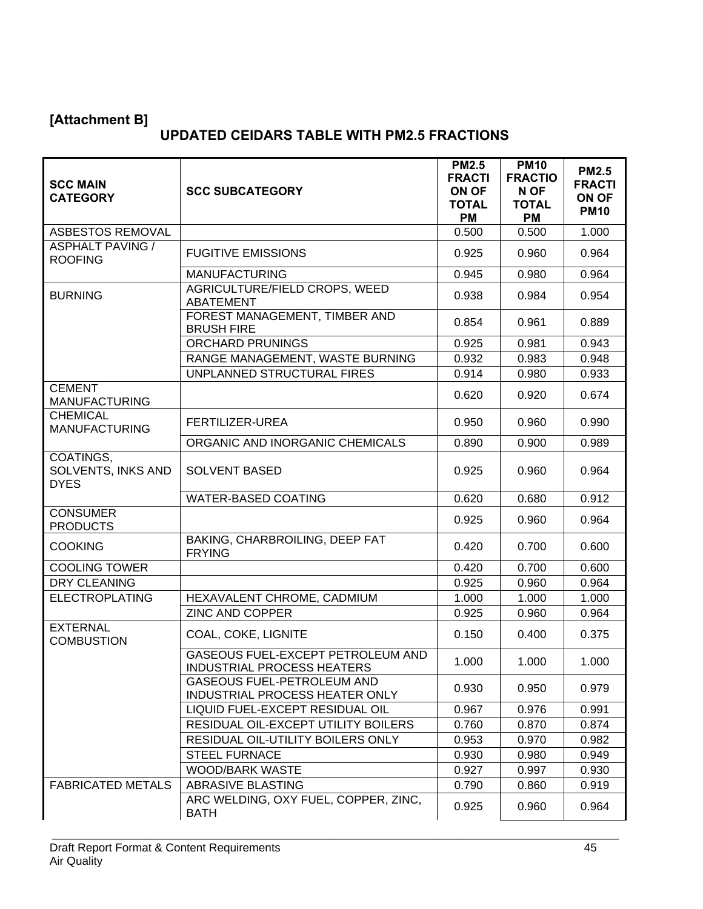**[Attachment B]**

## UPDATED CEIDARS TABLE WITH PM2.5 FRACTIONS

| SCC MAIN CATEGORY | SCC SUBCATEGORY | PM2.5 FRACTION OF TOTAL PM | PM10 FRACTION OF TOTAL PM | PM2.5 FRACTION OF PM10 |
|---|---|---|---|---|
| ASBESTOS REMOVAL | | 0.500 | 0.500 | 1.000 |
| ASPHALT PAVING / ROOFING | FUGITIVE EMISSIONS | 0.925 | 0.960 | 0.964 |
| | MANUFACTURING | 0.945 | 0.980 | 0.964 |
| BURNING | AGRICULTURE/FIELD CROPS, WEED ABATEMENT | 0.938 | 0.984 | 0.954 |
| | FOREST MANAGEMENT, TIMBER AND BRUSH FIRE | 0.854 | 0.961 | 0.889 |
| | ORCHARD PRUNINGS | 0.925 | 0.981 | 0.943 |
| | RANGE MANAGEMENT, WASTE BURNING | 0.932 | 0.983 | 0.948 |
| | UNPLANNED STRUCTURAL FIRES | 0.914 | 0.980 | 0.933 |
| CEMENT MANUFACTURING | | 0.620 | 0.920 | 0.674 |
| CHEMICAL MANUFACTURING | FERTILIZER-UREA | 0.950 | 0.960 | 0.990 |
| | ORGANIC AND INORGANIC CHEMICALS | 0.890 | 0.900 | 0.989 |
| COATINGS, SOLVENTS, INKS AND DYES | SOLVENT BASED | 0.925 | 0.960 | 0.964 |
| | WATER-BASED COATING | 0.620 | 0.680 | 0.912 |
| CONSUMER PRODUCTS | | 0.925 | 0.960 | 0.964 |
| COOKING | BAKING, CHARBROILING, DEEP FAT FRYING | 0.420 | 0.700 | 0.600 |
| COOLING TOWER | | 0.420 | 0.700 | 0.600 |
| DRY CLEANING | | 0.925 | 0.960 | 0.964 |
| ELECTROPLATING | HEXAVALENT CHROME, CADMIUM | 1.000 | 1.000 | 1.000 |
| | ZINC AND COPPER | 0.925 | 0.960 | 0.964 |
| EXTERNAL COMBUSTION | COAL, COKE, LIGNITE | 0.150 | 0.400 | 0.375 |
| | GASEOUS FUEL-EXCEPT PETROLEUM AND INDUSTRIAL PROCESS HEATERS | 1.000 | 1.000 | 1.000 |
| | GASEOUS FUEL-PETROLEUM AND INDUSTRIAL PROCESS HEATER ONLY | 0.930 | 0.950 | 0.979 |
| | LIQUID FUEL-EXCEPT RESIDUAL OIL | 0.967 | 0.976 | 0.991 |
| | RESIDUAL OIL-EXCEPT UTILITY BOILERS | 0.760 | 0.870 | 0.874 |
| | RESIDUAL OIL-UTILITY BOILERS ONLY | 0.953 | 0.970 | 0.982 |
| | STEEL FURNACE | 0.930 | 0.980 | 0.949 |
| | WOOD/BARK WASTE | 0.927 | 0.997 | 0.930 |
| FABRICATED METALS | ABRASIVE BLASTING | 0.790 | 0.860 | 0.919 |
| | ARC WELDING, OXY FUEL, COPPER, ZINC, BATH | 0.925 | 0.960 | 0.964 |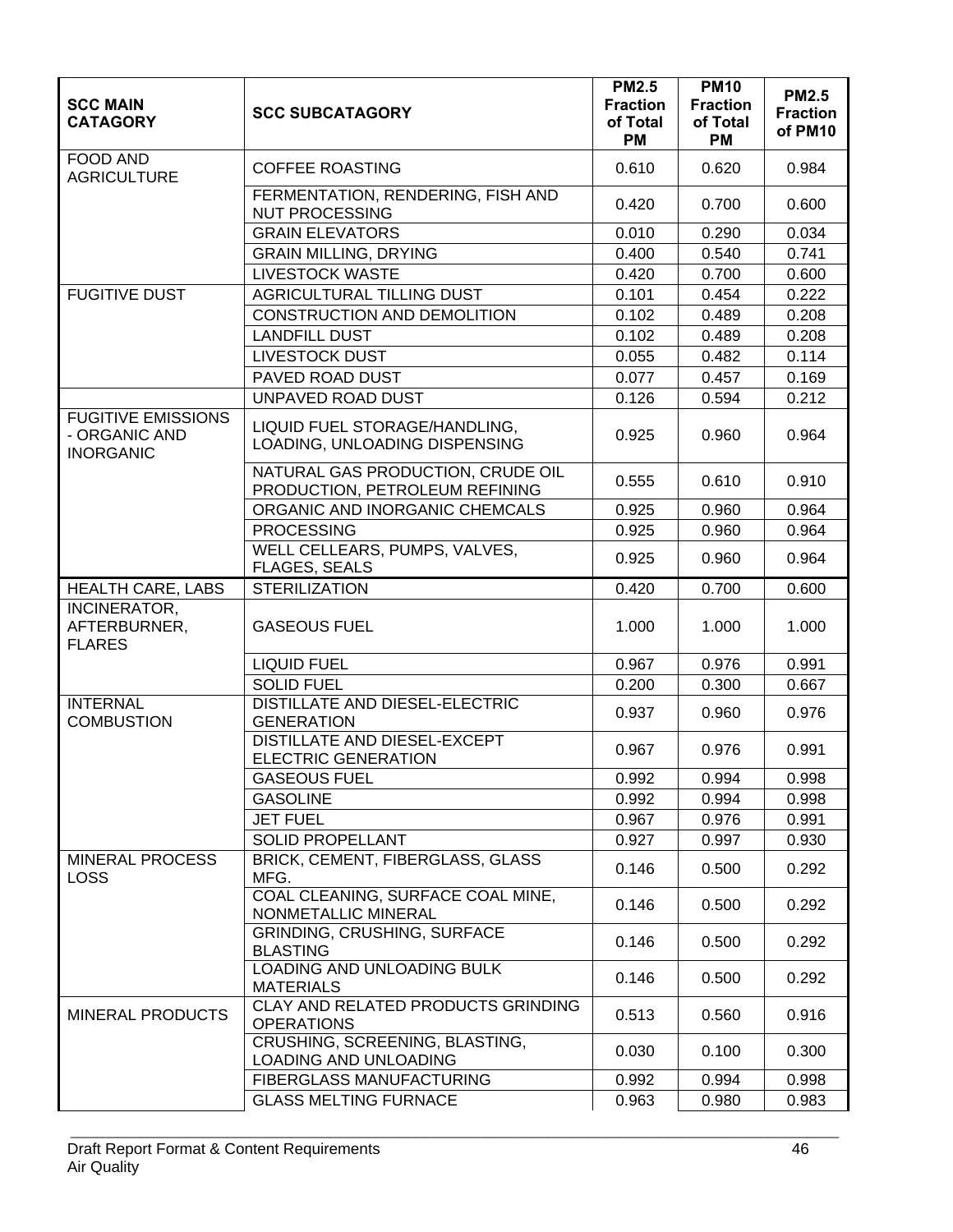| SCC MAIN CATAGORY | SCC SUBCATAGORY | PM2.5 Fraction of Total PM | PM10 Fraction of Total PM | PM2.5 Fraction of PM10 |
|---|---|---|---|---|
| FOOD AND AGRICULTURE | COFFEE ROASTING | 0.610 | 0.620 | 0.984 |
| | FERMENTATION, RENDERING, FISH AND NUT PROCESSING | 0.420 | 0.700 | 0.600 |
| | GRAIN ELEVATORS | 0.010 | 0.290 | 0.034 |
| | GRAIN MILLING, DRYING | 0.400 | 0.540 | 0.741 |
| | LIVESTOCK WASTE | 0.420 | 0.700 | 0.600 |
| FUGITIVE DUST | AGRICULTURAL TILLING DUST | 0.101 | 0.454 | 0.222 |
| | CONSTRUCTION AND DEMOLITION | 0.102 | 0.489 | 0.208 |
| | LANDFILL DUST | 0.102 | 0.489 | 0.208 |
| | LIVESTOCK DUST | 0.055 | 0.482 | 0.114 |
| | PAVED ROAD DUST | 0.077 | 0.457 | 0.169 |
| | UNPAVED ROAD DUST | 0.126 | 0.594 | 0.212 |
| FUGITIVE EMISSIONS - ORGANIC AND INORGANIC | LIQUID FUEL STORAGE/HANDLING, LOADING, UNLOADING DISPENSING | 0.925 | 0.960 | 0.964 |
| | NATURAL GAS PRODUCTION, CRUDE OIL PRODUCTION, PETROLEUM REFINING | 0.555 | 0.610 | 0.910 |
| | ORGANIC AND INORGANIC CHEMCALS | 0.925 | 0.960 | 0.964 |
| | PROCESSING | 0.925 | 0.960 | 0.964 |
| | WELL CELLEARS, PUMPS, VALVES, FLAGES, SEALS | 0.925 | 0.960 | 0.964 |
| HEALTH CARE, LABS | STERILIZATION | 0.420 | 0.700 | 0.600 |
| INCINERATOR, AFTERBURNER, FLARES | GASEOUS FUEL | 1.000 | 1.000 | 1.000 |
| | LIQUID FUEL | 0.967 | 0.976 | 0.991 |
| | SOLID FUEL | 0.200 | 0.300 | 0.667 |
| INTERNAL COMBUSTION | DISTILLATE AND DIESEL-ELECTRIC GENERATION | 0.937 | 0.960 | 0.976 |
| | DISTILLATE AND DIESEL-EXCEPT ELECTRIC GENERATION | 0.967 | 0.976 | 0.991 |
| | GASEOUS FUEL | 0.992 | 0.994 | 0.998 |
| | GASOLINE | 0.992 | 0.994 | 0.998 |
| | JET FUEL | 0.967 | 0.976 | 0.991 |
| | SOLID PROPELLANT | 0.927 | 0.997 | 0.930 |
| MINERAL PROCESS LOSS | BRICK, CEMENT, FIBERGLASS, GLASS MFG. | 0.146 | 0.500 | 0.292 |
| | COAL CLEANING, SURFACE COAL MINE, NONMETALLIC MINERAL | 0.146 | 0.500 | 0.292 |
| | GRINDING, CRUSHING, SURFACE BLASTING | 0.146 | 0.500 | 0.292 |
| | LOADING AND UNLOADING BULK MATERIALS | 0.146 | 0.500 | 0.292 |
| MINERAL PRODUCTS | CLAY AND RELATED PRODUCTS GRINDING OPERATIONS | 0.513 | 0.560 | 0.916 |
| | CRUSHING, SCREENING, BLASTING, LOADING AND UNLOADING | 0.030 | 0.100 | 0.300 |
| | FIBERGLASS MANUFACTURING | 0.992 | 0.994 | 0.998 |
| | GLASS MELTING FURNACE | 0.963 | 0.980 | 0.983 |

Draft Report Format & Content Requirements
Air Quality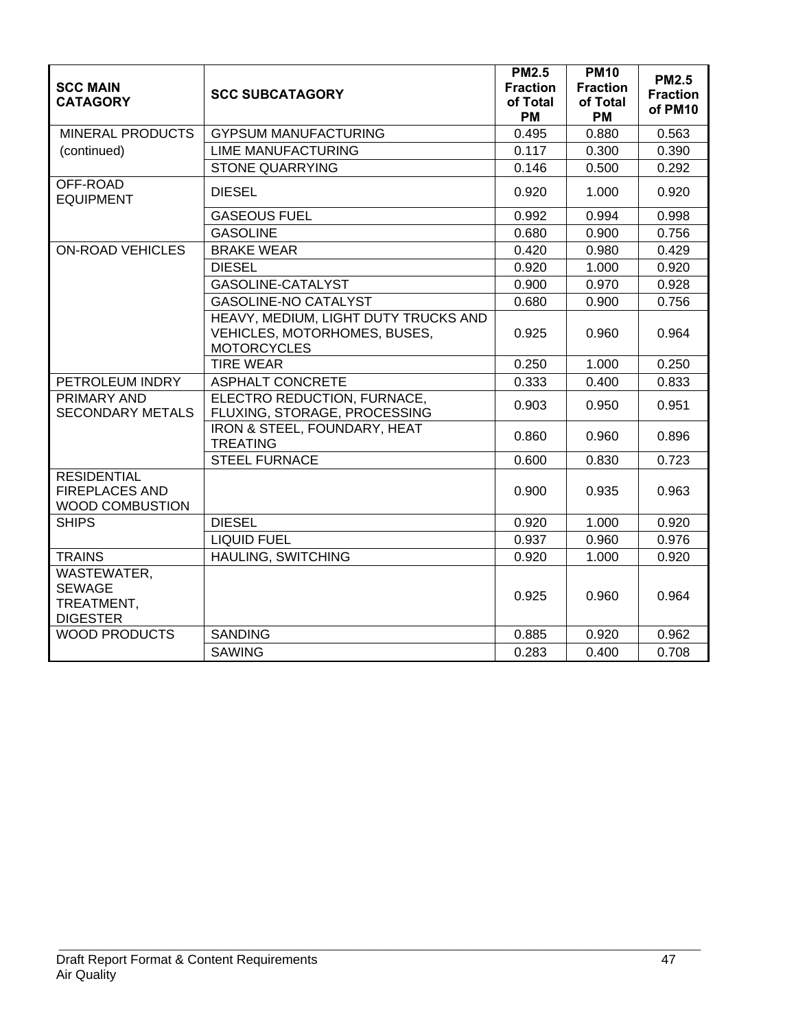| SCC MAIN CATAGORY | SCC SUBCATAGORY | PM2.5 Fraction of Total PM | PM10 Fraction of Total PM | PM2.5 Fraction of PM10 |
|---|---|---|---|---|
| MINERAL PRODUCTS (continued) | GYPSUM MANUFACTURING | 0.495 | 0.880 | 0.563 |
| | LIME MANUFACTURING | 0.117 | 0.300 | 0.390 |
| | STONE QUARRYING | 0.146 | 0.500 | 0.292 |
| OFF-ROAD EQUIPMENT | DIESEL | 0.920 | 1.000 | 0.920 |
| | GASEOUS FUEL | 0.992 | 0.994 | 0.998 |
| | GASOLINE | 0.680 | 0.900 | 0.756 |
| ON-ROAD VEHICLES | BRAKE WEAR | 0.420 | 0.980 | 0.429 |
| | DIESEL | 0.920 | 1.000 | 0.920 |
| | GASOLINE-CATALYST | 0.900 | 0.970 | 0.928 |
| | GASOLINE-NO CATALYST | 0.680 | 0.900 | 0.756 |
| | HEAVY, MEDIUM, LIGHT DUTY TRUCKS AND VEHICLES, MOTORHOMES, BUSES, MOTORCYCLES | 0.925 | 0.960 | 0.964 |
| | TIRE WEAR | 0.250 | 1.000 | 0.250 |
| PETROLEUM INDRY | ASPHALT CONCRETE | 0.333 | 0.400 | 0.833 |
| PRIMARY AND SECONDARY METALS | ELECTRO REDUCTION, FURNACE, FLUXING, STORAGE, PROCESSING | 0.903 | 0.950 | 0.951 |
| | IRON & STEEL, FOUNDARY, HEAT TREATING | 0.860 | 0.960 | 0.896 |
| | STEEL FURNACE | 0.600 | 0.830 | 0.723 |
| RESIDENTIAL FIREPLACES AND WOOD COMBUSTION | | 0.900 | 0.935 | 0.963 |
| SHIPS | DIESEL | 0.920 | 1.000 | 0.920 |
| | LIQUID FUEL | 0.937 | 0.960 | 0.976 |
| TRAINS | HAULING, SWITCHING | 0.920 | 1.000 | 0.920 |
| WASTEWATER, SEWAGE TREATMENT, DIGESTER | | 0.925 | 0.960 | 0.964 |
| WOOD PRODUCTS | SANDING | 0.885 | 0.920 | 0.962 |
| | SAWING | 0.283 | 0.400 | 0.708 |